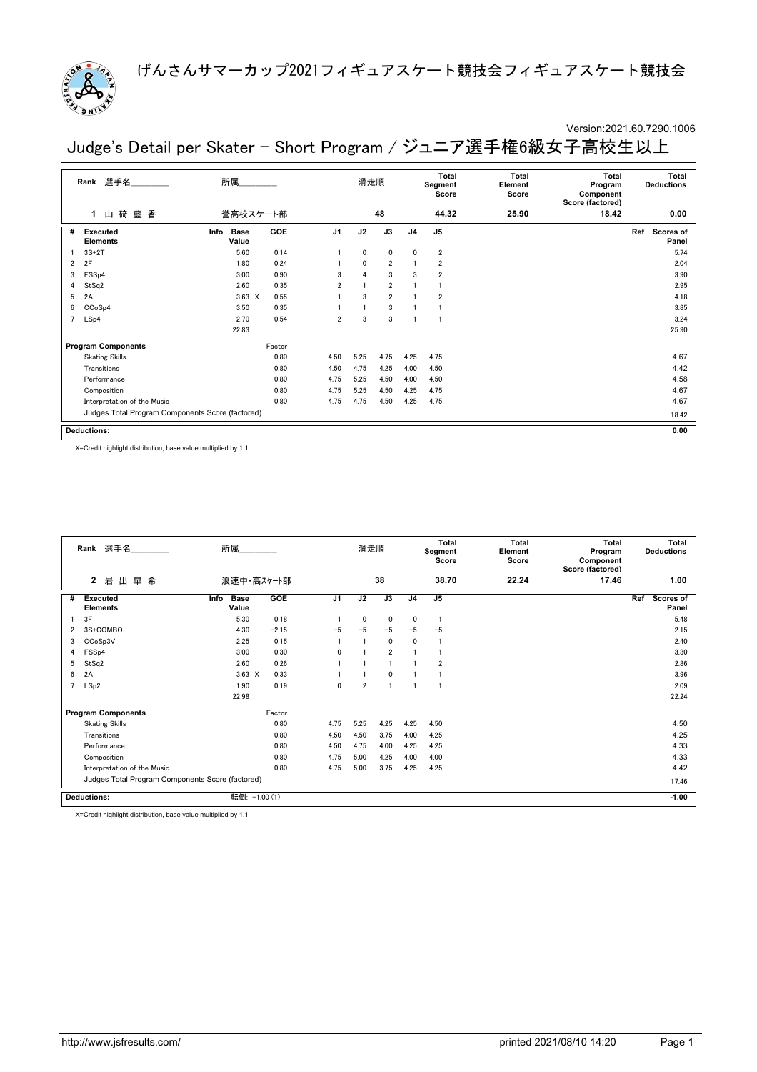# げんさんサマーカップ2021フィギュアスケート競技会フィギュアスケート競技会

Version:2021.60.7290.1006

## Judge's Detail per Skater - Short Program / ジュニア選手権6級女子高校生以上

| Rank | 選手名 | 所属 | 滑走順 | Total Segment Score | Total Element Score | Total Program Component Score (factored) | Total Deductions |
|---|---|---|---|---|---|---|---|
| 1 | 山 碕 藍 香 | 誉高校スケート部 | 48 | 44.32 | 25.90 | 18.42 | 0.00 |

| # | Executed Elements | Info | Base Value | GOE | J1 | J2 | J3 | J4 | J5 | Ref | Scores of Panel |
|---|---|---|---|---|---|---|---|---|---|---|---|
| 1 | 3S+2T | | 5.60 | 0.14 | 1 | 0 | 0 | 0 | 2 | | 5.74 |
| 2 | 2F | | 1.80 | 0.24 | 1 | 0 | 2 | 1 | 2 | | 2.04 |
| 3 | FSSp4 | | 3.00 | 0.90 | 3 | 4 | 3 | 3 | 2 | | 3.90 |
| 4 | StSq2 | | 2.60 | 0.35 | 2 | 1 | 2 | 1 | 1 | | 2.95 |
| 5 | 2A | | 3.63 X | 0.55 | 1 | 3 | 2 | 1 | 2 | | 4.18 |
| 6 | CCoSp4 | | 3.50 | 0.35 | 1 | 1 | 3 | 1 | 1 | | 3.85 |
| 7 | LSp4 | | 2.70 | 0.54 | 2 | 3 | 3 | 1 | 1 | | 3.24 |
| | | | 22.83 | | | | | | | | 25.90 |

| Program Components | Factor | J1 | J2 | J3 | J4 | J5 | Scores of Panel |
|---|---|---|---|---|---|---|---|
| Skating Skills | 0.80 | 4.50 | 5.25 | 4.75 | 4.25 | 4.75 | 4.67 |
| Transitions | 0.80 | 4.50 | 4.75 | 4.25 | 4.00 | 4.50 | 4.42 |
| Performance | 0.80 | 4.75 | 5.25 | 4.50 | 4.00 | 4.50 | 4.58 |
| Composition | 0.80 | 4.75 | 5.25 | 4.50 | 4.25 | 4.75 | 4.67 |
| Interpretation of the Music | 0.80 | 4.75 | 4.75 | 4.50 | 4.25 | 4.75 | 4.67 |
| Judges Total Program Components Score (factored) | | | | | | | 18.42 |

**Deductions:** 0.00

X=Credit highlight distribution, base value multiplied by 1.1

| Rank | 選手名 | 所属 | 滑走順 | Total Segment Score | Total Element Score | Total Program Component Score (factored) | Total Deductions |
|---|---|---|---|---|---|---|---|
| 2 | 岩 出 皐 希 | 浪速中・高ｽｹｰﾄ部 | 38 | 38.70 | 22.24 | 17.46 | 1.00 |

| # | Executed Elements | Info | Base Value | GOE | J1 | J2 | J3 | J4 | J5 | Ref | Scores of Panel |
|---|---|---|---|---|---|---|---|---|---|---|---|
| 1 | 3F | | 5.30 | 0.18 | 1 | 0 | 0 | 0 | 1 | | 5.48 |
| 2 | 3S+COMBO | | 4.30 | −2.15 | −5 | −5 | −5 | −5 | −5 | | 2.15 |
| 3 | CCoSp3V | | 2.25 | 0.15 | 1 | 1 | 0 | 0 | 1 | | 2.40 |
| 4 | FSSp4 | | 3.00 | 0.30 | 0 | 1 | 2 | 1 | 1 | | 3.30 |
| 5 | StSq2 | | 2.60 | 0.26 | 1 | 1 | 1 | 1 | 2 | | 2.86 |
| 6 | 2A | | 3.63 X | 0.33 | 1 | 1 | 0 | 1 | 1 | | 3.96 |
| 7 | LSp2 | | 1.90 | 0.19 | 0 | 2 | 1 | 1 | 1 | | 2.09 |
| | | | 22.98 | | | | | | | | 22.24 |

| Program Components | Factor | J1 | J2 | J3 | J4 | J5 | Scores of Panel |
|---|---|---|---|---|---|---|---|
| Skating Skills | 0.80 | 4.75 | 5.25 | 4.25 | 4.25 | 4.50 | 4.50 |
| Transitions | 0.80 | 4.50 | 4.50 | 3.75 | 4.00 | 4.25 | 4.25 |
| Performance | 0.80 | 4.50 | 4.75 | 4.00 | 4.25 | 4.25 | 4.33 |
| Composition | 0.80 | 4.75 | 5.00 | 4.25 | 4.00 | 4.00 | 4.33 |
| Interpretation of the Music | 0.80 | 4.75 | 5.00 | 3.75 | 4.25 | 4.25 | 4.42 |
| Judges Total Program Components Score (factored) | | | | | | | 17.46 |

**Deductions:** 転倒: −1.00 (1) −1.00

X=Credit highlight distribution, base value multiplied by 1.1

http://www.jsfresults.com/ printed 2021/08/10 14:20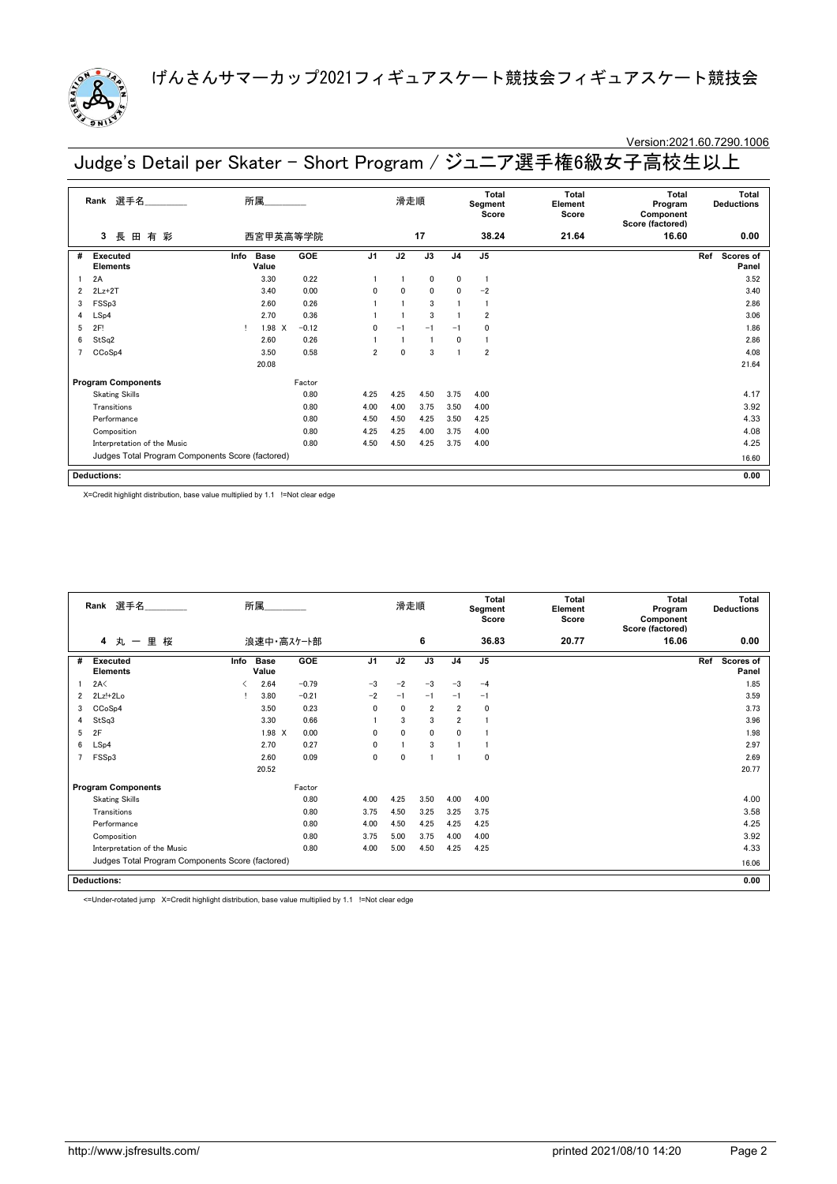# げんさんサマーカップ2021フィギュアスケート競技会フィギュアスケート競技会

Version:2021.60.7290.1006

## Judge's Detail per Skater - Short Program / ジュニア選手権6級女子高校生以上

| Rank | 選手名 | 所属 | 滑走順 | Total Segment Score | Total Element Score | Total Program Component Score (factored) | Total Deductions |
|---|---|---|---|---|---|---|---|
| 3 | 長 田 有 彩 | 西宮甲英高等学院 | 17 | 38.24 | 21.64 | 16.60 | 0.00 |

| # | Executed Elements | Info | Base Value | | GOE | J1 | J2 | J3 | J4 | J5 | Ref | Scores of Panel |
|---|---|---|---|---|---|---|---|---|---|---|---|---|
| 1 | 2A | | 3.30 | | 0.22 | 1 | 1 | 0 | 0 | 1 | | 3.52 |
| 2 | 2Lz+2T | | 3.40 | | 0.00 | 0 | 0 | 0 | 0 | −2 | | 3.40 |
| 3 | FSSp3 | | 2.60 | | 0.26 | 1 | 1 | 3 | 1 | 1 | | 2.86 |
| 4 | LSp4 | | 2.70 | | 0.36 | 1 | 1 | 3 | 1 | 2 | | 3.06 |
| 5 | 2F! | ! | 1.98 | X | −0.12 | 0 | −1 | −1 | −1 | 0 | | 1.86 |
| 6 | StSq2 | | 2.60 | | 0.26 | 1 | 1 | 1 | 0 | 1 | | 2.86 |
| 7 | CCoSp4 | | 3.50 | | 0.58 | 2 | 0 | 3 | 1 | 2 | | 4.08 |
| | | | 20.08 | | | | | | | | | 21.64 |

| Program Components | Factor | J1 | J2 | J3 | J4 | J5 | Scores of Panel |
|---|---|---|---|---|---|---|---|
| Skating Skills | 0.80 | 4.25 | 4.25 | 4.50 | 3.75 | 4.00 | 4.17 |
| Transitions | 0.80 | 4.00 | 4.00 | 3.75 | 3.50 | 4.00 | 3.92 |
| Performance | 0.80 | 4.50 | 4.50 | 4.25 | 3.50 | 4.25 | 4.33 |
| Composition | 0.80 | 4.25 | 4.25 | 4.00 | 3.75 | 4.00 | 4.08 |
| Interpretation of the Music | 0.80 | 4.50 | 4.50 | 4.25 | 3.75 | 4.00 | 4.25 |
| Judges Total Program Components Score (factored) | | | | | | | 16.60 |

**Deductions:** 0.00

X=Credit highlight distribution, base value multiplied by 1.1 !=Not clear edge

| Rank | 選手名 | 所属 | 滑走順 | Total Segment Score | Total Element Score | Total Program Component Score (factored) | Total Deductions |
|---|---|---|---|---|---|---|---|
| 4 | 丸 一 里 桜 | 浪速中・高ｽｹｰﾄ部 | 6 | 36.83 | 20.77 | 16.06 | 0.00 |

| # | Executed Elements | Info | Base Value | | GOE | J1 | J2 | J3 | J4 | J5 | Ref | Scores of Panel |
|---|---|---|---|---|---|---|---|---|---|---|---|---|
| 1 | 2A< | < | 2.64 | | −0.79 | −3 | −2 | −3 | −3 | −4 | | 1.85 |
| 2 | 2Lz!+2Lo | ! | 3.80 | | −0.21 | −2 | −1 | −1 | −1 | −1 | | 3.59 |
| 3 | CCoSp4 | | 3.50 | | 0.23 | 0 | 0 | 2 | 2 | 0 | | 3.73 |
| 4 | StSq3 | | 3.30 | | 0.66 | 1 | 3 | 3 | 2 | 1 | | 3.96 |
| 5 | 2F | | 1.98 | X | 0.00 | 0 | 0 | 0 | 0 | 1 | | 1.98 |
| 6 | LSp4 | | 2.70 | | 0.27 | 0 | 1 | 3 | 1 | 1 | | 2.97 |
| 7 | FSSp3 | | 2.60 | | 0.09 | 0 | 0 | 1 | 1 | 0 | | 2.69 |
| | | | 20.52 | | | | | | | | | 20.77 |

| Program Components | Factor | J1 | J2 | J3 | J4 | J5 | Scores of Panel |
|---|---|---|---|---|---|---|---|
| Skating Skills | 0.80 | 4.00 | 4.25 | 3.50 | 4.00 | 4.00 | 4.00 |
| Transitions | 0.80 | 3.75 | 4.50 | 3.25 | 3.25 | 3.75 | 3.58 |
| Performance | 0.80 | 4.00 | 4.50 | 4.25 | 4.25 | 4.25 | 4.25 |
| Composition | 0.80 | 3.75 | 5.00 | 3.75 | 4.00 | 4.00 | 3.92 |
| Interpretation of the Music | 0.80 | 4.00 | 5.00 | 4.50 | 4.25 | 4.25 | 4.33 |
| Judges Total Program Components Score (factored) | | | | | | | 16.06 |

**Deductions:** 0.00

<=Under-rotated jump X=Credit highlight distribution, base value multiplied by 1.1 !=Not clear edge

http://www.jsfresults.com/ printed 2021/08/10 14:20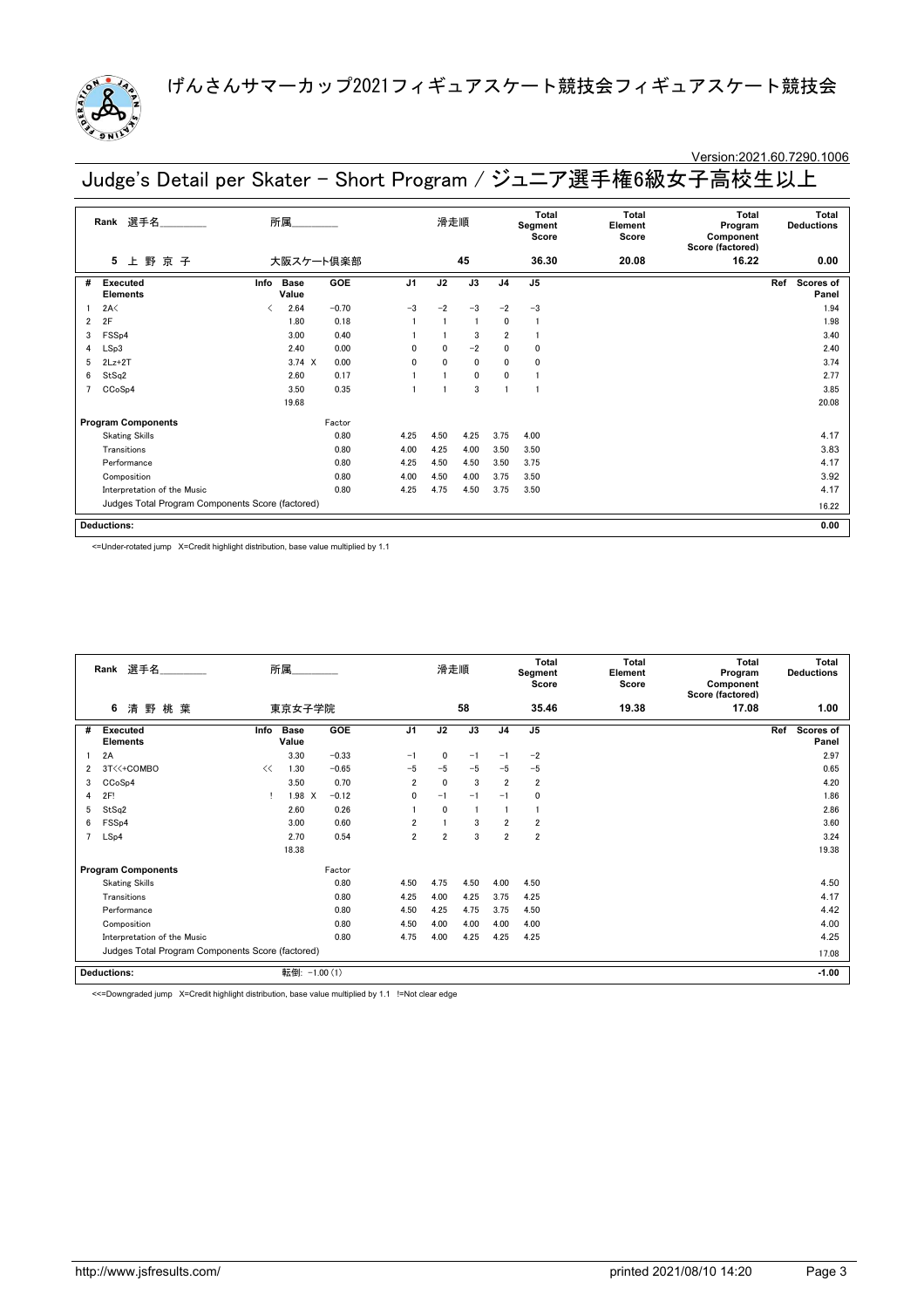# げんさんサマーカップ2021フィギュアスケート競技会フィギュアスケート競技会

Version:2021.60.7290.1006

## Judge's Detail per Skater - Short Program / ジュニア選手権6級女子高校生以上

| Rank | 選手名 | 所属 | 滑走順 | Total Segment Score | Total Element Score | Total Program Component Score (factored) | Total Deductions |
|---|---|---|---|---|---|---|---|
| 5 | 上 野 京 子 | 大阪スケート倶楽部 | 45 | 36.30 | 20.08 | 16.22 | 0.00 |

| # | Executed Elements | Info | Base Value | | GOE | J1 | J2 | J3 | J4 | J5 | Ref | Scores of Panel |
|---|---|---|---|---|---|---|---|---|---|---|---|---|
| 1 | 2A< | < | 2.64 | | -0.70 | -3 | -2 | -3 | -2 | -3 | | 1.94 |
| 2 | 2F | | 1.80 | | 0.18 | 1 | 1 | 1 | 0 | 1 | | 1.98 |
| 3 | FSSp4 | | 3.00 | | 0.40 | 1 | 1 | 3 | 2 | 1 | | 3.40 |
| 4 | LSp3 | | 2.40 | | 0.00 | 0 | 0 | -2 | 0 | 0 | | 2.40 |
| 5 | 2Lz+2T | | 3.74 | X | 0.00 | 0 | 0 | 0 | 0 | 0 | | 3.74 |
| 6 | StSq2 | | 2.60 | | 0.17 | 1 | 1 | 0 | 0 | 1 | | 2.77 |
| 7 | CCoSp4 | | 3.50 | | 0.35 | 1 | 1 | 3 | 1 | 1 | | 3.85 |
| | | | 19.68 | | | | | | | | | 20.08 |

| Program Components | Factor | J1 | J2 | J3 | J4 | J5 | Scores of Panel |
|---|---|---|---|---|---|---|---|
| Skating Skills | 0.80 | 4.25 | 4.50 | 4.25 | 3.75 | 4.00 | 4.17 |
| Transitions | 0.80 | 4.00 | 4.25 | 4.00 | 3.50 | 3.50 | 3.83 |
| Performance | 0.80 | 4.25 | 4.50 | 4.50 | 3.50 | 3.75 | 4.17 |
| Composition | 0.80 | 4.00 | 4.50 | 4.00 | 3.75 | 3.50 | 3.92 |
| Interpretation of the Music | 0.80 | 4.25 | 4.75 | 4.50 | 3.75 | 3.50 | 4.17 |
| Judges Total Program Components Score (factored) | | | | | | | 16.22 |

| Deductions: | 0.00 |
|---|---|

<=Under-rotated jump X=Credit highlight distribution, base value multiplied by 1.1

| Rank | 選手名 | 所属 | 滑走順 | Total Segment Score | Total Element Score | Total Program Component Score (factored) | Total Deductions |
|---|---|---|---|---|---|---|---|
| 6 | 清 野 桃 葉 | 東京女子学院 | 58 | 35.46 | 19.38 | 17.08 | 1.00 |

| # | Executed Elements | Info | Base Value | | GOE | J1 | J2 | J3 | J4 | J5 | Ref | Scores of Panel |
|---|---|---|---|---|---|---|---|---|---|---|---|---|
| 1 | 2A | | 3.30 | | -0.33 | -1 | 0 | -1 | -1 | -2 | | 2.97 |
| 2 | 3T<<+COMBO | << | 1.30 | | -0.65 | -5 | -5 | -5 | -5 | -5 | | 0.65 |
| 3 | CCoSp4 | | 3.50 | | 0.70 | 2 | 0 | 3 | 2 | 2 | | 4.20 |
| 4 | 2F! | ! | 1.98 | X | -0.12 | 0 | -1 | -1 | -1 | 0 | | 1.86 |
| 5 | StSq2 | | 2.60 | | 0.26 | 1 | 0 | 1 | 1 | 1 | | 2.86 |
| 6 | FSSp4 | | 3.00 | | 0.60 | 2 | 1 | 3 | 2 | 2 | | 3.60 |
| 7 | LSp4 | | 2.70 | | 0.54 | 2 | 2 | 3 | 2 | 2 | | 3.24 |
| | | | 18.38 | | | | | | | | | 19.38 |

| Program Components | Factor | J1 | J2 | J3 | J4 | J5 | Scores of Panel |
|---|---|---|---|---|---|---|---|
| Skating Skills | 0.80 | 4.50 | 4.75 | 4.50 | 4.00 | 4.50 | 4.50 |
| Transitions | 0.80 | 4.25 | 4.00 | 4.25 | 3.75 | 4.25 | 4.17 |
| Performance | 0.80 | 4.50 | 4.25 | 4.75 | 3.75 | 4.50 | 4.42 |
| Composition | 0.80 | 4.50 | 4.00 | 4.00 | 4.00 | 4.00 | 4.00 |
| Interpretation of the Music | 0.80 | 4.75 | 4.00 | 4.25 | 4.25 | 4.25 | 4.25 |
| Judges Total Program Components Score (factored) | | | | | | | 17.08 |

| Deductions: | 転倒: -1.00 (1) | -1.00 |
|---|---|---|

<<=Downgraded jump X=Credit highlight distribution, base value multiplied by 1.1 !=Not clear edge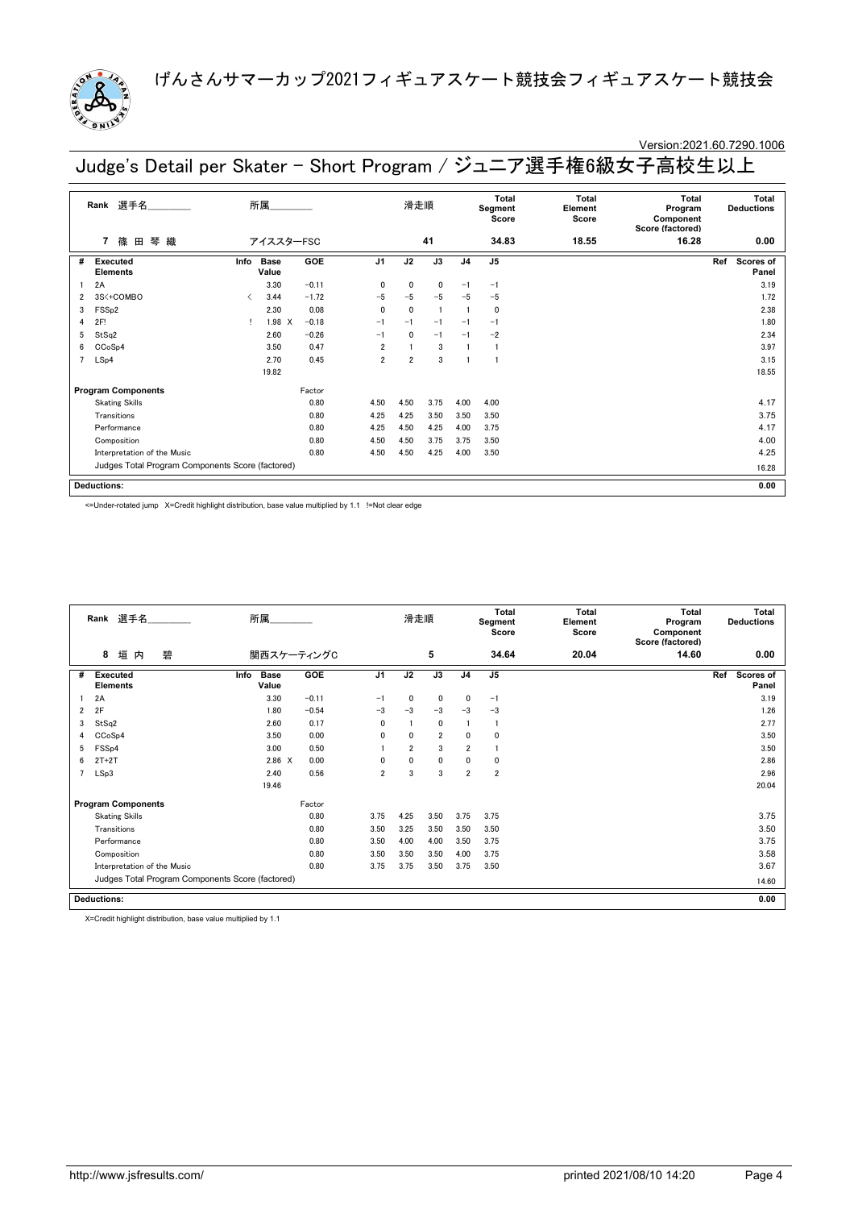# げんさんサマーカップ2021フィギュアスケート競技会フィギュアスケート競技会

Version:2021.60.7290.1006

## Judge's Detail per Skater - Short Program / ジュニア選手権6級女子高校生以上

| Rank | 選手名 | 所属 | 滑走順 | Total Segment Score | Total Element Score | Total Program Component Score (factored) | Total Deductions |
|---|---|---|---|---|---|---|---|
| 7 | 篠田琴織 | アイススターFSC | 41 | 34.83 | 18.55 | 16.28 | 0.00 |

| # | Executed Elements | Info | Base Value | | GOE | J1 | J2 | J3 | J4 | J5 | Ref | Scores of Panel |
|---|---|---|---|---|---|---|---|---|---|---|---|---|
| 1 | 2A | | 3.30 | | -0.11 | 0 | 0 | 0 | -1 | -1 | | 3.19 |
| 2 | 3S<+COMBO | < | 3.44 | | -1.72 | -5 | -5 | -5 | -5 | -5 | | 1.72 |
| 3 | FSSp2 | | 2.30 | | 0.08 | 0 | 0 | 1 | 1 | 0 | | 2.38 |
| 4 | 2F! | ! | 1.98 | X | -0.18 | -1 | -1 | -1 | -1 | -1 | | 1.80 |
| 5 | StSq2 | | 2.60 | | -0.26 | -1 | 0 | -1 | -1 | -2 | | 2.34 |
| 6 | CCoSp4 | | 3.50 | | 0.47 | 2 | 1 | 3 | 1 | 1 | | 3.97 |
| 7 | LSp4 | | 2.70 | | 0.45 | 2 | 2 | 3 | 1 | 1 | | 3.15 |
| | | | 19.82 | | | | | | | | | 18.55 |

| Program Components | Factor | J1 | J2 | J3 | J4 | J5 | Scores of Panel |
|---|---|---|---|---|---|---|---|
| Skating Skills | 0.80 | 4.50 | 4.50 | 3.75 | 4.00 | 4.00 | 4.17 |
| Transitions | 0.80 | 4.25 | 4.25 | 3.50 | 3.50 | 3.50 | 3.75 |
| Performance | 0.80 | 4.25 | 4.50 | 4.25 | 4.00 | 3.75 | 4.17 |
| Composition | 0.80 | 4.50 | 4.50 | 3.75 | 3.75 | 3.50 | 4.00 |
| Interpretation of the Music | 0.80 | 4.50 | 4.50 | 4.25 | 4.00 | 3.50 | 4.25 |
| Judges Total Program Components Score (factored) | | | | | | | 16.28 |

| Deductions: | 0.00 |
|---|---|

<=Under-rotated jump X=Credit highlight distribution, base value multiplied by 1.1 !=Not clear edge

| Rank | 選手名 | 所属 | 滑走順 | Total Segment Score | Total Element Score | Total Program Component Score (factored) | Total Deductions |
|---|---|---|---|---|---|---|---|
| 8 | 垣内 碧 | 関西スケーティングC | 5 | 34.64 | 20.04 | 14.60 | 0.00 |

| # | Executed Elements | Info | Base Value | | GOE | J1 | J2 | J3 | J4 | J5 | Ref | Scores of Panel |
|---|---|---|---|---|---|---|---|---|---|---|---|---|
| 1 | 2A | | 3.30 | | -0.11 | -1 | 0 | 0 | 0 | -1 | | 3.19 |
| 2 | 2F | | 1.80 | | -0.54 | -3 | -3 | -3 | -3 | -3 | | 1.26 |
| 3 | StSq2 | | 2.60 | | 0.17 | 0 | 1 | 0 | 1 | 1 | | 2.77 |
| 4 | CCoSp4 | | 3.50 | | 0.00 | 0 | 0 | 2 | 0 | 0 | | 3.50 |
| 5 | FSSp4 | | 3.00 | | 0.50 | 1 | 2 | 3 | 2 | 1 | | 3.50 |
| 6 | 2T+2T | | 2.86 | X | 0.00 | 0 | 0 | 0 | 0 | 0 | | 2.86 |
| 7 | LSp3 | | 2.40 | | 0.56 | 2 | 3 | 3 | 2 | 2 | | 2.96 |
| | | | 19.46 | | | | | | | | | 20.04 |

| Program Components | Factor | J1 | J2 | J3 | J4 | J5 | Scores of Panel |
|---|---|---|---|---|---|---|---|
| Skating Skills | 0.80 | 3.75 | 4.25 | 3.50 | 3.75 | 3.75 | 3.75 |
| Transitions | 0.80 | 3.50 | 3.25 | 3.50 | 3.50 | 3.50 | 3.50 |
| Performance | 0.80 | 3.50 | 4.00 | 4.00 | 3.50 | 3.75 | 3.75 |
| Composition | 0.80 | 3.50 | 3.50 | 3.50 | 4.00 | 3.75 | 3.58 |
| Interpretation of the Music | 0.80 | 3.75 | 3.75 | 3.50 | 3.75 | 3.50 | 3.67 |
| Judges Total Program Components Score (factored) | | | | | | | 14.60 |

| Deductions: | 0.00 |
|---|---|

X=Credit highlight distribution, base value multiplied by 1.1

http://www.jsfresults.com/ printed 2021/08/10 14:20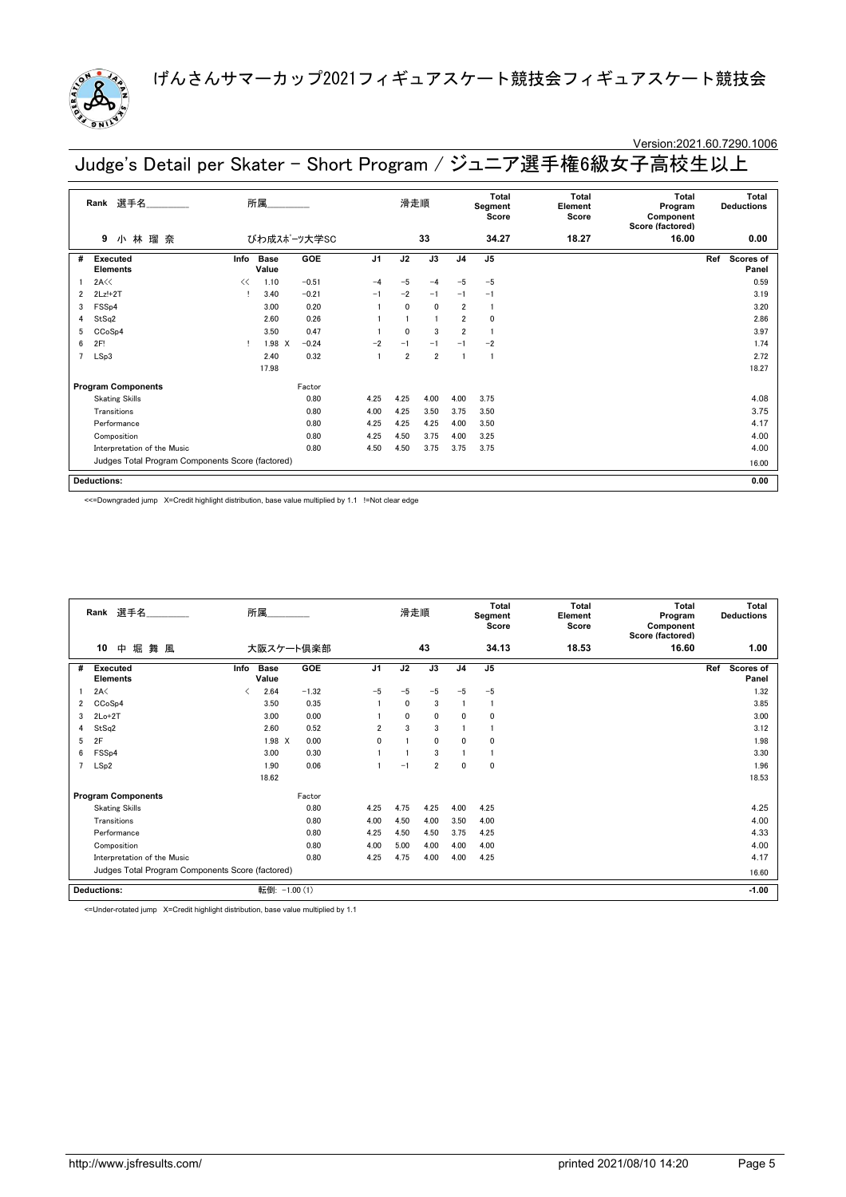# げんさんサマーカップ2021フィギュアスケート競技会フィギュアスケート競技会

Version:2021.60.7290.1006

## Judge's Detail per Skater - Short Program / ジュニア選手権6級女子高校生以上

| Rank | 選手名 | 所属 | 滑走順 | Total Segment Score | Total Element Score | Total Program Component Score (factored) | Total Deductions |
|---|---|---|---|---|---|---|---|
| 9 | 小 林 瑠 奈 | びわ成ｽﾎﾟｰﾂ大学SC | 33 | 34.27 | 18.27 | 16.00 | 0.00 |

| # | Executed Elements | Info | Base Value | GOE | J1 | J2 | J3 | J4 | J5 | Ref | Scores of Panel |
|---|---|---|---|---|---|---|---|---|---|---|---|
| 1 | 2A<< | << | 1.10 | -0.51 | -4 | -5 | -4 | -5 | -5 | | 0.59 |
| 2 | 2Lz!+2T | ! | 3.40 | -0.21 | -1 | -2 | -1 | -1 | -1 | | 3.19 |
| 3 | FSSp4 | | 3.00 | 0.20 | 1 | 0 | 0 | 2 | 1 | | 3.20 |
| 4 | StSq2 | | 2.60 | 0.26 | 1 | 1 | 1 | 2 | 0 | | 2.86 |
| 5 | CCoSp4 | | 3.50 | 0.47 | 1 | 0 | 3 | 2 | 1 | | 3.97 |
| 6 | 2F! | ! | 1.98 X | -0.24 | -2 | -1 | -1 | -1 | -2 | | 1.74 |
| 7 | LSp3 | | 2.40 | 0.32 | 1 | 2 | 2 | 1 | 1 | | 2.72 |
| | | | 17.98 | | | | | | | | 18.27 |

| Program Components | Factor | J1 | J2 | J3 | J4 | J5 | Scores of Panel |
|---|---|---|---|---|---|---|---|
| Skating Skills | 0.80 | 4.25 | 4.25 | 4.00 | 4.00 | 3.75 | 4.08 |
| Transitions | 0.80 | 4.00 | 4.25 | 3.50 | 3.75 | 3.50 | 3.75 |
| Performance | 0.80 | 4.25 | 4.25 | 4.25 | 4.00 | 3.50 | 4.17 |
| Composition | 0.80 | 4.25 | 4.50 | 3.75 | 4.00 | 3.25 | 4.00 |
| Interpretation of the Music | 0.80 | 4.50 | 4.50 | 3.75 | 3.75 | 3.75 | 4.00 |
| Judges Total Program Components Score (factored) | | | | | | | 16.00 |

**Deductions:** 0.00

<<=Downgraded jump X=Credit highlight distribution, base value multiplied by 1.1 !=Not clear edge

| Rank | 選手名 | 所属 | 滑走順 | Total Segment Score | Total Element Score | Total Program Component Score (factored) | Total Deductions |
|---|---|---|---|---|---|---|---|
| 10 | 中 堀 舞 風 | 大阪スケート倶楽部 | 43 | 34.13 | 18.53 | 16.60 | 1.00 |

| # | Executed Elements | Info | Base Value | GOE | J1 | J2 | J3 | J4 | J5 | Ref | Scores of Panel |
|---|---|---|---|---|---|---|---|---|---|---|---|
| 1 | 2A< | < | 2.64 | -1.32 | -5 | -5 | -5 | -5 | -5 | | 1.32 |
| 2 | CCoSp4 | | 3.50 | 0.35 | 1 | 0 | 3 | 1 | 1 | | 3.85 |
| 3 | 2Lo+2T | | 3.00 | 0.00 | 1 | 0 | 0 | 0 | 0 | | 3.00 |
| 4 | StSq2 | | 2.60 | 0.52 | 2 | 3 | 3 | 1 | 1 | | 3.12 |
| 5 | 2F | | 1.98 X | 0.00 | 0 | 1 | 0 | 0 | 0 | | 1.98 |
| 6 | FSSp4 | | 3.00 | 0.30 | 1 | 1 | 3 | 1 | 1 | | 3.30 |
| 7 | LSp2 | | 1.90 | 0.06 | 1 | -1 | 2 | 0 | 0 | | 1.96 |
| | | | 18.62 | | | | | | | | 18.53 |

| Program Components | Factor | J1 | J2 | J3 | J4 | J5 | Scores of Panel |
|---|---|---|---|---|---|---|---|
| Skating Skills | 0.80 | 4.25 | 4.75 | 4.25 | 4.00 | 4.25 | 4.25 |
| Transitions | 0.80 | 4.00 | 4.50 | 4.00 | 3.50 | 4.00 | 4.00 |
| Performance | 0.80 | 4.25 | 4.50 | 4.50 | 3.75 | 4.25 | 4.33 |
| Composition | 0.80 | 4.00 | 5.00 | 4.00 | 4.00 | 4.00 | 4.00 |
| Interpretation of the Music | 0.80 | 4.25 | 4.75 | 4.00 | 4.00 | 4.25 | 4.17 |
| Judges Total Program Components Score (factored) | | | | | | | 16.60 |

**Deductions:** 転倒: -1.00 (1) -1.00

<=Under-rotated jump X=Credit highlight distribution, base value multiplied by 1.1

http://www.jsfresults.com/ printed 2021/08/10 14:20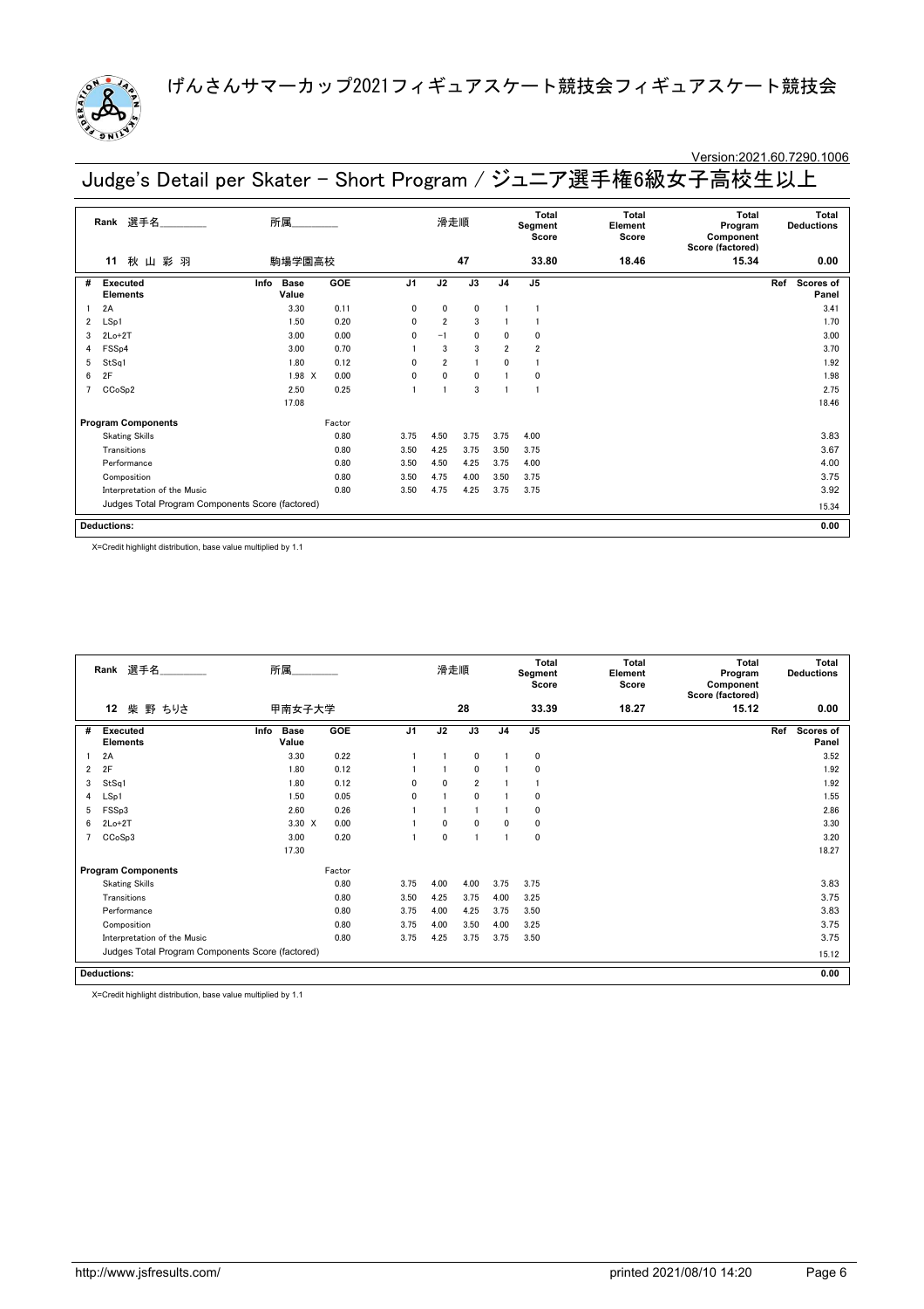# げんさんサマーカップ2021フィギュアスケート競技会フィギュアスケート競技会

Version:2021.60.7290.1006

## Judge's Detail per Skater - Short Program / ジュニア選手権6級女子高校生以上

| Rank | 選手名 | 所属 | 滑走順 | Total Segment Score | Total Element Score | Total Program Component Score (factored) | Total Deductions |
|---|---|---|---|---|---|---|---|
| 11 | 秋 山 彩 羽 | 駒場学園高校 | 47 | 33.80 | 18.46 | 15.34 | 0.00 |

| # | Executed Elements | Info | Base Value | GOE | J1 | J2 | J3 | J4 | J5 | Ref | Scores of Panel |
|---|---|---|---|---|---|---|---|---|---|---|---|
| 1 | 2A | | 3.30 | 0.11 | 0 | 0 | 0 | 1 | 1 | | 3.41 |
| 2 | LSp1 | | 1.50 | 0.20 | 0 | 2 | 3 | 1 | 1 | | 1.70 |
| 3 | 2Lo+2T | | 3.00 | 0.00 | 0 | −1 | 0 | 0 | 0 | | 3.00 |
| 4 | FSSp4 | | 3.00 | 0.70 | 1 | 3 | 3 | 2 | 2 | | 3.70 |
| 5 | StSq1 | | 1.80 | 0.12 | 0 | 2 | 1 | 0 | 1 | | 1.92 |
| 6 | 2F | | 1.98 X | 0.00 | 0 | 0 | 0 | 1 | 0 | | 1.98 |
| 7 | CCoSp2 | | 2.50 | 0.25 | 1 | 1 | 3 | 1 | 1 | | 2.75 |
| | | | 17.08 | | | | | | | | 18.46 |

| Program Components | Factor | J1 | J2 | J3 | J4 | J5 | Scores of Panel |
|---|---|---|---|---|---|---|---|
| Skating Skills | 0.80 | 3.75 | 4.50 | 3.75 | 3.75 | 4.00 | 3.83 |
| Transitions | 0.80 | 3.50 | 4.25 | 3.75 | 3.50 | 3.75 | 3.67 |
| Performance | 0.80 | 3.50 | 4.50 | 4.25 | 3.75 | 4.00 | 4.00 |
| Composition | 0.80 | 3.50 | 4.75 | 4.00 | 3.50 | 3.75 | 3.75 |
| Interpretation of the Music | 0.80 | 3.50 | 4.75 | 4.25 | 3.75 | 3.75 | 3.92 |
| Judges Total Program Components Score (factored) | | | | | | | 15.34 |

**Deductions:** 0.00

X=Credit highlight distribution, base value multiplied by 1.1

| Rank | 選手名 | 所属 | 滑走順 | Total Segment Score | Total Element Score | Total Program Component Score (factored) | Total Deductions |
|---|---|---|---|---|---|---|---|
| 12 | 柴 野 ちりさ | 甲南女子大学 | 28 | 33.39 | 18.27 | 15.12 | 0.00 |

| # | Executed Elements | Info | Base Value | GOE | J1 | J2 | J3 | J4 | J5 | Ref | Scores of Panel |
|---|---|---|---|---|---|---|---|---|---|---|---|
| 1 | 2A | | 3.30 | 0.22 | 1 | 1 | 0 | 1 | 0 | | 3.52 |
| 2 | 2F | | 1.80 | 0.12 | 1 | 1 | 0 | 1 | 0 | | 1.92 |
| 3 | StSq1 | | 1.80 | 0.12 | 0 | 0 | 2 | 1 | 1 | | 1.92 |
| 4 | LSp1 | | 1.50 | 0.05 | 0 | 1 | 0 | 1 | 0 | | 1.55 |
| 5 | FSSp3 | | 2.60 | 0.26 | 1 | 1 | 1 | 1 | 0 | | 2.86 |
| 6 | 2Lo+2T | | 3.30 X | 0.00 | 1 | 0 | 0 | 0 | 0 | | 3.30 |
| 7 | CCoSp3 | | 3.00 | 0.20 | 1 | 0 | 1 | 1 | 0 | | 3.20 |
| | | | 17.30 | | | | | | | | 18.27 |

| Program Components | Factor | J1 | J2 | J3 | J4 | J5 | Scores of Panel |
|---|---|---|---|---|---|---|---|
| Skating Skills | 0.80 | 3.75 | 4.00 | 4.00 | 3.75 | 3.75 | 3.83 |
| Transitions | 0.80 | 3.50 | 4.25 | 3.75 | 4.00 | 3.25 | 3.75 |
| Performance | 0.80 | 3.75 | 4.00 | 4.25 | 3.75 | 3.50 | 3.83 |
| Composition | 0.80 | 3.75 | 4.00 | 3.50 | 4.00 | 3.25 | 3.75 |
| Interpretation of the Music | 0.80 | 3.75 | 4.25 | 3.75 | 3.75 | 3.50 | 3.75 |
| Judges Total Program Components Score (factored) | | | | | | | 15.12 |

**Deductions:** 0.00

X=Credit highlight distribution, base value multiplied by 1.1

http://www.jsfresults.com/ printed 2021/08/10 14:20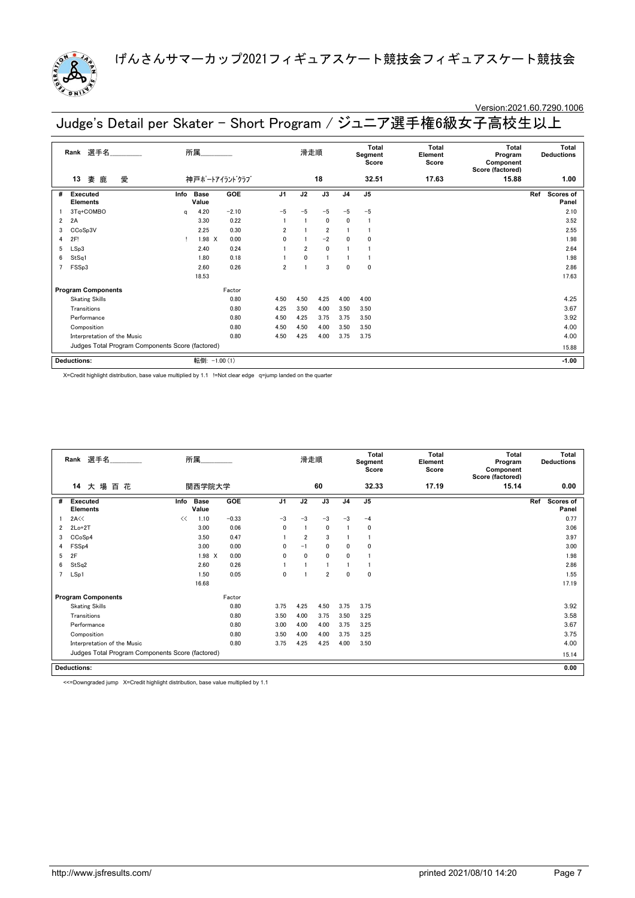# げんさんサマーカップ2021フィギュアスケート競技会フィギュアスケート競技会

Version:2021.60.7290.1006

## Judge's Detail per Skater - Short Program / ジュニア選手権6級女子高校生以上

| Rank | 選手名 | 所属 | 滑走順 | Total Segment Score | Total Element Score | Total Program Component Score (factored) | Total Deductions |
|---|---|---|---|---|---|---|---|
| 13 | 妻鹿　愛 | 神戸ポートアイランドクラブ | 18 | 32.51 | 17.63 | 15.88 | 1.00 |

| # | Executed Elements | Info | Base Value | GOE | J1 | J2 | J3 | J4 | J5 | Ref | Scores of Panel |
|---|---|---|---|---|---|---|---|---|---|---|---|
| 1 | 3Tq+COMBO | q | 4.20 | -2.10 | -5 | -5 | -5 | -5 | -5 | | 2.10 |
| 2 | 2A | | 3.30 | 0.22 | 1 | 1 | 0 | 0 | 1 | | 3.52 |
| 3 | CCoSp3V | | 2.25 | 0.30 | 2 | 1 | 2 | 1 | 1 | | 2.55 |
| 4 | 2F! | ! | 1.98 X | 0.00 | 0 | 1 | -2 | 0 | 0 | | 1.98 |
| 5 | LSp3 | | 2.40 | 0.24 | 1 | 2 | 0 | 1 | 1 | | 2.64 |
| 6 | StSq1 | | 1.80 | 0.18 | 1 | 0 | 1 | 1 | 1 | | 1.98 |
| 7 | FSSp3 | | 2.60 | 0.26 | 2 | 1 | 3 | 0 | 0 | | 2.86 |
| | | | 18.53 | | | | | | | | 17.63 |

| Program Components | Factor | J1 | J2 | J3 | J4 | J5 | Scores of Panel |
|---|---|---|---|---|---|---|---|
| Skating Skills | 0.80 | 4.50 | 4.50 | 4.25 | 4.00 | 4.00 | 4.25 |
| Transitions | 0.80 | 4.25 | 3.50 | 4.00 | 3.50 | 3.50 | 3.67 |
| Performance | 0.80 | 4.50 | 4.25 | 3.75 | 3.75 | 3.50 | 3.92 |
| Composition | 0.80 | 4.50 | 4.50 | 4.00 | 3.50 | 3.50 | 4.00 |
| Interpretation of the Music | 0.80 | 4.50 | 4.25 | 4.00 | 3.75 | 3.75 | 4.00 |
| Judges Total Program Components Score (factored) | | | | | | | 15.88 |

Deductions: 転倒: -1.00 (1) **-1.00**

X=Credit highlight distribution, base value multiplied by 1.1 !=Not clear edge q=jump landed on the quarter

| Rank | 選手名 | 所属 | 滑走順 | Total Segment Score | Total Element Score | Total Program Component Score (factored) | Total Deductions |
|---|---|---|---|---|---|---|---|
| 14 | 大場百花 | 関西学院大学 | 60 | 32.33 | 17.19 | 15.14 | 0.00 |

| # | Executed Elements | Info | Base Value | GOE | J1 | J2 | J3 | J4 | J5 | Ref | Scores of Panel |
|---|---|---|---|---|---|---|---|---|---|---|---|
| 1 | 2A<< | << | 1.10 | -0.33 | -3 | -3 | -3 | -3 | -4 | | 0.77 |
| 2 | 2Lo+2T | | 3.00 | 0.06 | 0 | 1 | 0 | 1 | 0 | | 3.06 |
| 3 | CCoSp4 | | 3.50 | 0.47 | 1 | 2 | 3 | 1 | 1 | | 3.97 |
| 4 | FSSp4 | | 3.00 | 0.00 | 0 | -1 | 0 | 0 | 0 | | 3.00 |
| 5 | 2F | | 1.98 X | 0.00 | 0 | 0 | 0 | 0 | 1 | | 1.98 |
| 6 | StSq2 | | 2.60 | 0.26 | 1 | 1 | 1 | 1 | 1 | | 2.86 |
| 7 | LSp1 | | 1.50 | 0.05 | 0 | 1 | 2 | 0 | 0 | | 1.55 |
| | | | 16.68 | | | | | | | | 17.19 |

| Program Components | Factor | J1 | J2 | J3 | J4 | J5 | Scores of Panel |
|---|---|---|---|---|---|---|---|
| Skating Skills | 0.80 | 3.75 | 4.25 | 4.50 | 3.75 | 3.75 | 3.92 |
| Transitions | 0.80 | 3.50 | 4.00 | 3.75 | 3.50 | 3.25 | 3.58 |
| Performance | 0.80 | 3.00 | 4.00 | 4.00 | 3.75 | 3.25 | 3.67 |
| Composition | 0.80 | 3.50 | 4.00 | 4.00 | 3.75 | 3.25 | 3.75 |
| Interpretation of the Music | 0.80 | 3.75 | 4.25 | 4.25 | 4.00 | 3.50 | 4.00 |
| Judges Total Program Components Score (factored) | | | | | | | 15.14 |

Deductions: **0.00**

<<=Downgraded jump X=Credit highlight distribution, base value multiplied by 1.1

http://www.jsfresults.com/ printed 2021/08/10 14:20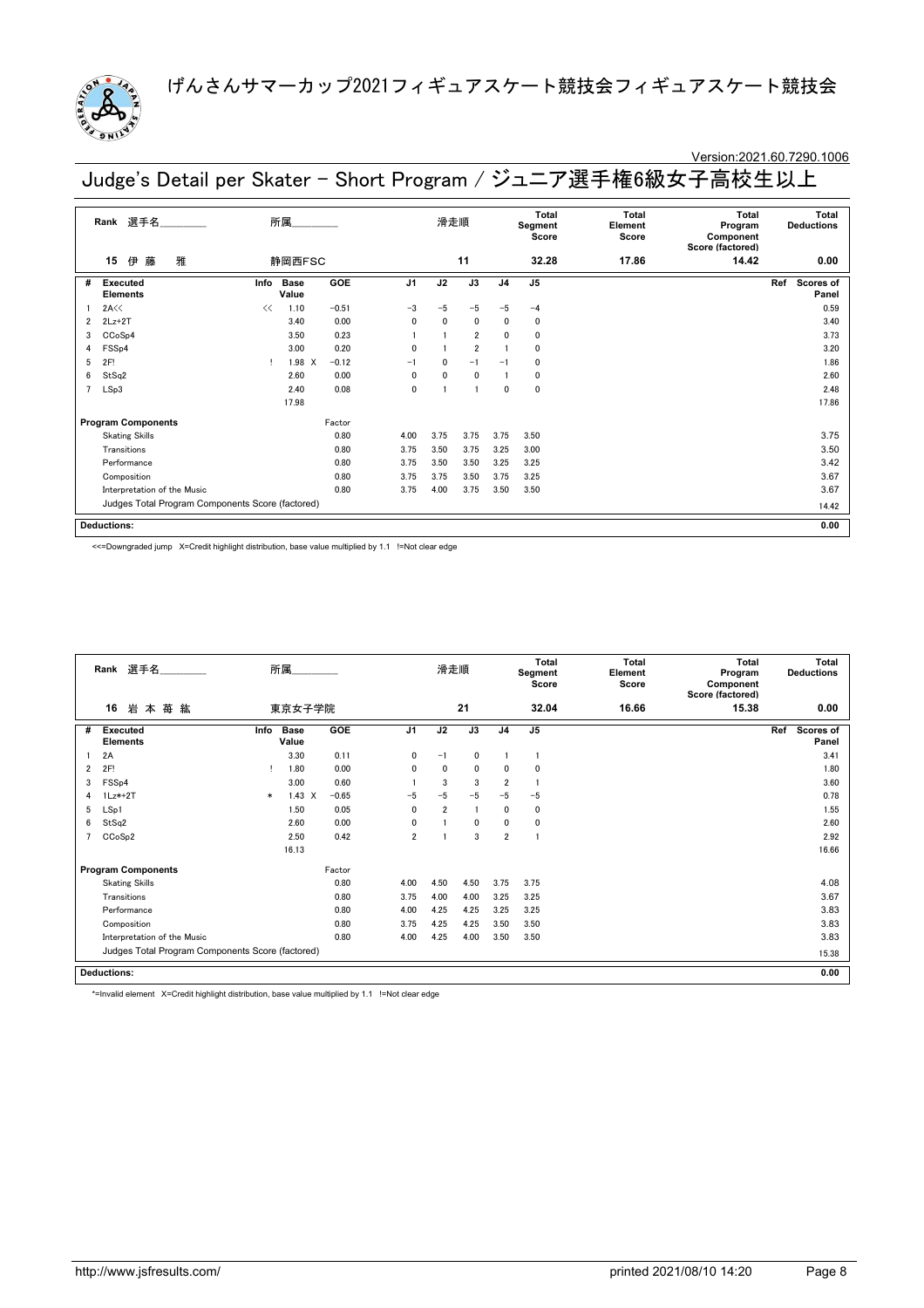げんさんサマーカップ2021フィギュアスケート競技会フィギュアスケート競技会

Version:2021.60.7290.1006

# Judge's Detail per Skater - Short Program / ジュニア選手権6級女子高校生以上

| Rank | 選手名 | 所属 | 滑走順 | Total Segment Score | Total Element Score | Total Program Component Score (factored) | Total Deductions |
|---|---|---|---|---|---|---|---|
| 15 | 伊 藤 雅 | 静岡西FSC | 11 | 32.28 | 17.86 | 14.42 | 0.00 |

| # | Executed Elements | Info | Base Value | GOE | J1 | J2 | J3 | J4 | J5 | Ref | Scores of Panel |
|---|---|---|---|---|---|---|---|---|---|---|---|
| 1 | 2A<< | << | 1.10 | -0.51 | -3 | -5 | -5 | -5 | -4 | | 0.59 |
| 2 | 2Lz+2T | | 3.40 | 0.00 | 0 | 0 | 0 | 0 | 0 | | 3.40 |
| 3 | CCoSp4 | | 3.50 | 0.23 | 1 | 1 | 2 | 0 | 0 | | 3.73 |
| 4 | FSSp4 | | 3.00 | 0.20 | 0 | 1 | 2 | 1 | 0 | | 3.20 |
| 5 | 2F! | ! | 1.98 X | -0.12 | -1 | 0 | -1 | -1 | 0 | | 1.86 |
| 6 | StSq2 | | 2.60 | 0.00 | 0 | 0 | 0 | 1 | 0 | | 2.60 |
| 7 | LSp3 | | 2.40 | 0.08 | 0 | 1 | 1 | 0 | 0 | | 2.48 |
| | | | 17.98 | | | | | | | | 17.86 |

| Program Components | Factor | J1 | J2 | J3 | J4 | J5 | Scores of Panel |
|---|---|---|---|---|---|---|---|
| Skating Skills | 0.80 | 4.00 | 3.75 | 3.75 | 3.75 | 3.50 | 3.75 |
| Transitions | 0.80 | 3.75 | 3.50 | 3.75 | 3.25 | 3.00 | 3.50 |
| Performance | 0.80 | 3.75 | 3.50 | 3.50 | 3.25 | 3.25 | 3.42 |
| Composition | 0.80 | 3.75 | 3.75 | 3.50 | 3.75 | 3.25 | 3.67 |
| Interpretation of the Music | 0.80 | 3.75 | 4.00 | 3.75 | 3.50 | 3.50 | 3.67 |
| Judges Total Program Components Score (factored) | | | | | | | 14.42 |

**Deductions:** 0.00

<<=Downgraded jump X=Credit highlight distribution, base value multiplied by 1.1 !=Not clear edge

| Rank | 選手名 | 所属 | 滑走順 | Total Segment Score | Total Element Score | Total Program Component Score (factored) | Total Deductions |
|---|---|---|---|---|---|---|---|
| 16 | 岩 本 苺 紘 | 東京女子学院 | 21 | 32.04 | 16.66 | 15.38 | 0.00 |

| # | Executed Elements | Info | Base Value | GOE | J1 | J2 | J3 | J4 | J5 | Ref | Scores of Panel |
|---|---|---|---|---|---|---|---|---|---|---|---|
| 1 | 2A | | 3.30 | 0.11 | 0 | -1 | 0 | 1 | 1 | | 3.41 |
| 2 | 2F! | ! | 1.80 | 0.00 | 0 | 0 | 0 | 0 | 0 | | 1.80 |
| 3 | FSSp4 | | 3.00 | 0.60 | 1 | 3 | 3 | 2 | 1 | | 3.60 |
| 4 | 1Lz*+2T | * | 1.43 X | -0.65 | -5 | -5 | -5 | -5 | -5 | | 0.78 |
| 5 | LSp1 | | 1.50 | 0.05 | 0 | 2 | 1 | 0 | 0 | | 1.55 |
| 6 | StSq2 | | 2.60 | 0.00 | 0 | 1 | 0 | 0 | 0 | | 2.60 |
| 7 | CCoSp2 | | 2.50 | 0.42 | 2 | 1 | 3 | 2 | 1 | | 2.92 |
| | | | 16.13 | | | | | | | | 16.66 |

| Program Components | Factor | J1 | J2 | J3 | J4 | J5 | Scores of Panel |
|---|---|---|---|---|---|---|---|
| Skating Skills | 0.80 | 4.00 | 4.50 | 4.50 | 3.75 | 3.75 | 4.08 |
| Transitions | 0.80 | 3.75 | 4.00 | 4.00 | 3.25 | 3.25 | 3.67 |
| Performance | 0.80 | 4.00 | 4.25 | 4.25 | 3.25 | 3.25 | 3.83 |
| Composition | 0.80 | 3.75 | 4.25 | 4.25 | 3.50 | 3.50 | 3.83 |
| Interpretation of the Music | 0.80 | 4.00 | 4.25 | 4.00 | 3.50 | 3.50 | 3.83 |
| Judges Total Program Components Score (factored) | | | | | | | 15.38 |

**Deductions:** 0.00

*=Invalid element X=Credit highlight distribution, base value multiplied by 1.1 !=Not clear edge

http://www.jsfresults.com/ printed 2021/08/10 14:20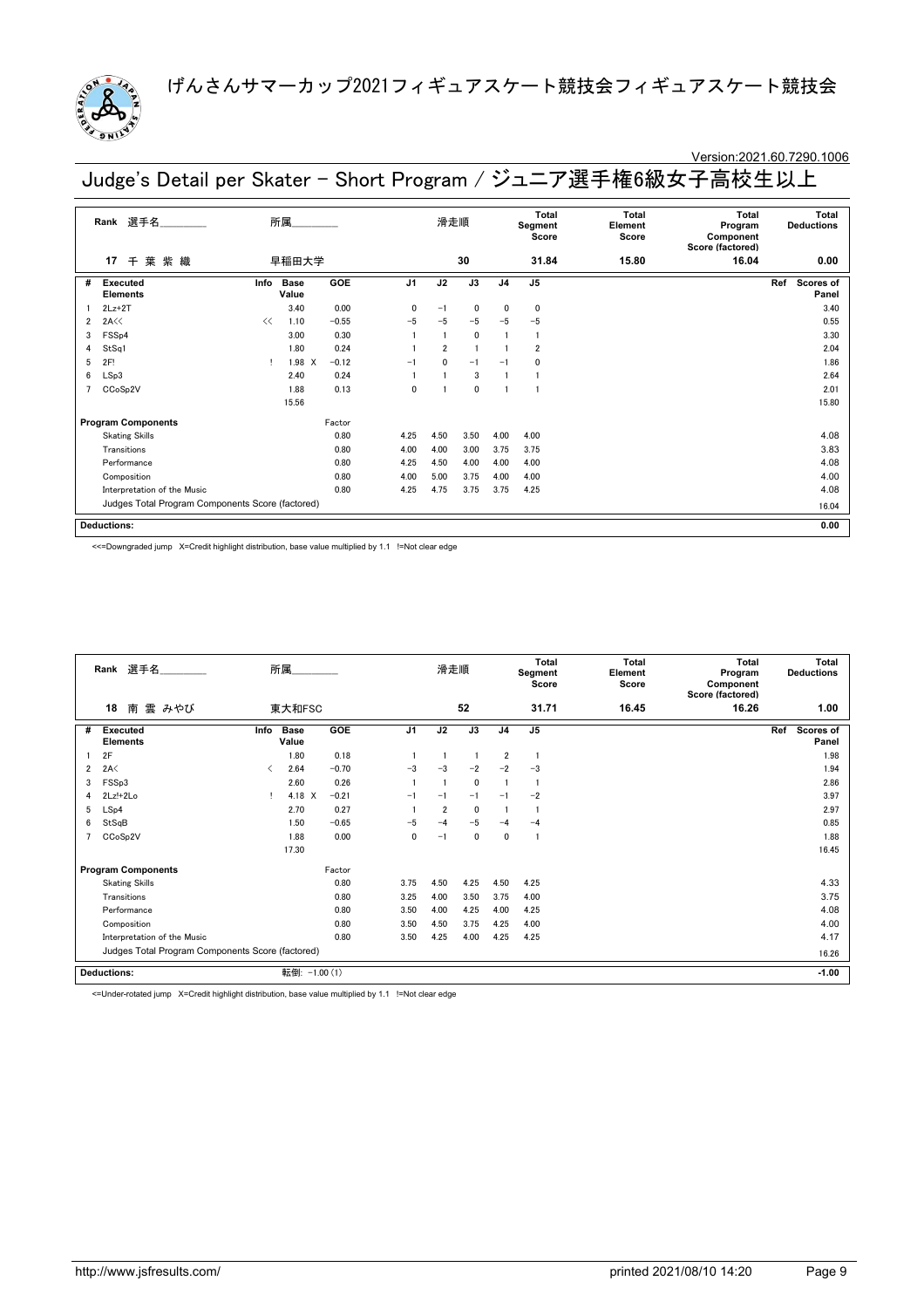# げんさんサマーカップ2021フィギュアスケート競技会フィギュアスケート競技会

Version:2021.60.7290.1006

## Judge's Detail per Skater - Short Program / ジュニア選手権6級女子高校生以上

| Rank | 選手名 | 所属 | 滑走順 | Total Segment Score | Total Element Score | Total Program Component Score (factored) | Total Deductions |
|---|---|---|---|---|---|---|---|
| 17 | 千 葉 紫 織 | 早稲田大学 | 30 | 31.84 | 15.80 | 16.04 | 0.00 |

| # | Executed Elements | Info | Base Value | GOE | J1 | J2 | J3 | J4 | J5 | Ref | Scores of Panel |
|---|---|---|---|---|---|---|---|---|---|---|---|
| 1 | 2Lz+2T | | 3.40 | 0.00 | 0 | −1 | 0 | 0 | 0 | | 3.40 |
| 2 | 2A<< | << | 1.10 | −0.55 | −5 | −5 | −5 | −5 | −5 | | 0.55 |
| 3 | FSSp4 | | 3.00 | 0.30 | 1 | 1 | 0 | 1 | 1 | | 3.30 |
| 4 | StSq1 | | 1.80 | 0.24 | 1 | 2 | 1 | 1 | 2 | | 2.04 |
| 5 | 2F! | ! | 1.98 X | −0.12 | −1 | 0 | −1 | −1 | 0 | | 1.86 |
| 6 | LSp3 | | 2.40 | 0.24 | 1 | 1 | 3 | 1 | 1 | | 2.64 |
| 7 | CCoSp2V | | 1.88 | 0.13 | 0 | 1 | 0 | 1 | 1 | | 2.01 |
| | | | 15.56 | | | | | | | | 15.80 |

| Program Components | Factor | J1 | J2 | J3 | J4 | J5 | Scores of Panel |
|---|---|---|---|---|---|---|---|
| Skating Skills | 0.80 | 4.25 | 4.50 | 3.50 | 4.00 | 4.00 | 4.08 |
| Transitions | 0.80 | 4.00 | 4.00 | 3.00 | 3.75 | 3.75 | 3.83 |
| Performance | 0.80 | 4.25 | 4.50 | 4.00 | 4.00 | 4.00 | 4.08 |
| Composition | 0.80 | 4.00 | 5.00 | 3.75 | 4.00 | 4.00 | 4.00 |
| Interpretation of the Music | 0.80 | 4.25 | 4.75 | 3.75 | 3.75 | 4.25 | 4.08 |
| Judges Total Program Components Score (factored) | | | | | | | 16.04 |

**Deductions:** 0.00

<<=Downgraded jump X=Credit highlight distribution, base value multiplied by 1.1 !=Not clear edge

| Rank | 選手名 | 所属 | 滑走順 | Total Segment Score | Total Element Score | Total Program Component Score (factored) | Total Deductions |
|---|---|---|---|---|---|---|---|
| 18 | 南 雲 みやび | 東大和FSC | 52 | 31.71 | 16.45 | 16.26 | 1.00 |

| # | Executed Elements | Info | Base Value | GOE | J1 | J2 | J3 | J4 | J5 | Ref | Scores of Panel |
|---|---|---|---|---|---|---|---|---|---|---|---|
| 1 | 2F | | 1.80 | 0.18 | 1 | 1 | 1 | 2 | 1 | | 1.98 |
| 2 | 2A< | < | 2.64 | −0.70 | −3 | −3 | −2 | −2 | −3 | | 1.94 |
| 3 | FSSp3 | | 2.60 | 0.26 | 1 | 1 | 0 | 1 | 1 | | 2.86 |
| 4 | 2Lz!+2Lo | ! | 4.18 X | −0.21 | −1 | −1 | −1 | −1 | −2 | | 3.97 |
| 5 | LSp4 | | 2.70 | 0.27 | 1 | 2 | 0 | 1 | 1 | | 2.97 |
| 6 | StSqB | | 1.50 | −0.65 | −5 | −4 | −5 | −4 | −4 | | 0.85 |
| 7 | CCoSp2V | | 1.88 | 0.00 | 0 | −1 | 0 | 0 | 1 | | 1.88 |
| | | | 17.30 | | | | | | | | 16.45 |

| Program Components | Factor | J1 | J2 | J3 | J4 | J5 | Scores of Panel |
|---|---|---|---|---|---|---|---|
| Skating Skills | 0.80 | 3.75 | 4.50 | 4.25 | 4.50 | 4.25 | 4.33 |
| Transitions | 0.80 | 3.25 | 4.00 | 3.50 | 3.75 | 4.00 | 3.75 |
| Performance | 0.80 | 3.50 | 4.00 | 4.25 | 4.00 | 4.25 | 4.08 |
| Composition | 0.80 | 3.50 | 4.50 | 3.75 | 4.25 | 4.00 | 4.00 |
| Interpretation of the Music | 0.80 | 3.50 | 4.25 | 4.00 | 4.25 | 4.25 | 4.17 |
| Judges Total Program Components Score (factored) | | | | | | | 16.26 |

**Deductions:** 転倒: −1.00 (1) −1.00

<=Under-rotated jump X=Credit highlight distribution, base value multiplied by 1.1 !=Not clear edge

http://www.jsfresults.com/ printed 2021/08/10 14:20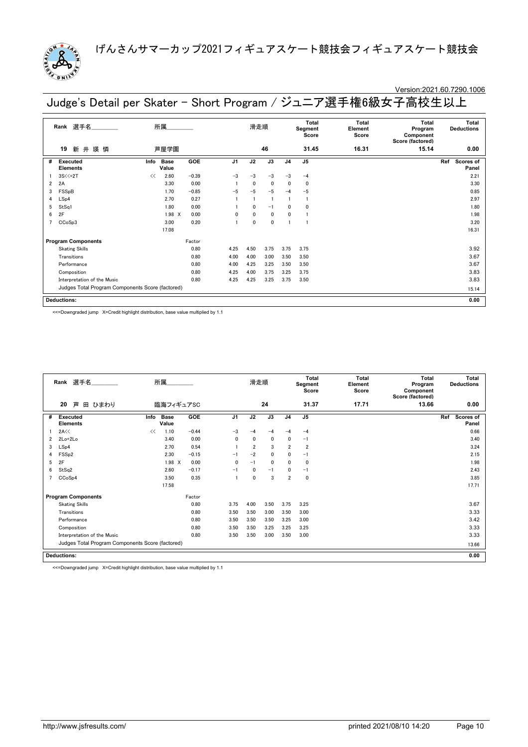# げんさんサマーカップ2021フィギュアスケート競技会フィギュアスケート競技会

Version:2021.60.7290.1006

## Judge's Detail per Skater - Short Program / ジュニア選手権6級女子高校生以上

| Rank | 選手名 | 所属 | 滑走順 | Total Segment Score | Total Element Score | Total Program Component Score (factored) | Total Deductions |
|---|---|---|---|---|---|---|---|
| 19 | 新 井 瑛 憐 | 芦屋学園 | 46 | 31.45 | 16.31 | 15.14 | 0.00 |

| # | Executed Elements | Info | Base Value | | GOE | J1 | J2 | J3 | J4 | J5 | Ref | Scores of Panel |
|---|---|---|---|---|---|---|---|---|---|---|---|---|
| 1 | 3S<<+2T | << | 2.60 | | −0.39 | −3 | −3 | −3 | −3 | −4 | | 2.21 |
| 2 | 2A | | 3.30 | | 0.00 | 1 | 0 | 0 | 0 | 0 | | 3.30 |
| 3 | FSSpB | | 1.70 | | −0.85 | −5 | −5 | −5 | −4 | −5 | | 0.85 |
| 4 | LSp4 | | 2.70 | | 0.27 | 1 | 1 | 1 | 1 | 1 | | 2.97 |
| 5 | StSq1 | | 1.80 | | 0.00 | 1 | 0 | −1 | 0 | 0 | | 1.80 |
| 6 | 2F | | 1.98 | X | 0.00 | 0 | 0 | 0 | 0 | 1 | | 1.98 |
| 7 | CCoSp3 | | 3.00 | | 0.20 | 1 | 0 | 0 | 1 | 1 | | 3.20 |
| | | | 17.08 | | | | | | | | | 16.31 |

| Program Components | Factor | J1 | J2 | J3 | J4 | J5 | Scores of Panel |
|---|---|---|---|---|---|---|---|
| Skating Skills | 0.80 | 4.25 | 4.50 | 3.75 | 3.75 | 3.75 | 3.92 |
| Transitions | 0.80 | 4.00 | 4.00 | 3.00 | 3.50 | 3.50 | 3.67 |
| Performance | 0.80 | 4.00 | 4.25 | 3.25 | 3.50 | 3.50 | 3.67 |
| Composition | 0.80 | 4.25 | 4.00 | 3.75 | 3.25 | 3.75 | 3.83 |
| Interpretation of the Music | 0.80 | 4.25 | 4.25 | 3.25 | 3.75 | 3.50 | 3.83 |
| Judges Total Program Components Score (factored) | | | | | | | 15.14 |

**Deductions:** 0.00

<<=Downgraded jump X=Credit highlight distribution, base value multiplied by 1.1

| Rank | 選手名 | 所属 | 滑走順 | Total Segment Score | Total Element Score | Total Program Component Score (factored) | Total Deductions |
|---|---|---|---|---|---|---|---|
| 20 | 芦 田 ひまわり | 臨海フィギュアSC | 24 | 31.37 | 17.71 | 13.66 | 0.00 |

| # | Executed Elements | Info | Base Value | | GOE | J1 | J2 | J3 | J4 | J5 | Ref | Scores of Panel |
|---|---|---|---|---|---|---|---|---|---|---|---|---|
| 1 | 2A<< | << | 1.10 | | −0.44 | −3 | −4 | −4 | −4 | −4 | | 0.66 |
| 2 | 2Lo+2Lo | | 3.40 | | 0.00 | 0 | 0 | 0 | 0 | −1 | | 3.40 |
| 3 | LSp4 | | 2.70 | | 0.54 | 1 | 2 | 3 | 2 | 2 | | 3.24 |
| 4 | FSSp2 | | 2.30 | | −0.15 | −1 | −2 | 0 | 0 | −1 | | 2.15 |
| 5 | 2F | | 1.98 | X | 0.00 | 0 | −1 | 0 | 0 | 0 | | 1.98 |
| 6 | StSq2 | | 2.60 | | −0.17 | −1 | 0 | −1 | 0 | −1 | | 2.43 |
| 7 | CCoSp4 | | 3.50 | | 0.35 | 1 | 0 | 3 | 2 | 0 | | 3.85 |
| | | | 17.58 | | | | | | | | | 17.71 |

| Program Components | Factor | J1 | J2 | J3 | J4 | J5 | Scores of Panel |
|---|---|---|---|---|---|---|---|
| Skating Skills | 0.80 | 3.75 | 4.00 | 3.50 | 3.75 | 3.25 | 3.67 |
| Transitions | 0.80 | 3.50 | 3.50 | 3.00 | 3.50 | 3.00 | 3.33 |
| Performance | 0.80 | 3.50 | 3.50 | 3.50 | 3.25 | 3.00 | 3.42 |
| Composition | 0.80 | 3.50 | 3.50 | 3.25 | 3.25 | 3.25 | 3.33 |
| Interpretation of the Music | 0.80 | 3.50 | 3.50 | 3.00 | 3.50 | 3.00 | 3.33 |
| Judges Total Program Components Score (factored) | | | | | | | 13.66 |

**Deductions:** 0.00

<<=Downgraded jump X=Credit highlight distribution, base value multiplied by 1.1

http://www.jsfresults.com/ printed 2021/08/10 14:20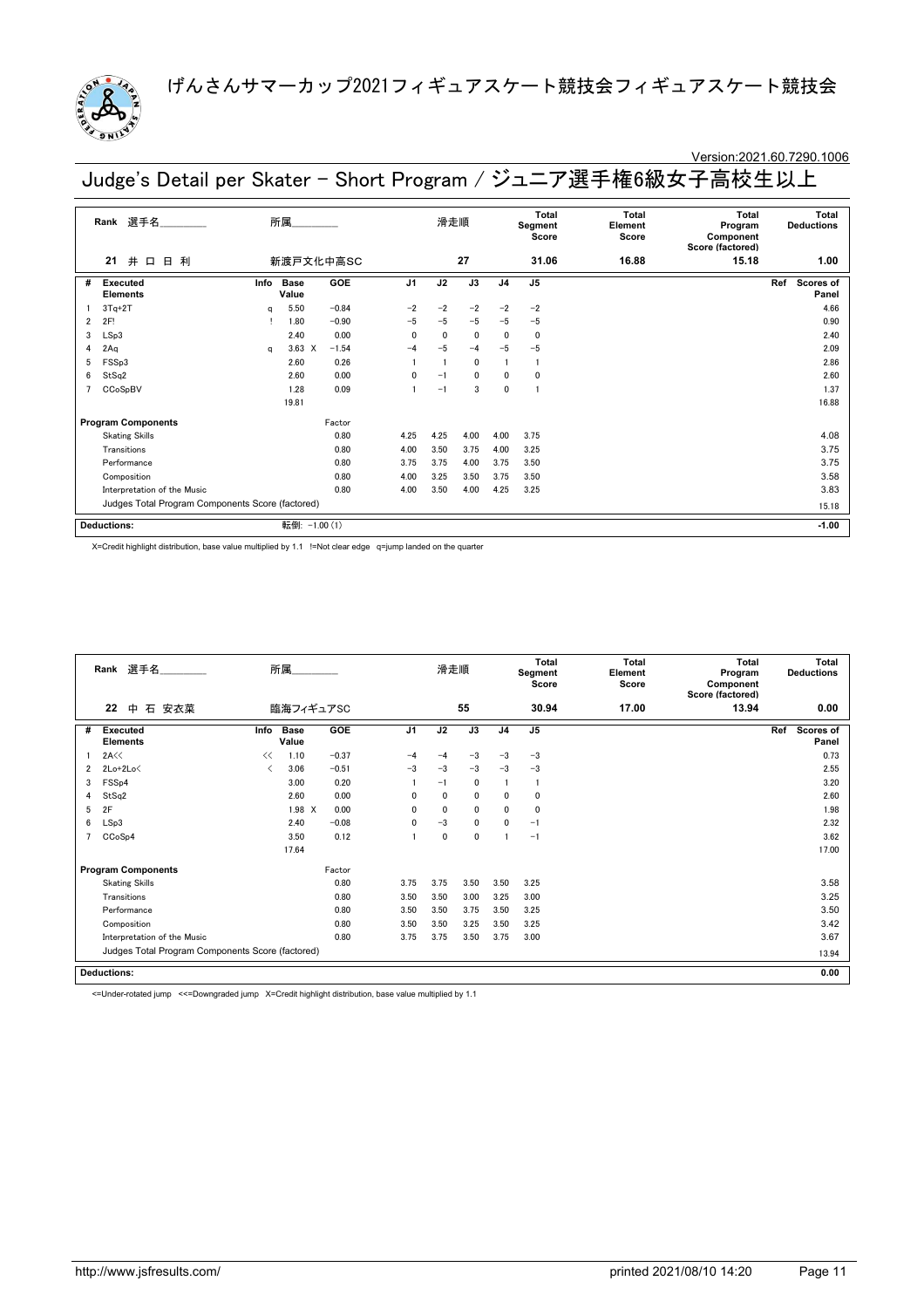# げんさんサマーカップ2021フィギュアスケート競技会フィギュアスケート競技会

Version:2021.60.7290.1006

## Judge's Detail per Skater - Short Program / ジュニア選手権6級女子高校生以上

| Rank | 選手名 | 所属 | 滑走順 | Total Segment Score | Total Element Score | Total Program Component Score (factored) | Total Deductions |
|---|---|---|---|---|---|---|---|
| 21 | 井口日利 | 新渡戸文化中高SC | 27 | 31.06 | 16.88 | 15.18 | 1.00 |

| # | Executed Elements | Info | Base Value | | GOE | J1 | J2 | J3 | J4 | J5 | Ref | Scores of Panel |
|---|---|---|---|---|---|---|---|---|---|---|---|---|
| 1 | 3Tq+2T | q | 5.50 | | -0.84 | -2 | -2 | -2 | -2 | -2 | | 4.66 |
| 2 | 2F! | ! | 1.80 | | -0.90 | -5 | -5 | -5 | -5 | -5 | | 0.90 |
| 3 | LSp3 | | 2.40 | | 0.00 | 0 | 0 | 0 | 0 | 0 | | 2.40 |
| 4 | 2Aq | q | 3.63 | X | -1.54 | -4 | -5 | -4 | -5 | -5 | | 2.09 |
| 5 | FSSp3 | | 2.60 | | 0.26 | 1 | 1 | 0 | 1 | 1 | | 2.86 |
| 6 | StSq2 | | 2.60 | | 0.00 | 0 | -1 | 0 | 0 | 0 | | 2.60 |
| 7 | CCoSpBV | | 1.28 | | 0.09 | 1 | -1 | 3 | 0 | 1 | | 1.37 |
| | | | 19.81 | | | | | | | | | 16.88 |

| Program Components | | Factor | J1 | J2 | J3 | J4 | J5 | Scores of Panel |
|---|---|---|---|---|---|---|---|---|
| Skating Skills | | 0.80 | 4.25 | 4.25 | 4.00 | 4.00 | 3.75 | 4.08 |
| Transitions | | 0.80 | 4.00 | 3.50 | 3.75 | 4.00 | 3.25 | 3.75 |
| Performance | | 0.80 | 3.75 | 3.75 | 4.00 | 3.75 | 3.50 | 3.75 |
| Composition | | 0.80 | 4.00 | 3.25 | 3.50 | 3.75 | 3.50 | 3.58 |
| Interpretation of the Music | | 0.80 | 4.00 | 3.50 | 4.00 | 4.25 | 3.25 | 3.83 |
| Judges Total Program Components Score (factored) | | | | | | | | 15.18 |

| Deductions: | 転倒: -1.00 (1) | -1.00 |
|---|---|---|

X=Credit highlight distribution, base value multiplied by 1.1 !=Not clear edge q=jump landed on the quarter

| Rank | 選手名 | 所属 | 滑走順 | Total Segment Score | Total Element Score | Total Program Component Score (factored) | Total Deductions |
|---|---|---|---|---|---|---|---|
| 22 | 中石 安衣菜 | 臨海フィギュアSC | 55 | 30.94 | 17.00 | 13.94 | 0.00 |

| # | Executed Elements | Info | Base Value | | GOE | J1 | J2 | J3 | J4 | J5 | Ref | Scores of Panel |
|---|---|---|---|---|---|---|---|---|---|---|---|---|
| 1 | 2A<< | << | 1.10 | | -0.37 | -4 | -4 | -3 | -3 | -3 | | 0.73 |
| 2 | 2Lo+2Lo< | < | 3.06 | | -0.51 | -3 | -3 | -3 | -3 | -3 | | 2.55 |
| 3 | FSSp4 | | 3.00 | | 0.20 | 1 | -1 | 0 | 1 | 1 | | 3.20 |
| 4 | StSq2 | | 2.60 | | 0.00 | 0 | 0 | 0 | 0 | 0 | | 2.60 |
| 5 | 2F | | 1.98 | X | 0.00 | 0 | 0 | 0 | 0 | 0 | | 1.98 |
| 6 | LSp3 | | 2.40 | | -0.08 | 0 | -3 | 0 | 0 | -1 | | 2.32 |
| 7 | CCoSp4 | | 3.50 | | 0.12 | 1 | 0 | 0 | 1 | -1 | | 3.62 |
| | | | 17.64 | | | | | | | | | 17.00 |

| Program Components | | Factor | J1 | J2 | J3 | J4 | J5 | Scores of Panel |
|---|---|---|---|---|---|---|---|---|
| Skating Skills | | 0.80 | 3.75 | 3.75 | 3.50 | 3.50 | 3.25 | 3.58 |
| Transitions | | 0.80 | 3.50 | 3.50 | 3.00 | 3.25 | 3.00 | 3.25 |
| Performance | | 0.80 | 3.50 | 3.50 | 3.75 | 3.50 | 3.25 | 3.50 |
| Composition | | 0.80 | 3.50 | 3.50 | 3.25 | 3.50 | 3.25 | 3.42 |
| Interpretation of the Music | | 0.80 | 3.75 | 3.75 | 3.50 | 3.75 | 3.00 | 3.67 |
| Judges Total Program Components Score (factored) | | | | | | | | 13.94 |

| Deductions: | | 0.00 |
|---|---|---|

<=Under-rotated jump <<=Downgraded jump X=Credit highlight distribution, base value multiplied by 1.1

http://www.jsfresults.com/ printed 2021/08/10 14:20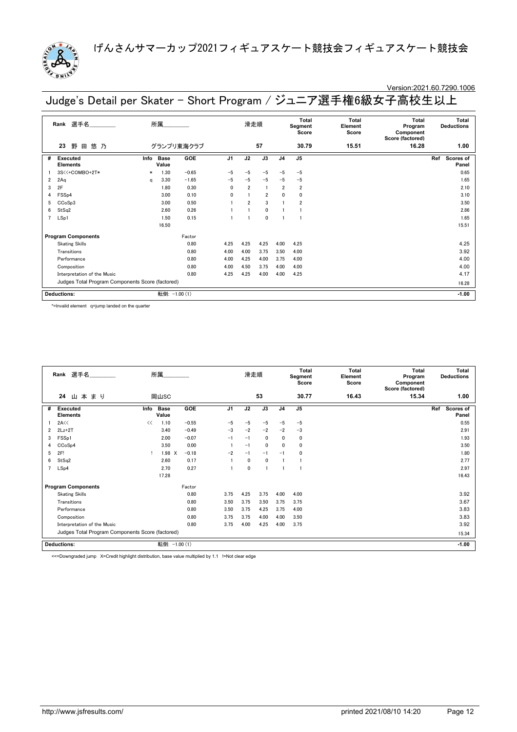# げんさんサマーカップ2021フィギュアスケート競技会フィギュアスケート競技会

Version:2021.60.7290.1006

## Judge's Detail per Skater - Short Program / ジュニア選手権6級女子高校生以上

| Rank | 選手名 | 所属 | 滑走順 | Total Segment Score | Total Element Score | Total Program Component Score (factored) | Total Deductions |
|---|---|---|---|---|---|---|---|
| 23 | 野田悠乃 | グランプリ東海クラブ | 57 | 30.79 | 15.51 | 16.28 | 1.00 |

| # | Executed Elements | Info | Base Value | GOE | J1 | J2 | J3 | J4 | J5 | Ref | Scores of Panel |
|---|---|---|---|---|---|---|---|---|---|---|---|
| 1 | 3S<<+COMBO+2T* | * | 1.30 | −0.65 | −5 | −5 | −5 | −5 | −5 | | 0.65 |
| 2 | 2Aq | q | 3.30 | −1.65 | −5 | −5 | −5 | −5 | −5 | | 1.65 |
| 3 | 2F | | 1.80 | 0.30 | 0 | 2 | 1 | 2 | 2 | | 2.10 |
| 4 | FSSp4 | | 3.00 | 0.10 | 0 | 1 | 2 | 0 | 0 | | 3.10 |
| 5 | CCoSp3 | | 3.00 | 0.50 | 1 | 2 | 3 | 1 | 2 | | 3.50 |
| 6 | StSq2 | | 2.60 | 0.26 | 1 | 1 | 0 | 1 | 1 | | 2.86 |
| 7 | LSp1 | | 1.50 | 0.15 | 1 | 1 | 0 | 1 | 1 | | 1.65 |
| | | | 16.50 | | | | | | | | 15.51 |
| **Program Components** | | | | Factor | | | | | | | |
| | Skating Skills | | | 0.80 | 4.25 | 4.25 | 4.25 | 4.00 | 4.25 | | 4.25 |
| | Transitions | | | 0.80 | 4.00 | 4.00 | 3.75 | 3.50 | 4.00 | | 3.92 |
| | Performance | | | 0.80 | 4.00 | 4.25 | 4.00 | 3.75 | 4.00 | | 4.00 |
| | Composition | | | 0.80 | 4.00 | 4.50 | 3.75 | 4.00 | 4.00 | | 4.00 |
| | Interpretation of the Music | | | 0.80 | 4.25 | 4.25 | 4.00 | 4.00 | 4.25 | | 4.17 |
| | Judges Total Program Components Score (factored) | | | | | | | | | | 16.28 |
| **Deductions:** | | | 転倒: −1.00 (1) | | | | | | | | −1.00 |

*=Invalid element q=jump landed on the quarter

| Rank | 選手名 | 所属 | 滑走順 | Total Segment Score | Total Element Score | Total Program Component Score (factored) | Total Deductions |
|---|---|---|---|---|---|---|---|
| 24 | 山本まり | 岡山SC | 53 | 30.77 | 16.43 | 15.34 | 1.00 |

| # | Executed Elements | Info | Base Value | GOE | J1 | J2 | J3 | J4 | J5 | Ref | Scores of Panel |
|---|---|---|---|---|---|---|---|---|---|---|---|
| 1 | 2A<< | << | 1.10 | −0.55 | −5 | −5 | −5 | −5 | −5 | | 0.55 |
| 2 | 2Lz+2T | | 3.40 | −0.49 | −3 | −2 | −2 | −2 | −3 | | 2.91 |
| 3 | FSSp1 | | 2.00 | −0.07 | −1 | −1 | 0 | 0 | 0 | | 1.93 |
| 4 | CCoSp4 | | 3.50 | 0.00 | 1 | −1 | 0 | 0 | 0 | | 3.50 |
| 5 | 2F! | ! | 1.98 X | −0.18 | −2 | −1 | −1 | −1 | 0 | | 1.80 |
| 6 | StSq2 | | 2.60 | 0.17 | 1 | 0 | 0 | 1 | 1 | | 2.77 |
| 7 | LSp4 | | 2.70 | 0.27 | 1 | 0 | 1 | 1 | 1 | | 2.97 |
| | | | 17.28 | | | | | | | | 16.43 |
| **Program Components** | | | | Factor | | | | | | | |
| | Skating Skills | | | 0.80 | 3.75 | 4.25 | 3.75 | 4.00 | 4.00 | | 3.92 |
| | Transitions | | | 0.80 | 3.50 | 3.75 | 3.50 | 3.75 | 3.75 | | 3.67 |
| | Performance | | | 0.80 | 3.50 | 3.75 | 4.25 | 3.75 | 4.00 | | 3.83 |
| | Composition | | | 0.80 | 3.75 | 3.75 | 4.00 | 4.00 | 3.50 | | 3.83 |
| | Interpretation of the Music | | | 0.80 | 3.75 | 4.00 | 4.25 | 4.00 | 3.75 | | 3.92 |
| | Judges Total Program Components Score (factored) | | | | | | | | | | 15.34 |
| **Deductions:** | | | 転倒: −1.00 (1) | | | | | | | | −1.00 |

<<=Downgraded jump X=Credit highlight distribution, base value multiplied by 1.1 !=Not clear edge

http://www.jsfresults.com/ printed 2021/08/10 14:20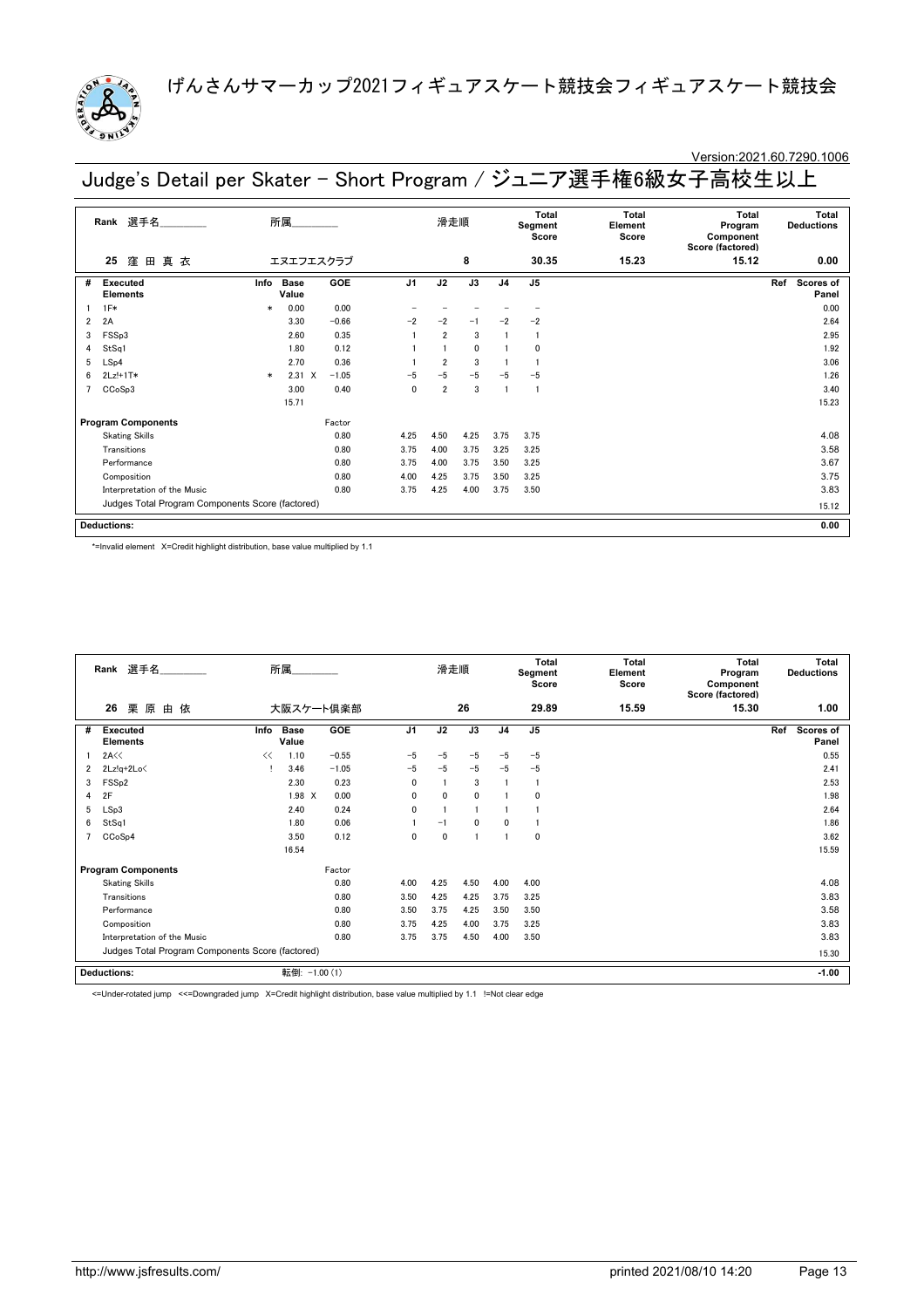# げんさんサマーカップ2021フィギュアスケート競技会フィギュアスケート競技会

Version:2021.60.7290.1006

## Judge's Detail per Skater - Short Program / ジュニア選手権6級女子高校生以上

| Rank | 選手名 | 所属 | 滑走順 | Total Segment Score | Total Element Score | Total Program Component Score (factored) | Total Deductions |
|---|---|---|---|---|---|---|---|
| 25 | 窪田真衣 | エヌエフエスクラブ | 8 | 30.35 | 15.23 | 15.12 | 0.00 |

| # | Executed Elements | Info | Base Value | | GOE | J1 | J2 | J3 | J4 | J5 | Ref | Scores of Panel |
|---|---|---|---|---|---|---|---|---|---|---|---|---|
| 1 | 1F* | * | 0.00 | | 0.00 | − | − | − | − | − | | 0.00 |
| 2 | 2A | | 3.30 | | −0.66 | −2 | −2 | −1 | −2 | −2 | | 2.64 |
| 3 | FSSp3 | | 2.60 | | 0.35 | 1 | 2 | 3 | 1 | 1 | | 2.95 |
| 4 | StSq1 | | 1.80 | | 0.12 | 1 | 1 | 0 | 1 | 0 | | 1.92 |
| 5 | LSp4 | | 2.70 | | 0.36 | 1 | 2 | 3 | 1 | 1 | | 3.06 |
| 6 | 2Lz!+1T* | * | 2.31 | X | −1.05 | −5 | −5 | −5 | −5 | −5 | | 1.26 |
| 7 | CCoSp3 | | 3.00 | | 0.40 | 0 | 2 | 3 | 1 | 1 | | 3.40 |
| | | | 15.71 | | | | | | | | | 15.23 |

| Program Components | Factor | J1 | J2 | J3 | J4 | J5 | Scores of Panel |
|---|---|---|---|---|---|---|---|
| Skating Skills | 0.80 | 4.25 | 4.50 | 4.25 | 3.75 | 3.75 | 4.08 |
| Transitions | 0.80 | 3.75 | 4.00 | 3.75 | 3.25 | 3.25 | 3.58 |
| Performance | 0.80 | 3.75 | 4.00 | 3.75 | 3.50 | 3.25 | 3.67 |
| Composition | 0.80 | 4.00 | 4.25 | 3.75 | 3.50 | 3.25 | 3.75 |
| Interpretation of the Music | 0.80 | 3.75 | 4.25 | 4.00 | 3.75 | 3.50 | 3.83 |
| Judges Total Program Components Score (factored) | | | | | | | 15.12 |

**Deductions:** 0.00

*=Invalid element X=Credit highlight distribution, base value multiplied by 1.1

| Rank | 選手名 | 所属 | 滑走順 | Total Segment Score | Total Element Score | Total Program Component Score (factored) | Total Deductions |
|---|---|---|---|---|---|---|---|
| 26 | 栗原由依 | 大阪スケート倶楽部 | 26 | 29.89 | 15.59 | 15.30 | 1.00 |

| # | Executed Elements | Info | Base Value | | GOE | J1 | J2 | J3 | J4 | J5 | Ref | Scores of Panel |
|---|---|---|---|---|---|---|---|---|---|---|---|---|
| 1 | 2A<< | << | 1.10 | | −0.55 | −5 | −5 | −5 | −5 | −5 | | 0.55 |
| 2 | 2Lz!q+2Lo< | ! | 3.46 | | −1.05 | −5 | −5 | −5 | −5 | −5 | | 2.41 |
| 3 | FSSp2 | | 2.30 | | 0.23 | 0 | 1 | 3 | 1 | 1 | | 2.53 |
| 4 | 2F | | 1.98 | X | 0.00 | 0 | 0 | 0 | 1 | 0 | | 1.98 |
| 5 | LSp3 | | 2.40 | | 0.24 | 0 | 1 | 1 | 1 | 1 | | 2.64 |
| 6 | StSq1 | | 1.80 | | 0.06 | 1 | −1 | 0 | 0 | 1 | | 1.86 |
| 7 | CCoSp4 | | 3.50 | | 0.12 | 0 | 0 | 1 | 1 | 0 | | 3.62 |
| | | | 16.54 | | | | | | | | | 15.59 |

| Program Components | Factor | J1 | J2 | J3 | J4 | J5 | Scores of Panel |
|---|---|---|---|---|---|---|---|
| Skating Skills | 0.80 | 4.00 | 4.25 | 4.50 | 4.00 | 4.00 | 4.08 |
| Transitions | 0.80 | 3.50 | 4.25 | 4.25 | 3.75 | 3.25 | 3.83 |
| Performance | 0.80 | 3.50 | 3.75 | 4.25 | 3.50 | 3.50 | 3.58 |
| Composition | 0.80 | 3.75 | 4.25 | 4.00 | 3.75 | 3.25 | 3.83 |
| Interpretation of the Music | 0.80 | 3.75 | 3.75 | 4.50 | 4.00 | 3.50 | 3.83 |
| Judges Total Program Components Score (factored) | | | | | | | 15.30 |

**Deductions:** 転倒: −1.00 (1) −1.00

<=Under-rotated jump <<=Downgraded jump X=Credit highlight distribution, base value multiplied by 1.1 !=Not clear edge

http://www.jsfresults.com/ printed 2021/08/10 14:20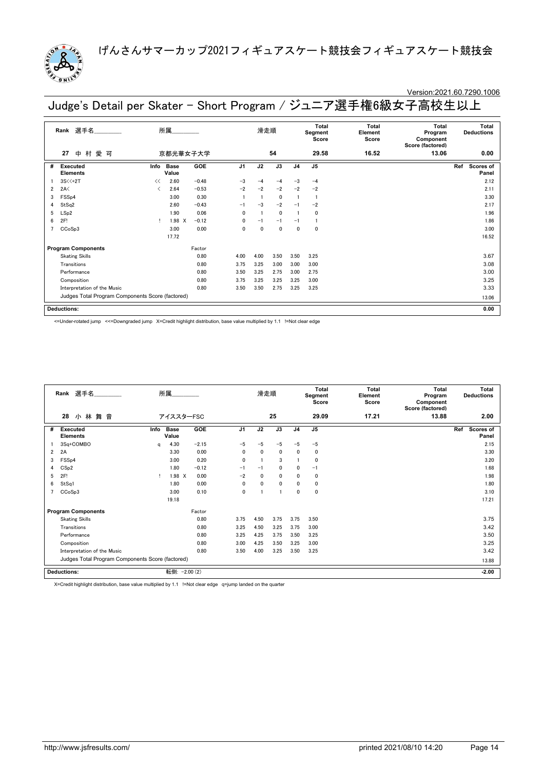げんさんサマーカップ2021フィギュアスケート競技会フィギュアスケート競技会

Version:2021.60.7290.1006

# Judge's Detail per Skater - Short Program / ジュニア選手権6級女子高校生以上

| Rank | 選手名 | 所属 | 滑走順 | Total Segment Score | Total Element Score | Total Program Component Score (factored) | Total Deductions |
|---|---|---|---|---|---|---|---|
| 27 | 中 村 愛 可 | 京都光華女子大学 | 54 | 29.58 | 16.52 | 13.06 | 0.00 |

| # | Executed Elements | Info | Base Value | | GOE | J1 | J2 | J3 | J4 | J5 | Ref | Scores of Panel |
|---|---|---|---|---|---|---|---|---|---|---|---|---|
| 1 | 3S<<+2T | << | 2.60 | | −0.48 | −3 | −4 | −4 | −3 | −4 | | 2.12 |
| 2 | 2A< | < | 2.64 | | −0.53 | −2 | −2 | −2 | −2 | −2 | | 2.11 |
| 3 | FSSp4 | | 3.00 | | 0.30 | 1 | 1 | 0 | 1 | 1 | | 3.30 |
| 4 | StSq2 | | 2.60 | | −0.43 | −1 | −3 | −2 | −1 | −2 | | 2.17 |
| 5 | LSp2 | | 1.90 | | 0.06 | 0 | 1 | 0 | 1 | 0 | | 1.96 |
| 6 | 2F! | ! | 1.98 | X | −0.12 | 0 | −1 | −1 | −1 | 1 | | 1.86 |
| 7 | CCoSp3 | | 3.00 | | 0.00 | 0 | 0 | 0 | 0 | 0 | | 3.00 |
| | | | 17.72 | | | | | | | | | 16.52 |

| Program Components | Factor | J1 | J2 | J3 | J4 | J5 | Scores of Panel |
|---|---|---|---|---|---|---|---|
| Skating Skills | 0.80 | 4.00 | 4.00 | 3.50 | 3.50 | 3.25 | 3.67 |
| Transitions | 0.80 | 3.75 | 3.25 | 3.00 | 3.00 | 3.00 | 3.08 |
| Performance | 0.80 | 3.50 | 3.25 | 2.75 | 3.00 | 2.75 | 3.00 |
| Composition | 0.80 | 3.75 | 3.25 | 3.25 | 3.25 | 3.00 | 3.25 |
| Interpretation of the Music | 0.80 | 3.50 | 3.50 | 2.75 | 3.25 | 3.25 | 3.33 |
| Judges Total Program Components Score (factored) | | | | | | | 13.06 |

| Deductions: | 0.00 |
|---|---|

<=Under-rotated jump <<=Downgraded jump X=Credit highlight distribution, base value multiplied by 1.1 !=Not clear edge

| Rank | 選手名 | 所属 | 滑走順 | Total Segment Score | Total Element Score | Total Program Component Score (factored) | Total Deductions |
|---|---|---|---|---|---|---|---|
| 28 | 小 林 舞 音 | アイススターFSC | 25 | 29.09 | 17.21 | 13.88 | 2.00 |

| # | Executed Elements | Info | Base Value | | GOE | J1 | J2 | J3 | J4 | J5 | Ref | Scores of Panel |
|---|---|---|---|---|---|---|---|---|---|---|---|---|
| 1 | 3Sq+COMBO | q | 4.30 | | −2.15 | −5 | −5 | −5 | −5 | −5 | | 2.15 |
| 2 | 2A | | 3.30 | | 0.00 | 0 | 0 | 0 | 0 | 0 | | 3.30 |
| 3 | FSSp4 | | 3.00 | | 0.20 | 0 | 1 | 3 | 1 | 0 | | 3.20 |
| 4 | CSp2 | | 1.80 | | −0.12 | −1 | −1 | 0 | 0 | −1 | | 1.68 |
| 5 | 2F! | ! | 1.98 | X | 0.00 | −2 | 0 | 0 | 0 | 0 | | 1.98 |
| 6 | StSq1 | | 1.80 | | 0.00 | 0 | 0 | 0 | 0 | 0 | | 1.80 |
| 7 | CCoSp3 | | 3.00 | | 0.10 | 0 | 1 | 1 | 0 | 0 | | 3.10 |
| | | | 19.18 | | | | | | | | | 17.21 |

| Program Components | Factor | J1 | J2 | J3 | J4 | J5 | Scores of Panel |
|---|---|---|---|---|---|---|---|
| Skating Skills | 0.80 | 3.75 | 4.50 | 3.75 | 3.75 | 3.50 | 3.75 |
| Transitions | 0.80 | 3.25 | 4.50 | 3.25 | 3.75 | 3.00 | 3.42 |
| Performance | 0.80 | 3.25 | 4.25 | 3.75 | 3.50 | 3.25 | 3.50 |
| Composition | 0.80 | 3.00 | 4.25 | 3.50 | 3.25 | 3.00 | 3.25 |
| Interpretation of the Music | 0.80 | 3.50 | 4.00 | 3.25 | 3.50 | 3.25 | 3.42 |
| Judges Total Program Components Score (factored) | | | | | | | 13.88 |

| Deductions: | 転倒: −2.00 (2) | −2.00 |
|---|---|---|

X=Credit highlight distribution, base value multiplied by 1.1 !=Not clear edge q=jump landed on the quarter

http://www.jsfresults.com/ printed 2021/08/10 14:20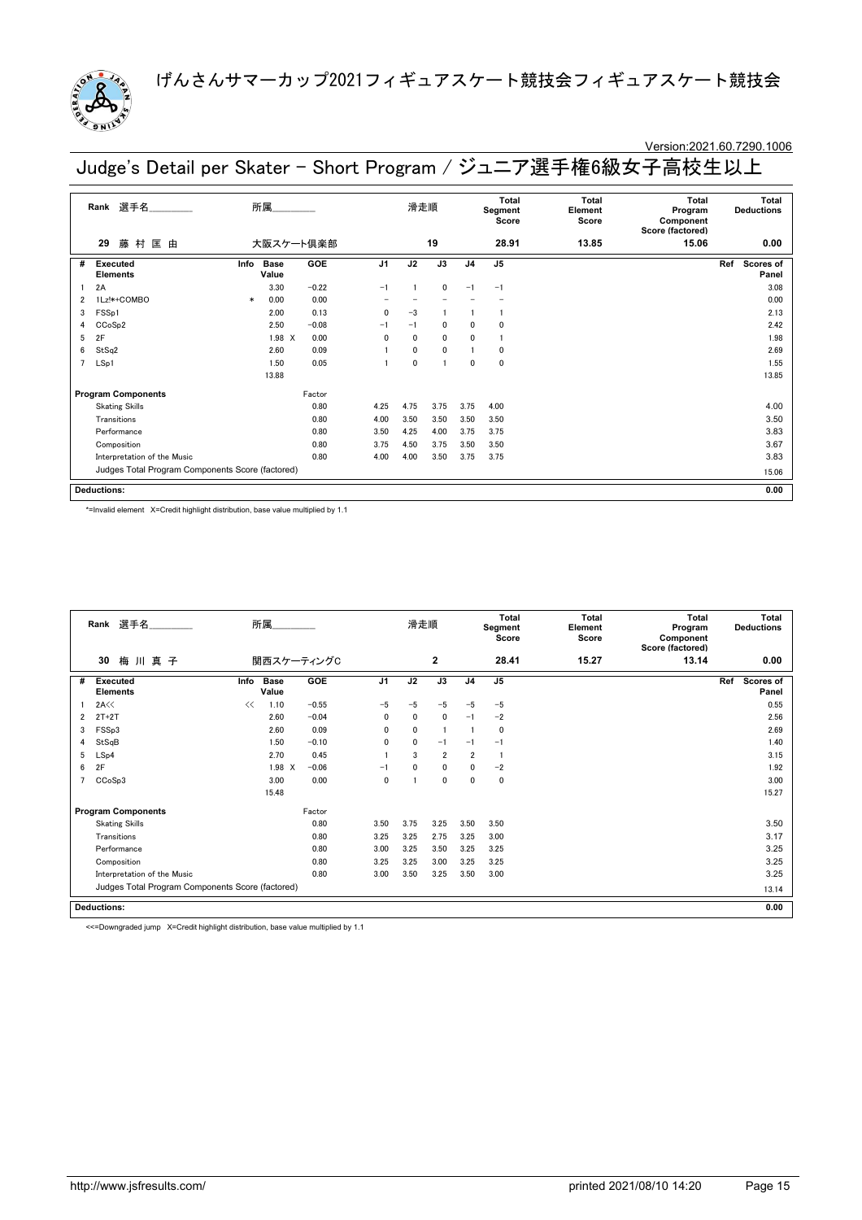# げんさんサマーカップ2021フィギュアスケート競技会フィギュアスケート競技会

Version:2021.60.7290.1006

## Judge's Detail per Skater - Short Program / ジュニア選手権6級女子高校生以上

| Rank | 選手名 | 所属 | 滑走順 | Total Segment Score | Total Element Score | Total Program Component Score (factored) | Total Deductions |
|---|---|---|---|---|---|---|---|
| 29 | 藤 村 匡 由 | 大阪スケート倶楽部 | 19 | 28.91 | 13.85 | 15.06 | 0.00 |

| # | Executed Elements | Info | Base Value | | GOE | J1 | J2 | J3 | J4 | J5 | Ref | Scores of Panel |
|---|---|---|---|---|---|---|---|---|---|---|---|---|
| 1 | 2A | | 3.30 | | -0.22 | -1 | 1 | 0 | -1 | -1 | | 3.08 |
| 2 | 1Lz!*+COMBO | * | 0.00 | | 0.00 | - | - | - | - | - | | 0.00 |
| 3 | FSSp1 | | 2.00 | | 0.13 | 0 | -3 | 1 | 1 | 1 | | 2.13 |
| 4 | CCoSp2 | | 2.50 | | -0.08 | -1 | -1 | 0 | 0 | 0 | | 2.42 |
| 5 | 2F | | 1.98 | X | 0.00 | 0 | 0 | 0 | 0 | 1 | | 1.98 |
| 6 | StSq2 | | 2.60 | | 0.09 | 1 | 0 | 0 | 1 | 0 | | 2.69 |
| 7 | LSp1 | | 1.50 | | 0.05 | 1 | 0 | 1 | 0 | 0 | | 1.55 |
| | | | 13.88 | | | | | | | | | 13.85 |

| Program Components | Factor | J1 | J2 | J3 | J4 | J5 | Scores of Panel |
|---|---|---|---|---|---|---|---|
| Skating Skills | 0.80 | 4.25 | 4.75 | 3.75 | 3.75 | 4.00 | 4.00 |
| Transitions | 0.80 | 4.00 | 3.50 | 3.50 | 3.50 | 3.50 | 3.50 |
| Performance | 0.80 | 3.50 | 4.25 | 4.00 | 3.75 | 3.75 | 3.83 |
| Composition | 0.80 | 3.75 | 4.50 | 3.75 | 3.50 | 3.50 | 3.67 |
| Interpretation of the Music | 0.80 | 4.00 | 4.00 | 3.50 | 3.75 | 3.75 | 3.83 |
| Judges Total Program Components Score (factored) | | | | | | | 15.06 |

| Deductions: | 0.00 |
|---|---|

*=Invalid element X=Credit highlight distribution, base value multiplied by 1.1

| Rank | 選手名 | 所属 | 滑走順 | Total Segment Score | Total Element Score | Total Program Component Score (factored) | Total Deductions |
|---|---|---|---|---|---|---|---|
| 30 | 梅 川 真 子 | 関西スケーティングC | 2 | 28.41 | 15.27 | 13.14 | 0.00 |

| # | Executed Elements | Info | Base Value | | GOE | J1 | J2 | J3 | J4 | J5 | Ref | Scores of Panel |
|---|---|---|---|---|---|---|---|---|---|---|---|---|
| 1 | 2A<< | << | 1.10 | | -0.55 | -5 | -5 | -5 | -5 | -5 | | 0.55 |
| 2 | 2T+2T | | 2.60 | | -0.04 | 0 | 0 | 0 | -1 | -2 | | 2.56 |
| 3 | FSSp3 | | 2.60 | | 0.09 | 0 | 0 | 1 | 1 | 0 | | 2.69 |
| 4 | StSqB | | 1.50 | | -0.10 | 0 | 0 | -1 | -1 | -1 | | 1.40 |
| 5 | LSp4 | | 2.70 | | 0.45 | 1 | 3 | 2 | 2 | 1 | | 3.15 |
| 6 | 2F | | 1.98 | X | -0.06 | -1 | 0 | 0 | 0 | -2 | | 1.92 |
| 7 | CCoSp3 | | 3.00 | | 0.00 | 0 | 1 | 0 | 0 | 0 | | 3.00 |
| | | | 15.48 | | | | | | | | | 15.27 |

| Program Components | Factor | J1 | J2 | J3 | J4 | J5 | Scores of Panel |
|---|---|---|---|---|---|---|---|
| Skating Skills | 0.80 | 3.50 | 3.75 | 3.25 | 3.50 | 3.50 | 3.50 |
| Transitions | 0.80 | 3.25 | 3.25 | 2.75 | 3.25 | 3.00 | 3.17 |
| Performance | 0.80 | 3.00 | 3.25 | 3.50 | 3.25 | 3.25 | 3.25 |
| Composition | 0.80 | 3.25 | 3.25 | 3.00 | 3.25 | 3.25 | 3.25 |
| Interpretation of the Music | 0.80 | 3.00 | 3.50 | 3.25 | 3.50 | 3.00 | 3.25 |
| Judges Total Program Components Score (factored) | | | | | | | 13.14 |

| Deductions: | 0.00 |
|---|---|

<<=Downgraded jump X=Credit highlight distribution, base value multiplied by 1.1

http://www.jsfresults.com/ printed 2021/08/10 14:20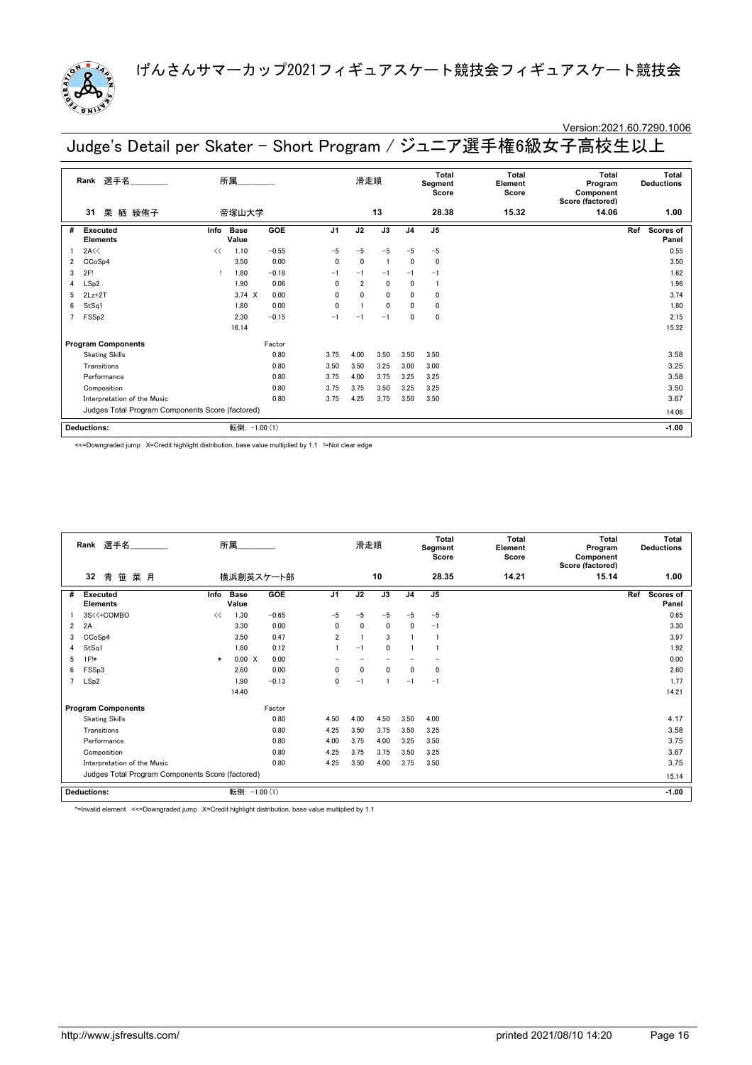# げんさんサマーカップ2021フィギュアスケート競技会フィギュアスケート競技会

Version:2021.60.7290.1006

## Judge's Detail per Skater - Short Program / ジュニア選手権6級女子高校生以上

| Rank | 選手名 | 所属 | 滑走順 | Total Segment Score | Total Element Score | Total Program Component Score (factored) | Total Deductions |
|---|---|---|---|---|---|---|---|
| 31 | 栗 栖 綾侑子 | 帝塚山大学 | 13 | 28.38 | 15.32 | 14.06 | 1.00 |

| # | Executed Elements | Info | Base Value | GOE | J1 | J2 | J3 | J4 | J5 | Ref | Scores of Panel |
|---|---|---|---|---|---|---|---|---|---|---|---|
| 1 | 2A<< | << | 1.10 | −0.55 | −5 | −5 | −5 | −5 | −5 | | 0.55 |
| 2 | CCoSp4 | | 3.50 | 0.00 | 0 | 0 | 1 | 0 | 0 | | 3.50 |
| 3 | 2F! | ! | 1.80 | −0.18 | −1 | −1 | −1 | −1 | −1 | | 1.62 |
| 4 | LSp2 | | 1.90 | 0.06 | 0 | 2 | 0 | 0 | 1 | | 1.96 |
| 5 | 2Lz+2T | | 3.74 X | 0.00 | 0 | 0 | 0 | 0 | 0 | | 3.74 |
| 6 | StSq1 | | 1.80 | 0.00 | 0 | 1 | 0 | 0 | 0 | | 1.80 |
| 7 | FSSp2 | | 2.30 | −0.15 | −1 | −1 | −1 | 0 | 0 | | 2.15 |
| | | | 16.14 | | | | | | | | 15.32 |

| Program Components | Factor | J1 | J2 | J3 | J4 | J5 | Scores of Panel |
|---|---|---|---|---|---|---|---|
| Skating Skills | 0.80 | 3.75 | 4.00 | 3.50 | 3.50 | 3.50 | 3.58 |
| Transitions | 0.80 | 3.50 | 3.50 | 3.25 | 3.00 | 3.00 | 3.25 |
| Performance | 0.80 | 3.75 | 4.00 | 3.75 | 3.25 | 3.25 | 3.58 |
| Composition | 0.80 | 3.75 | 3.75 | 3.50 | 3.25 | 3.25 | 3.50 |
| Interpretation of the Music | 0.80 | 3.75 | 4.25 | 3.75 | 3.50 | 3.50 | 3.67 |
| Judges Total Program Components Score (factored) | | | | | | | 14.06 |

| Deductions: | 転倒: −1.00 (1) | −1.00 |
|---|---|---|

<<=Downgraded jump X=Credit highlight distribution, base value multiplied by 1.1 !=Not clear edge

| Rank | 選手名 | 所属 | 滑走順 | Total Segment Score | Total Element Score | Total Program Component Score (factored) | Total Deductions |
|---|---|---|---|---|---|---|---|
| 32 | 青 笹 菜 月 | 横浜創英スケート部 | 10 | 28.35 | 14.21 | 15.14 | 1.00 |

| # | Executed Elements | Info | Base Value | GOE | J1 | J2 | J3 | J4 | J5 | Ref | Scores of Panel |
|---|---|---|---|---|---|---|---|---|---|---|---|
| 1 | 3S<<+COMBO | << | 1.30 | −0.65 | −5 | −5 | −5 | −5 | −5 | | 0.65 |
| 2 | 2A | | 3.30 | 0.00 | 0 | 0 | 0 | 0 | −1 | | 3.30 |
| 3 | CCoSp4 | | 3.50 | 0.47 | 2 | 1 | 3 | 1 | 1 | | 3.97 |
| 4 | StSq1 | | 1.80 | 0.12 | 1 | −1 | 0 | 1 | 1 | | 1.92 |
| 5 | 1F!* | * | 0.00 X | 0.00 | − | − | − | − | − | | 0.00 |
| 6 | FSSp3 | | 2.60 | 0.00 | 0 | 0 | 0 | 0 | 0 | | 2.60 |
| 7 | LSp2 | | 1.90 | −0.13 | 0 | −1 | 1 | −1 | −1 | | 1.77 |
| | | | 14.40 | | | | | | | | 14.21 |

| Program Components | Factor | J1 | J2 | J3 | J4 | J5 | Scores of Panel |
|---|---|---|---|---|---|---|---|
| Skating Skills | 0.80 | 4.50 | 4.00 | 4.50 | 3.50 | 4.00 | 4.17 |
| Transitions | 0.80 | 4.25 | 3.50 | 3.75 | 3.50 | 3.25 | 3.58 |
| Performance | 0.80 | 4.00 | 3.75 | 4.00 | 3.25 | 3.50 | 3.75 |
| Composition | 0.80 | 4.25 | 3.75 | 3.75 | 3.50 | 3.25 | 3.67 |
| Interpretation of the Music | 0.80 | 4.25 | 3.50 | 4.00 | 3.75 | 3.50 | 3.75 |
| Judges Total Program Components Score (factored) | | | | | | | 15.14 |

| Deductions: | 転倒: −1.00 (1) | −1.00 |
|---|---|---|

*=Invalid element <<=Downgraded jump X=Credit highlight distribution, base value multiplied by 1.1

http://www.jsfresults.com/ printed 2021/08/10 14:20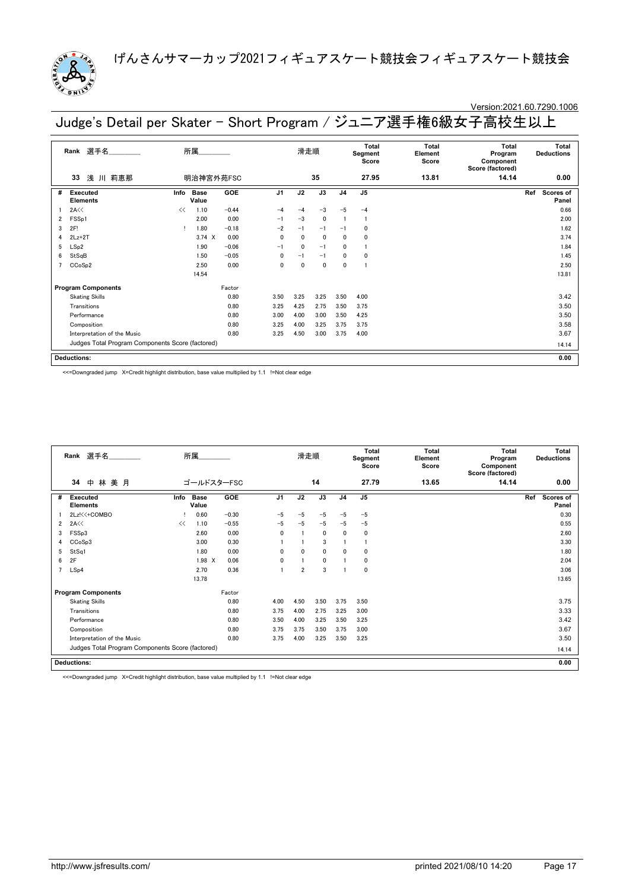# げんさんサマーカップ2021フィギュアスケート競技会フィギュアスケート競技会

Version:2021.60.7290.1006

## Judge's Detail per Skater - Short Program / ジュニア選手権6級女子高校生以上

| Rank | 選手名 | 所属 | 滑走順 | Total Segment Score | Total Element Score | Total Program Component Score (factored) | Total Deductions |
|---|---|---|---|---|---|---|---|
| 33 | 浅 川 莉恵那 | 明治神宮外苑FSC | 35 | 27.95 | 13.81 | 14.14 | 0.00 |

| # | Executed Elements | Info | Base Value | GOE | J1 | J2 | J3 | J4 | J5 | Ref | Scores of Panel |
|---|---|---|---|---|---|---|---|---|---|---|---|
| 1 | 2A<< | << | 1.10 | −0.44 | −4 | −4 | −3 | −5 | −4 | | 0.66 |
| 2 | FSSp1 | | 2.00 | 0.00 | −1 | −3 | 0 | 1 | 1 | | 2.00 |
| 3 | 2F! | ! | 1.80 | −0.18 | −2 | −1 | −1 | −1 | 0 | | 1.62 |
| 4 | 2Lz+2T | | 3.74 X | 0.00 | 0 | 0 | 0 | 0 | 0 | | 3.74 |
| 5 | LSp2 | | 1.90 | −0.06 | −1 | 0 | −1 | 0 | 1 | | 1.84 |
| 6 | StSqB | | 1.50 | −0.05 | 0 | −1 | −1 | 0 | 0 | | 1.45 |
| 7 | CCoSp2 | | 2.50 | 0.00 | 0 | 0 | 0 | 0 | 1 | | 2.50 |
| | | | 14.54 | | | | | | | | 13.81 |

| Program Components | Factor | J1 | J2 | J3 | J4 | J5 | Scores of Panel |
|---|---|---|---|---|---|---|---|
| Skating Skills | 0.80 | 3.50 | 3.25 | 3.25 | 3.50 | 4.00 | 3.42 |
| Transitions | 0.80 | 3.25 | 4.25 | 2.75 | 3.50 | 3.75 | 3.50 |
| Performance | 0.80 | 3.00 | 4.00 | 3.00 | 3.50 | 4.25 | 3.50 |
| Composition | 0.80 | 3.25 | 4.00 | 3.25 | 3.75 | 3.75 | 3.58 |
| Interpretation of the Music | 0.80 | 3.25 | 4.50 | 3.00 | 3.75 | 4.00 | 3.67 |
| Judges Total Program Components Score (factored) | | | | | | | 14.14 |

**Deductions:** 0.00

<<=Downgraded jump X=Credit highlight distribution, base value multiplied by 1.1 !=Not clear edge

| Rank | 選手名 | 所属 | 滑走順 | Total Segment Score | Total Element Score | Total Program Component Score (factored) | Total Deductions |
|---|---|---|---|---|---|---|---|
| 34 | 中 林 美 月 | ゴールドスターFSC | 14 | 27.79 | 13.65 | 14.14 | 0.00 |

| # | Executed Elements | Info | Base Value | GOE | J1 | J2 | J3 | J4 | J5 | Ref | Scores of Panel |
|---|---|---|---|---|---|---|---|---|---|---|---|
| 1 | 2Lz!<<+COMBO | ! | 0.60 | −0.30 | −5 | −5 | −5 | −5 | −5 | | 0.30 |
| 2 | 2A<< | << | 1.10 | −0.55 | −5 | −5 | −5 | −5 | −5 | | 0.55 |
| 3 | FSSp3 | | 2.60 | 0.00 | 0 | 1 | 0 | 0 | 0 | | 2.60 |
| 4 | CCoSp3 | | 3.00 | 0.30 | 1 | 1 | 3 | 1 | 1 | | 3.30 |
| 5 | StSq1 | | 1.80 | 0.00 | 0 | 0 | 0 | 0 | 0 | | 1.80 |
| 6 | 2F | | 1.98 X | 0.06 | 0 | 1 | 0 | 1 | 0 | | 2.04 |
| 7 | LSp4 | | 2.70 | 0.36 | 1 | 2 | 3 | 1 | 0 | | 3.06 |
| | | | 13.78 | | | | | | | | 13.65 |

| Program Components | Factor | J1 | J2 | J3 | J4 | J5 | Scores of Panel |
|---|---|---|---|---|---|---|---|
| Skating Skills | 0.80 | 4.00 | 4.50 | 3.50 | 3.75 | 3.50 | 3.75 |
| Transitions | 0.80 | 3.75 | 4.00 | 2.75 | 3.25 | 3.00 | 3.33 |
| Performance | 0.80 | 3.50 | 4.00 | 3.25 | 3.50 | 3.25 | 3.42 |
| Composition | 0.80 | 3.75 | 3.75 | 3.50 | 3.75 | 3.00 | 3.67 |
| Interpretation of the Music | 0.80 | 3.75 | 4.00 | 3.25 | 3.50 | 3.25 | 3.50 |
| Judges Total Program Components Score (factored) | | | | | | | 14.14 |

**Deductions:** 0.00

<<=Downgraded jump X=Credit highlight distribution, base value multiplied by 1.1 !=Not clear edge

http://www.jsfresults.com/ printed 2021/08/10 14:20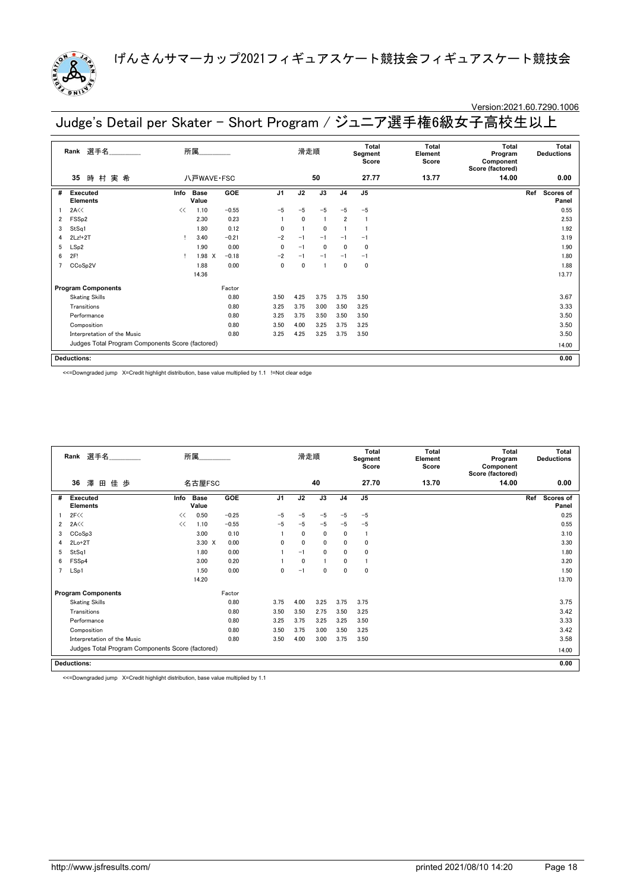# げんさんサマーカップ2021フィギュアスケート競技会フィギュアスケート競技会

Version:2021.60.7290.1006

## Judge's Detail per Skater - Short Program / ジュニア選手権6級女子高校生以上

| Rank | 選手名 | 所属 | 滑走順 | Total Segment Score | Total Element Score | Total Program Component Score (factored) | Total Deductions |
|---|---|---|---|---|---|---|---|
| 35 | 時 村 実 希 | 八戸WAVE・FSC | 50 | 27.77 | 13.77 | 14.00 | 0.00 |

| # | Executed Elements | Info | Base Value | GOE | J1 | J2 | J3 | J4 | J5 | Ref | Scores of Panel |
|---|---|---|---|---|---|---|---|---|---|---|---|
| 1 | 2A<< | << | 1.10 | −0.55 | −5 | −5 | −5 | −5 | −5 | | 0.55 |
| 2 | FSSp2 | | 2.30 | 0.23 | 1 | 0 | 1 | 2 | 1 | | 2.53 |
| 3 | StSq1 | | 1.80 | 0.12 | 0 | 1 | 0 | 1 | 1 | | 1.92 |
| 4 | 2Lz!+2T | ! | 3.40 | −0.21 | −2 | −1 | −1 | −1 | −1 | | 3.19 |
| 5 | LSp2 | | 1.90 | 0.00 | 0 | −1 | 0 | 0 | 0 | | 1.90 |
| 6 | 2F! | ! | 1.98 X | −0.18 | −2 | −1 | −1 | −1 | −1 | | 1.80 |
| 7 | CCoSp2V | | 1.88 | 0.00 | 0 | 0 | 1 | 0 | 0 | | 1.88 |
| | | | 14.36 | | | | | | | | 13.77 |

| Program Components | | Factor | J1 | J2 | J3 | J4 | J5 | | Scores of Panel |
|---|---|---|---|---|---|---|---|---|---|
| Skating Skills | | 0.80 | 3.50 | 4.25 | 3.75 | 3.75 | 3.50 | | 3.67 |
| Transitions | | 0.80 | 3.25 | 3.75 | 3.00 | 3.50 | 3.25 | | 3.33 |
| Performance | | 0.80 | 3.25 | 3.75 | 3.50 | 3.50 | 3.50 | | 3.50 |
| Composition | | 0.80 | 3.50 | 4.00 | 3.25 | 3.75 | 3.25 | | 3.50 |
| Interpretation of the Music | | 0.80 | 3.25 | 4.25 | 3.25 | 3.75 | 3.50 | | 3.50 |
| Judges Total Program Components Score (factored) | | | | | | | | | 14.00 |

| Deductions: | 0.00 |
|---|---|

<<=Downgraded jump X=Credit highlight distribution, base value multiplied by 1.1 !=Not clear edge

| Rank | 選手名 | 所属 | 滑走順 | Total Segment Score | Total Element Score | Total Program Component Score (factored) | Total Deductions |
|---|---|---|---|---|---|---|---|
| 36 | 澤 田 佳 歩 | 名古屋FSC | 40 | 27.70 | 13.70 | 14.00 | 0.00 |

| # | Executed Elements | Info | Base Value | GOE | J1 | J2 | J3 | J4 | J5 | Ref | Scores of Panel |
|---|---|---|---|---|---|---|---|---|---|---|---|
| 1 | 2F<< | << | 0.50 | −0.25 | −5 | −5 | −5 | −5 | −5 | | 0.25 |
| 2 | 2A<< | << | 1.10 | −0.55 | −5 | −5 | −5 | −5 | −5 | | 0.55 |
| 3 | CCoSp3 | | 3.00 | 0.10 | 1 | 0 | 0 | 0 | 1 | | 3.10 |
| 4 | 2Lo+2T | | 3.30 X | 0.00 | 0 | 0 | 0 | 0 | 0 | | 3.30 |
| 5 | StSq1 | | 1.80 | 0.00 | 1 | −1 | 0 | 0 | 0 | | 1.80 |
| 6 | FSSp4 | | 3.00 | 0.20 | 1 | 0 | 1 | 0 | 1 | | 3.20 |
| 7 | LSp1 | | 1.50 | 0.00 | 0 | −1 | 0 | 0 | 0 | | 1.50 |
| | | | 14.20 | | | | | | | | 13.70 |

| Program Components | | Factor | J1 | J2 | J3 | J4 | J5 | | Scores of Panel |
|---|---|---|---|---|---|---|---|---|---|
| Skating Skills | | 0.80 | 3.75 | 4.00 | 3.25 | 3.75 | 3.75 | | 3.75 |
| Transitions | | 0.80 | 3.50 | 3.50 | 2.75 | 3.50 | 3.25 | | 3.42 |
| Performance | | 0.80 | 3.25 | 3.75 | 3.25 | 3.25 | 3.50 | | 3.33 |
| Composition | | 0.80 | 3.50 | 3.75 | 3.00 | 3.50 | 3.25 | | 3.42 |
| Interpretation of the Music | | 0.80 | 3.50 | 4.00 | 3.00 | 3.75 | 3.50 | | 3.58 |
| Judges Total Program Components Score (factored) | | | | | | | | | 14.00 |

| Deductions: | 0.00 |
|---|---|

<<=Downgraded jump X=Credit highlight distribution, base value multiplied by 1.1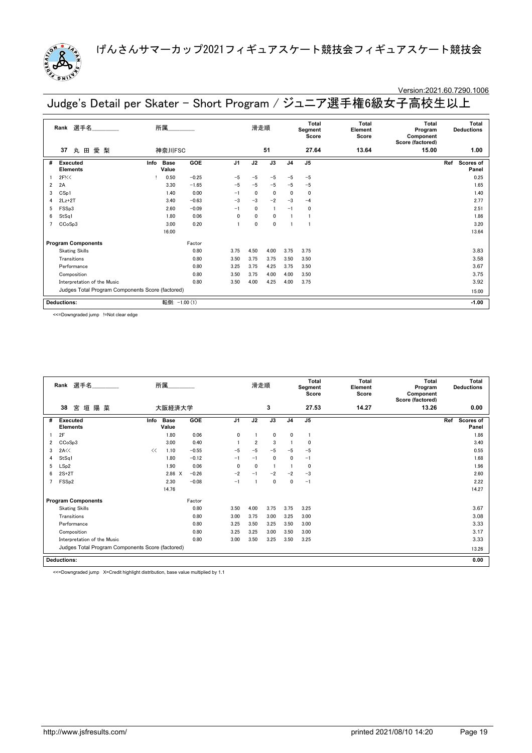げんさんサマーカップ2021フィギュアスケート競技会フィギュアスケート競技会

Version:2021.60.7290.1006

# Judge's Detail per Skater - Short Program / ジュニア選手権6級女子高校生以上

| Rank | 選手名 | 所属 | 滑走順 | Total Segment Score | Total Element Score | Total Program Component Score (factored) | Total Deductions |
|---|---|---|---|---|---|---|---|
| 37 | 丸田愛梨 | 神奈川FSC | 51 | 27.64 | 13.64 | 15.00 | 1.00 |

| # | Executed Elements | Info | Base Value | GOE | J1 | J2 | J3 | J4 | J5 | Ref | Scores of Panel |
|---|---|---|---|---|---|---|---|---|---|---|---|
| 1 | 2F!<< | ! | 0.50 | −0.25 | −5 | −5 | −5 | −5 | −5 | | 0.25 |
| 2 | 2A | | 3.30 | −1.65 | −5 | −5 | −5 | −5 | −5 | | 1.65 |
| 3 | CSp1 | | 1.40 | 0.00 | −1 | 0 | 0 | 0 | 0 | | 1.40 |
| 4 | 2Lz+2T | | 3.40 | −0.63 | −3 | −3 | −2 | −3 | −4 | | 2.77 |
| 5 | FSSp3 | | 2.60 | −0.09 | −1 | 0 | 1 | −1 | 0 | | 2.51 |
| 6 | StSq1 | | 1.80 | 0.06 | 0 | 0 | 0 | 1 | 1 | | 1.86 |
| 7 | CCoSp3 | | 3.00 | 0.20 | 1 | 0 | 0 | 1 | 1 | | 3.20 |
| | | | 16.00 | | | | | | | | 13.64 |

| Program Components | Factor | J1 | J2 | J3 | J4 | J5 | Scores of Panel |
|---|---|---|---|---|---|---|---|
| Skating Skills | 0.80 | 3.75 | 4.50 | 4.00 | 3.75 | 3.75 | 3.83 |
| Transitions | 0.80 | 3.50 | 3.75 | 3.75 | 3.50 | 3.50 | 3.58 |
| Performance | 0.80 | 3.25 | 3.75 | 4.25 | 3.75 | 3.50 | 3.67 |
| Composition | 0.80 | 3.50 | 3.75 | 4.00 | 4.00 | 3.50 | 3.75 |
| Interpretation of the Music | 0.80 | 3.50 | 4.00 | 4.25 | 4.00 | 3.75 | 3.92 |
| Judges Total Program Components Score (factored) | | | | | | | 15.00 |

| Deductions: | 転倒: −1.00 (1) | −1.00 |
|---|---|---|

<<=Downgraded jump !=Not clear edge

| Rank | 選手名 | 所属 | 滑走順 | Total Segment Score | Total Element Score | Total Program Component Score (factored) | Total Deductions |
|---|---|---|---|---|---|---|---|
| 38 | 宮垣陽菜 | 大阪経済大学 | 3 | 27.53 | 14.27 | 13.26 | 0.00 |

| # | Executed Elements | Info | Base Value | GOE | J1 | J2 | J3 | J4 | J5 | Ref | Scores of Panel |
|---|---|---|---|---|---|---|---|---|---|---|---|
| 1 | 2F | | 1.80 | 0.06 | 0 | 1 | 0 | 0 | 1 | | 1.86 |
| 2 | CCoSp3 | | 3.00 | 0.40 | 1 | 2 | 3 | 1 | 0 | | 3.40 |
| 3 | 2A<< | << | 1.10 | −0.55 | −5 | −5 | −5 | −5 | −5 | | 0.55 |
| 4 | StSq1 | | 1.80 | −0.12 | −1 | −1 | 0 | 0 | −1 | | 1.68 |
| 5 | LSp2 | | 1.90 | 0.06 | 0 | 0 | 1 | 1 | 0 | | 1.96 |
| 6 | 2S+2T | | 2.86 X | −0.26 | −2 | −1 | −2 | −2 | −3 | | 2.60 |
| 7 | FSSp2 | | 2.30 | −0.08 | −1 | 1 | 0 | 0 | −1 | | 2.22 |
| | | | 14.76 | | | | | | | | 14.27 |

| Program Components | Factor | J1 | J2 | J3 | J4 | J5 | Scores of Panel |
|---|---|---|---|---|---|---|---|
| Skating Skills | 0.80 | 3.50 | 4.00 | 3.75 | 3.75 | 3.25 | 3.67 |
| Transitions | 0.80 | 3.00 | 3.75 | 3.00 | 3.25 | 3.00 | 3.08 |
| Performance | 0.80 | 3.25 | 3.50 | 3.25 | 3.50 | 3.00 | 3.33 |
| Composition | 0.80 | 3.25 | 3.25 | 3.00 | 3.50 | 3.00 | 3.17 |
| Interpretation of the Music | 0.80 | 3.00 | 3.50 | 3.25 | 3.50 | 3.25 | 3.33 |
| Judges Total Program Components Score (factored) | | | | | | | 13.26 |

| Deductions: | | 0.00 |
|---|---|---|

<<=Downgraded jump X=Credit highlight distribution, base value multiplied by 1.1

http://www.jsfresults.com/ printed 2021/08/10 14:20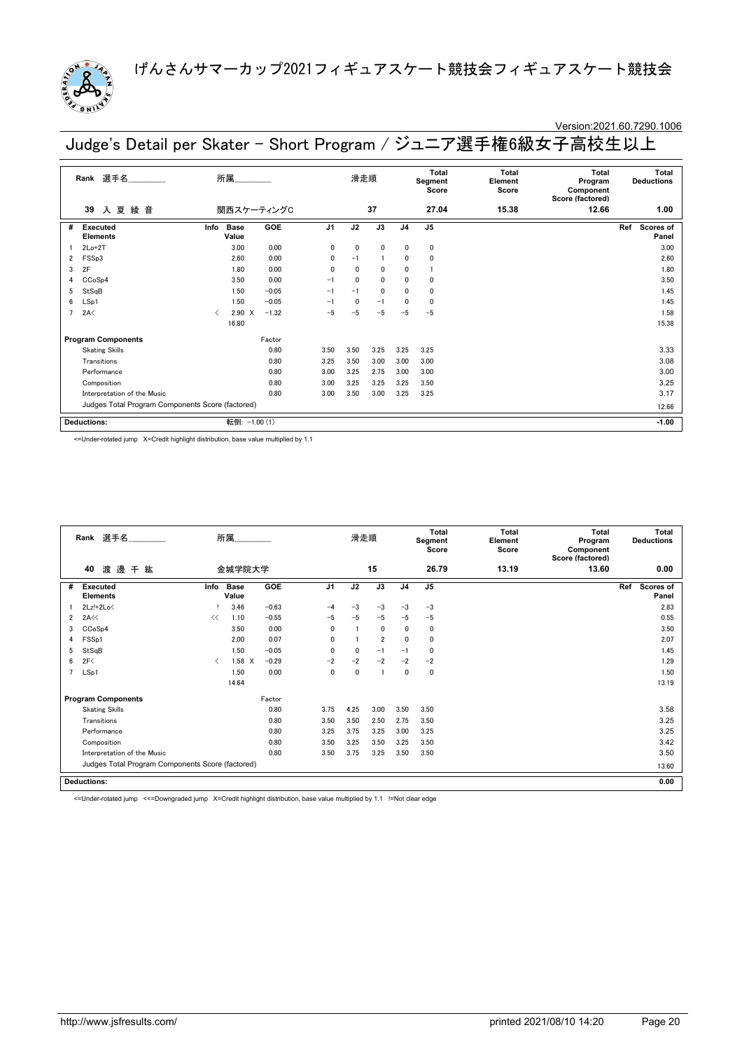# げんさんサマーカップ2021フィギュアスケート競技会フィギュアスケート競技会

Version:2021.60.7290.1006

## Judge's Detail per Skater - Short Program / ジュニア選手権6級女子高校生以上

| Rank | 選手名 | 所属 | 滑走順 | Total Segment Score | Total Element Score | Total Program Component Score (factored) | Total Deductions |
|---|---|---|---|---|---|---|---|
| 39 | 入夏綾音 | 関西スケーティングC | 37 | 27.04 | 15.38 | 12.66 | 1.00 |

| # | Executed Elements | Info | Base Value | | GOE | J1 | J2 | J3 | J4 | J5 | Ref | Scores of Panel |
|---|---|---|---|---|---|---|---|---|---|---|---|---|
| 1 | 2Lo+2T | | 3.00 | | 0.00 | 0 | 0 | 0 | 0 | 0 | | 3.00 |
| 2 | FSSp3 | | 2.60 | | 0.00 | 0 | −1 | 1 | 0 | 0 | | 2.60 |
| 3 | 2F | | 1.80 | | 0.00 | 0 | 0 | 0 | 0 | 1 | | 1.80 |
| 4 | CCoSp4 | | 3.50 | | 0.00 | −1 | 0 | 0 | 0 | 0 | | 3.50 |
| 5 | StSqB | | 1.50 | | −0.05 | −1 | −1 | 0 | 0 | 0 | | 1.45 |
| 6 | LSp1 | | 1.50 | | −0.05 | −1 | 0 | −1 | 0 | 0 | | 1.45 |
| 7 | 2A< | < | 2.90 | X | −1.32 | −5 | −5 | −5 | −5 | −5 | | 1.58 |
| | | | 16.80 | | | | | | | | | 15.38 |

| Program Components | Factor | J1 | J2 | J3 | J4 | J5 | Scores of Panel |
|---|---|---|---|---|---|---|---|
| Skating Skills | 0.80 | 3.50 | 3.50 | 3.25 | 3.25 | 3.25 | 3.33 |
| Transitions | 0.80 | 3.25 | 3.50 | 3.00 | 3.00 | 3.00 | 3.08 |
| Performance | 0.80 | 3.00 | 3.25 | 2.75 | 3.00 | 3.00 | 3.00 |
| Composition | 0.80 | 3.00 | 3.25 | 3.25 | 3.25 | 3.50 | 3.25 |
| Interpretation of the Music | 0.80 | 3.00 | 3.50 | 3.00 | 3.25 | 3.25 | 3.17 |
| Judges Total Program Components Score (factored) | | | | | | | 12.66 |

| Deductions: | 転倒: −1.00 (1) | −1.00 |
|---|---|---|

<=Under-rotated jump X=Credit highlight distribution, base value multiplied by 1.1

| Rank | 選手名 | 所属 | 滑走順 | Total Segment Score | Total Element Score | Total Program Component Score (factored) | Total Deductions |
|---|---|---|---|---|---|---|---|
| 40 | 渡邊千紘 | 金城学院大学 | 15 | 26.79 | 13.19 | 13.60 | 0.00 |

| # | Executed Elements | Info | Base Value | | GOE | J1 | J2 | J3 | J4 | J5 | Ref | Scores of Panel |
|---|---|---|---|---|---|---|---|---|---|---|---|---|
| 1 | 2Lz!+2Lo< | ! | 3.46 | | −0.63 | −4 | −3 | −3 | −3 | −3 | | 2.83 |
| 2 | 2A<< | << | 1.10 | | −0.55 | −5 | −5 | −5 | −5 | −5 | | 0.55 |
| 3 | CCoSp4 | | 3.50 | | 0.00 | 0 | 1 | 0 | 0 | 0 | | 3.50 |
| 4 | FSSp1 | | 2.00 | | 0.07 | 0 | 1 | 2 | 0 | 0 | | 2.07 |
| 5 | StSqB | | 1.50 | | −0.05 | 0 | 0 | −1 | −1 | 0 | | 1.45 |
| 6 | 2F< | < | 1.58 | X | −0.29 | −2 | −2 | −2 | −2 | −2 | | 1.29 |
| 7 | LSp1 | | 1.50 | | 0.00 | 0 | 0 | 1 | 0 | 0 | | 1.50 |
| | | | 14.64 | | | | | | | | | 13.19 |

| Program Components | Factor | J1 | J2 | J3 | J4 | J5 | Scores of Panel |
|---|---|---|---|---|---|---|---|
| Skating Skills | 0.80 | 3.75 | 4.25 | 3.00 | 3.50 | 3.50 | 3.58 |
| Transitions | 0.80 | 3.50 | 3.50 | 2.50 | 2.75 | 3.50 | 3.25 |
| Performance | 0.80 | 3.25 | 3.75 | 3.25 | 3.00 | 3.25 | 3.25 |
| Composition | 0.80 | 3.50 | 3.25 | 3.50 | 3.25 | 3.50 | 3.42 |
| Interpretation of the Music | 0.80 | 3.50 | 3.75 | 3.25 | 3.50 | 3.50 | 3.50 |
| Judges Total Program Components Score (factored) | | | | | | | 13.60 |

| Deductions: | | 0.00 |
|---|---|---|

<=Under-rotated jump <<=Downgraded jump X=Credit highlight distribution, base value multiplied by 1.1 !=Not clear edge

http://www.jsfresults.com/ printed 2021/08/10 14:20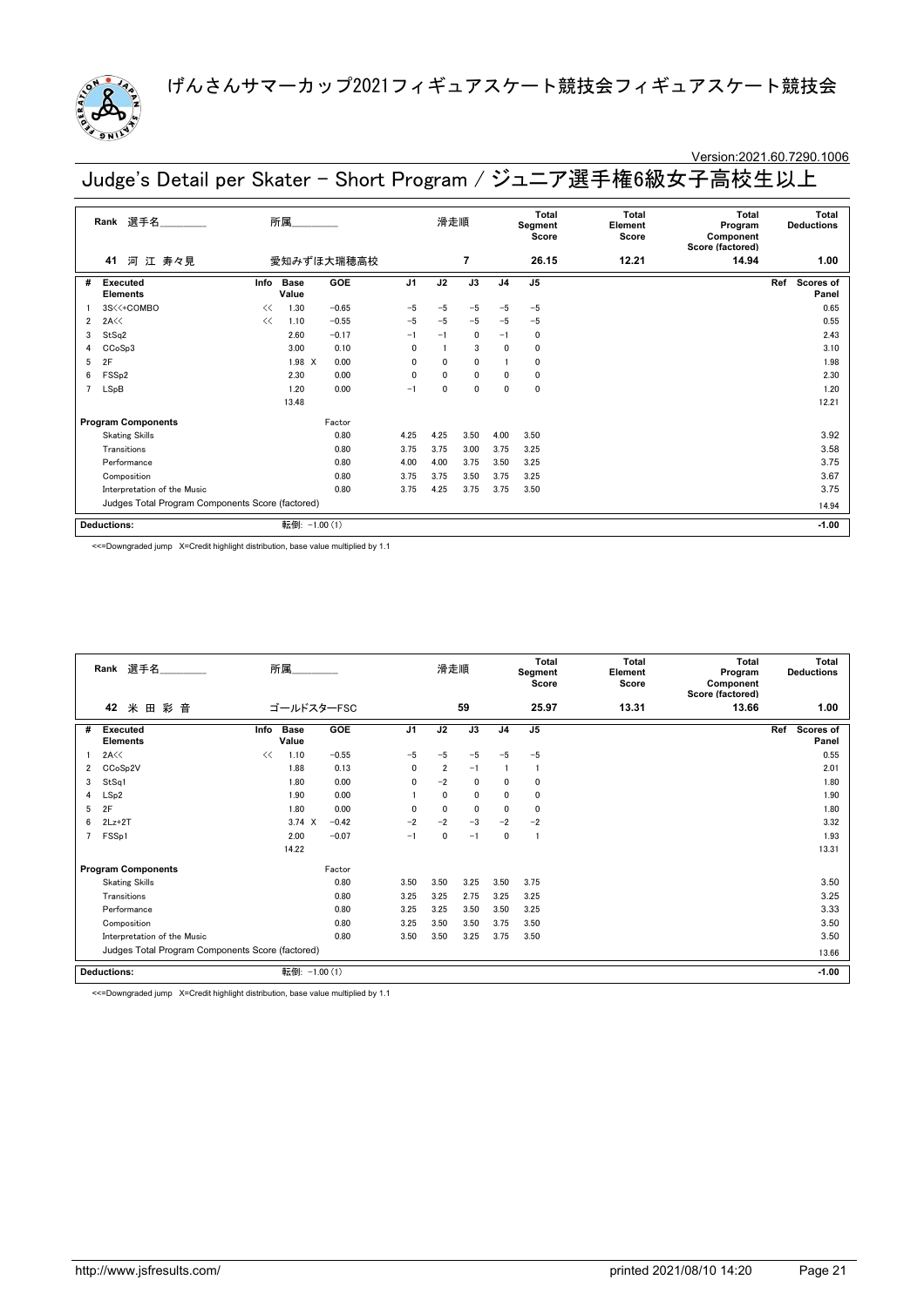# げんさんサマーカップ2021フィギュアスケート競技会フィギュアスケート競技会

Version:2021.60.7290.1006

## Judge's Detail per Skater - Short Program / ジュニア選手権6級女子高校生以上

| Rank | 選手名 | 所属 | 滑走順 | Total Segment Score | Total Element Score | Total Program Component Score (factored) | Total Deductions |
|---|---|---|---|---|---|---|---|
| 41 | 河 江 寿々晃 | 愛知みずほ大瑞穂高校 | 7 | 26.15 | 12.21 | 14.94 | 1.00 |

| # | Executed Elements | Info | Base Value | | GOE | J1 | J2 | J3 | J4 | J5 | Ref | Scores of Panel |
|---|---|---|---|---|---|---|---|---|---|---|---|---|
| 1 | 3S<<+COMBO | << | 1.30 | | -0.65 | -5 | -5 | -5 | -5 | -5 | | 0.65 |
| 2 | 2A<< | << | 1.10 | | -0.55 | -5 | -5 | -5 | -5 | -5 | | 0.55 |
| 3 | StSq2 | | 2.60 | | -0.17 | -1 | -1 | 0 | -1 | 0 | | 2.43 |
| 4 | CCoSp3 | | 3.00 | | 0.10 | 0 | 1 | 3 | 0 | 0 | | 3.10 |
| 5 | 2F | | 1.98 | X | 0.00 | 0 | 0 | 0 | 1 | 0 | | 1.98 |
| 6 | FSSp2 | | 2.30 | | 0.00 | 0 | 0 | 0 | 0 | 0 | | 2.30 |
| 7 | LSpB | | 1.20 | | 0.00 | -1 | 0 | 0 | 0 | 0 | | 1.20 |
| | | | 13.48 | | | | | | | | | 12.21 |
| | **Program Components** | | | | Factor | | | | | | | |
| | Skating Skills | | | | 0.80 | 4.25 | 4.25 | 3.50 | 4.00 | 3.50 | | 3.92 |
| | Transitions | | | | 0.80 | 3.75 | 3.75 | 3.00 | 3.75 | 3.25 | | 3.58 |
| | Performance | | | | 0.80 | 4.00 | 4.00 | 3.75 | 3.50 | 3.25 | | 3.75 |
| | Composition | | | | 0.80 | 3.75 | 3.75 | 3.50 | 3.75 | 3.25 | | 3.67 |
| | Interpretation of the Music | | | | 0.80 | 3.75 | 4.25 | 3.75 | 3.75 | 3.50 | | 3.75 |
| | Judges Total Program Components Score (factored) | | | | | | | | | | | 14.94 |
| | **Deductions:** | | 転倒: -1.00 (1) | | | | | | | | | -1.00 |

<<=Downgraded jump X=Credit highlight distribution, base value multiplied by 1.1

| Rank | 選手名 | 所属 | 滑走順 | Total Segment Score | Total Element Score | Total Program Component Score (factored) | Total Deductions |
|---|---|---|---|---|---|---|---|
| 42 | 米 田 彩 音 | ゴールドスターFSC | 59 | 25.97 | 13.31 | 13.66 | 1.00 |

| # | Executed Elements | Info | Base Value | | GOE | J1 | J2 | J3 | J4 | J5 | Ref | Scores of Panel |
|---|---|---|---|---|---|---|---|---|---|---|---|---|
| 1 | 2A<< | << | 1.10 | | -0.55 | -5 | -5 | -5 | -5 | -5 | | 0.55 |
| 2 | CCoSp2V | | 1.88 | | 0.13 | 0 | 2 | -1 | 1 | 1 | | 2.01 |
| 3 | StSq1 | | 1.80 | | 0.00 | 0 | -2 | 0 | 0 | 0 | | 1.80 |
| 4 | LSp2 | | 1.90 | | 0.00 | 1 | 0 | 0 | 0 | 0 | | 1.90 |
| 5 | 2F | | 1.80 | | 0.00 | 0 | 0 | 0 | 0 | 0 | | 1.80 |
| 6 | 2Lz+2T | | 3.74 | X | -0.42 | -2 | -2 | -3 | -2 | -2 | | 3.32 |
| 7 | FSSp1 | | 2.00 | | -0.07 | -1 | 0 | -1 | 0 | 1 | | 1.93 |
| | | | 14.22 | | | | | | | | | 13.31 |
| | **Program Components** | | | | Factor | | | | | | | |
| | Skating Skills | | | | 0.80 | 3.50 | 3.50 | 3.25 | 3.50 | 3.75 | | 3.50 |
| | Transitions | | | | 0.80 | 3.25 | 3.25 | 2.75 | 3.25 | 3.25 | | 3.25 |
| | Performance | | | | 0.80 | 3.25 | 3.25 | 3.50 | 3.50 | 3.25 | | 3.33 |
| | Composition | | | | 0.80 | 3.25 | 3.50 | 3.50 | 3.75 | 3.50 | | 3.50 |
| | Interpretation of the Music | | | | 0.80 | 3.50 | 3.50 | 3.25 | 3.75 | 3.50 | | 3.50 |
| | Judges Total Program Components Score (factored) | | | | | | | | | | | 13.66 |
| | **Deductions:** | | 転倒: -1.00 (1) | | | | | | | | | -1.00 |

<<=Downgraded jump X=Credit highlight distribution, base value multiplied by 1.1

http://www.jsfresults.com/ printed 2021/08/10 14:20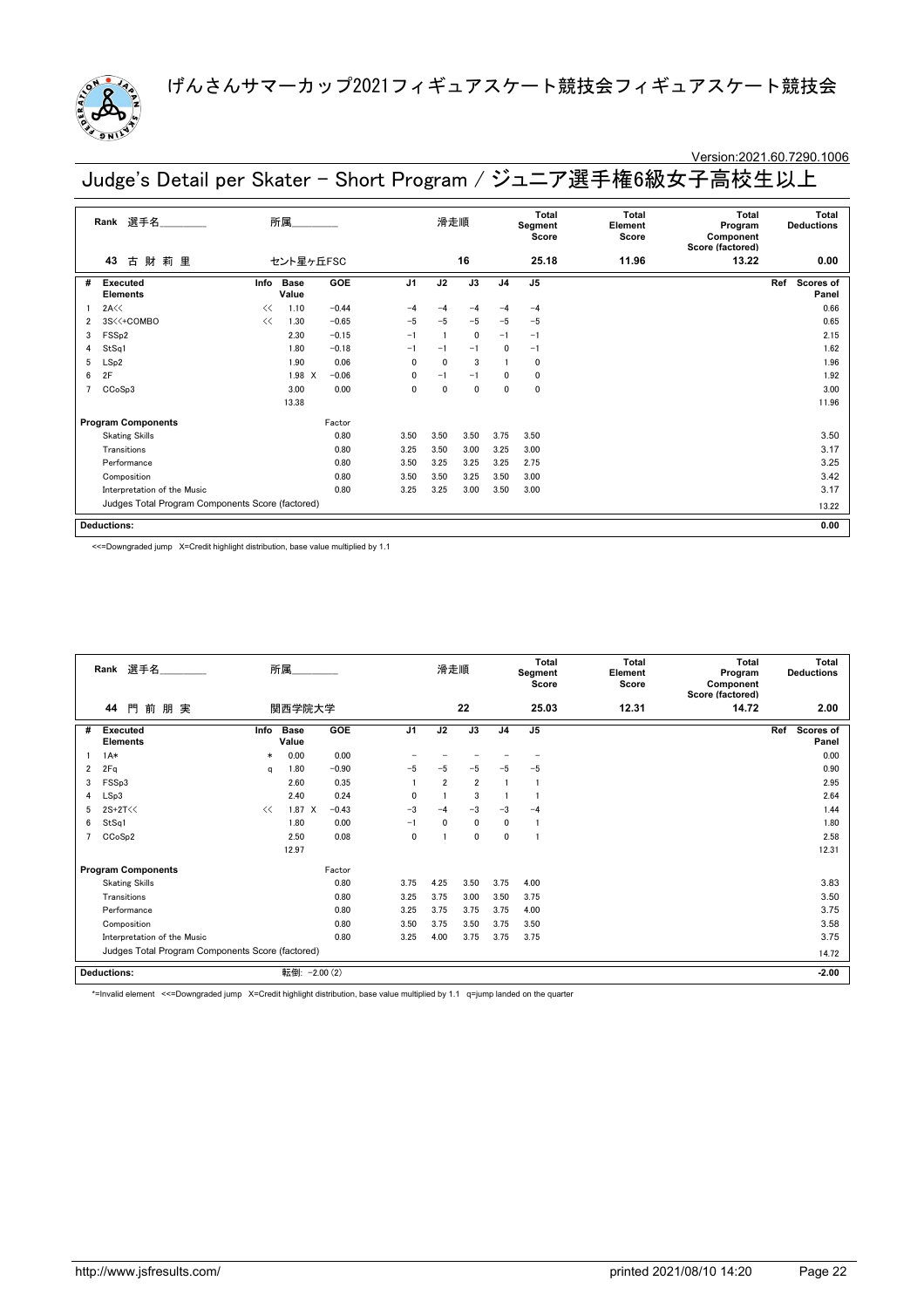げんさんサマーカップ2021フィギュアスケート競技会フィギュアスケート競技会

Version:2021.60.7290.1006

# Judge's Detail per Skater - Short Program / ジュニア選手権6級女子高校生以上

| Rank | 選手名 | 所属 | 滑走順 | Total Segment Score | Total Element Score | Total Program Component Score (factored) | Total Deductions |
|---|---|---|---|---|---|---|---|
| 43 | 古 財 莉 里 | セント星ヶ丘FSC | 16 | 25.18 | 11.96 | 13.22 | 0.00 |

| # | Executed Elements | Info | Base Value | | GOE | J1 | J2 | J3 | J4 | J5 | Ref | Scores of Panel |
|---|---|---|---|---|---|---|---|---|---|---|---|---|
| 1 | 2A<< | << | 1.10 | | -0.44 | -4 | -4 | -4 | -4 | -4 | | 0.66 |
| 2 | 3S<<+COMBO | << | 1.30 | | -0.65 | -5 | -5 | -5 | -5 | -5 | | 0.65 |
| 3 | FSSp2 | | 2.30 | | -0.15 | -1 | 1 | 0 | -1 | -1 | | 2.15 |
| 4 | StSq1 | | 1.80 | | -0.18 | -1 | -1 | -1 | 0 | -1 | | 1.62 |
| 5 | LSp2 | | 1.90 | | 0.06 | 0 | 0 | 3 | 1 | 0 | | 1.96 |
| 6 | 2F | | 1.98 | X | -0.06 | 0 | -1 | -1 | 0 | 0 | | 1.92 |
| 7 | CCoSp3 | | 3.00 | | 0.00 | 0 | 0 | 0 | 0 | 0 | | 3.00 |
| | | | 13.38 | | | | | | | | | 11.96 |

| Program Components | Factor | J1 | J2 | J3 | J4 | J5 | Scores of Panel |
|---|---|---|---|---|---|---|---|
| Skating Skills | 0.80 | 3.50 | 3.50 | 3.50 | 3.75 | 3.50 | 3.50 |
| Transitions | 0.80 | 3.25 | 3.50 | 3.00 | 3.25 | 3.00 | 3.17 |
| Performance | 0.80 | 3.50 | 3.25 | 3.25 | 3.25 | 2.75 | 3.25 |
| Composition | 0.80 | 3.50 | 3.50 | 3.25 | 3.50 | 3.00 | 3.42 |
| Interpretation of the Music | 0.80 | 3.25 | 3.25 | 3.00 | 3.50 | 3.00 | 3.17 |
| Judges Total Program Components Score (factored) | | | | | | | 13.22 |

**Deductions:** 0.00

<<=Downgraded jump X=Credit highlight distribution, base value multiplied by 1.1

| Rank | 選手名 | 所属 | 滑走順 | Total Segment Score | Total Element Score | Total Program Component Score (factored) | Total Deductions |
|---|---|---|---|---|---|---|---|
| 44 | 門 前 朋 実 | 関西学院大学 | 22 | 25.03 | 12.31 | 14.72 | 2.00 |

| # | Executed Elements | Info | Base Value | | GOE | J1 | J2 | J3 | J4 | J5 | Ref | Scores of Panel |
|---|---|---|---|---|---|---|---|---|---|---|---|---|
| 1 | 1A* | * | 0.00 | | 0.00 | - | - | - | - | - | | 0.00 |
| 2 | 2Fq | q | 1.80 | | -0.90 | -5 | -5 | -5 | -5 | -5 | | 0.90 |
| 3 | FSSp3 | | 2.60 | | 0.35 | 1 | 2 | 2 | 1 | 1 | | 2.95 |
| 4 | LSp3 | | 2.40 | | 0.24 | 0 | 1 | 3 | 1 | 1 | | 2.64 |
| 5 | 2S+2T<< | << | 1.87 | X | -0.43 | -3 | -4 | -3 | -3 | -4 | | 1.44 |
| 6 | StSq1 | | 1.80 | | 0.00 | -1 | 0 | 0 | 0 | 1 | | 1.80 |
| 7 | CCoSp2 | | 2.50 | | 0.08 | 0 | 1 | 0 | 0 | 1 | | 2.58 |
| | | | 12.97 | | | | | | | | | 12.31 |

| Program Components | Factor | J1 | J2 | J3 | J4 | J5 | Scores of Panel |
|---|---|---|---|---|---|---|---|
| Skating Skills | 0.80 | 3.75 | 4.25 | 3.50 | 3.75 | 4.00 | 3.83 |
| Transitions | 0.80 | 3.25 | 3.75 | 3.00 | 3.50 | 3.75 | 3.50 |
| Performance | 0.80 | 3.25 | 3.75 | 3.75 | 3.75 | 4.00 | 3.75 |
| Composition | 0.80 | 3.50 | 3.75 | 3.50 | 3.75 | 3.50 | 3.58 |
| Interpretation of the Music | 0.80 | 3.25 | 4.00 | 3.75 | 3.75 | 3.75 | 3.75 |
| Judges Total Program Components Score (factored) | | | | | | | 14.72 |

**Deductions:** 転倒: -2.00 (2) -2.00

*=Invalid element <<=Downgraded jump X=Credit highlight distribution, base value multiplied by 1.1 q=jump landed on the quarter

http://www.jsfresults.com/ printed 2021/08/10 14:20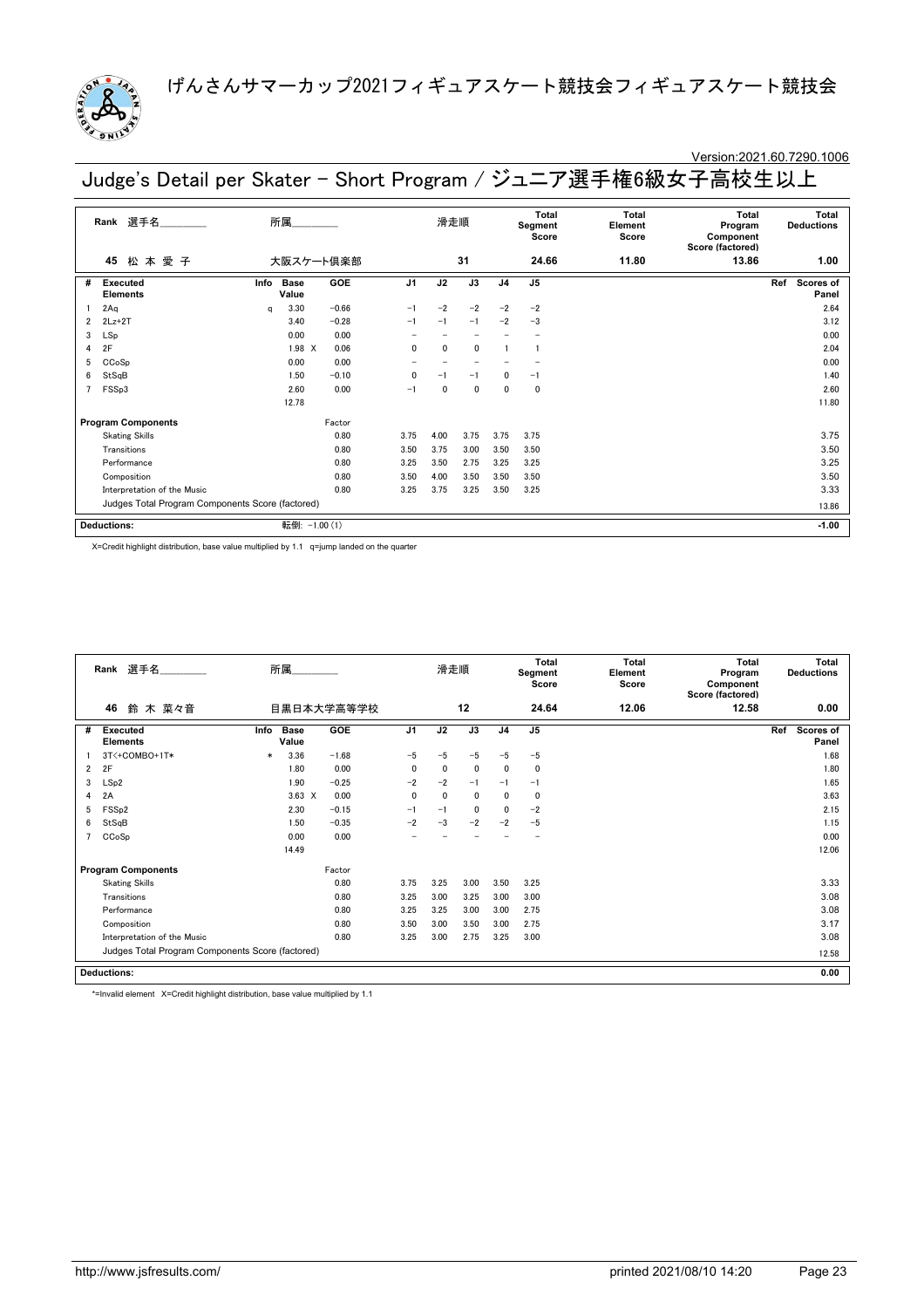# げんさんサマーカップ2021フィギュアスケート競技会フィギュアスケート競技会

Version:2021.60.7290.1006

## Judge's Detail per Skater - Short Program / ジュニア選手権6級女子高校生以上

| Rank | 選手名 | 所属 | 滑走順 | Total Segment Score | Total Element Score | Total Program Component Score (factored) | Total Deductions |
|---|---|---|---|---|---|---|---|
| 45 | 松 本 愛 子 | 大阪スケート倶楽部 | 31 | 24.66 | 11.80 | 13.86 | 1.00 |

| # | Executed Elements | Info | Base Value | | GOE | J1 | J2 | J3 | J4 | J5 | Ref | Scores of Panel |
|---|---|---|---|---|---|---|---|---|---|---|---|---|
| 1 | 2Aq | q | 3.30 | | -0.66 | -1 | -2 | -2 | -2 | -2 | | 2.64 |
| 2 | 2Lz+2T | | 3.40 | | -0.28 | -1 | -1 | -1 | -2 | -3 | | 3.12 |
| 3 | LSp | | 0.00 | | 0.00 | - | - | - | - | - | | 0.00 |
| 4 | 2F | | 1.98 | X | 0.06 | 0 | 0 | 0 | 1 | 1 | | 2.04 |
| 5 | CCoSp | | 0.00 | | 0.00 | - | - | - | - | - | | 0.00 |
| 6 | StSqB | | 1.50 | | -0.10 | 0 | -1 | -1 | 0 | -1 | | 1.40 |
| 7 | FSSp3 | | 2.60 | | 0.00 | -1 | 0 | 0 | 0 | 0 | | 2.60 |
| | | | 12.78 | | | | | | | | | 11.80 |

| Program Components | Factor | J1 | J2 | J3 | J4 | J5 | Scores of Panel |
|---|---|---|---|---|---|---|---|
| Skating Skills | 0.80 | 3.75 | 4.00 | 3.75 | 3.75 | 3.75 | 3.75 |
| Transitions | 0.80 | 3.50 | 3.75 | 3.00 | 3.50 | 3.50 | 3.50 |
| Performance | 0.80 | 3.25 | 3.50 | 2.75 | 3.25 | 3.25 | 3.25 |
| Composition | 0.80 | 3.50 | 4.00 | 3.50 | 3.50 | 3.50 | 3.50 |
| Interpretation of the Music | 0.80 | 3.25 | 3.75 | 3.25 | 3.50 | 3.25 | 3.33 |
| Judges Total Program Components Score (factored) | | | | | | | 13.86 |

| Deductions: | 転倒: -1.00 (1) | -1.00 |
|---|---|---|

X=Credit highlight distribution, base value multiplied by 1.1 q=jump landed on the quarter

| Rank | 選手名 | 所属 | 滑走順 | Total Segment Score | Total Element Score | Total Program Component Score (factored) | Total Deductions |
|---|---|---|---|---|---|---|---|
| 46 | 鈴 木 菜々音 | 目黒日本大学高等学校 | 12 | 24.64 | 12.06 | 12.58 | 0.00 |

| # | Executed Elements | Info | Base Value | | GOE | J1 | J2 | J3 | J4 | J5 | Ref | Scores of Panel |
|---|---|---|---|---|---|---|---|---|---|---|---|---|
| 1 | 3T<+COMBO+1T* | * | 3.36 | | -1.68 | -5 | -5 | -5 | -5 | -5 | | 1.68 |
| 2 | 2F | | 1.80 | | 0.00 | 0 | 0 | 0 | 0 | 0 | | 1.80 |
| 3 | LSp2 | | 1.90 | | -0.25 | -2 | -2 | -1 | -1 | -1 | | 1.65 |
| 4 | 2A | | 3.63 | X | 0.00 | 0 | 0 | 0 | 0 | 0 | | 3.63 |
| 5 | FSSp2 | | 2.30 | | -0.15 | -1 | -1 | 0 | 0 | -2 | | 2.15 |
| 6 | StSqB | | 1.50 | | -0.35 | -2 | -3 | -2 | -2 | -5 | | 1.15 |
| 7 | CCoSp | | 0.00 | | 0.00 | - | - | - | - | - | | 0.00 |
| | | | 14.49 | | | | | | | | | 12.06 |

| Program Components | Factor | J1 | J2 | J3 | J4 | J5 | Scores of Panel |
|---|---|---|---|---|---|---|---|
| Skating Skills | 0.80 | 3.75 | 3.25 | 3.00 | 3.50 | 3.25 | 3.33 |
| Transitions | 0.80 | 3.25 | 3.00 | 3.25 | 3.00 | 3.00 | 3.08 |
| Performance | 0.80 | 3.25 | 3.25 | 3.00 | 3.00 | 2.75 | 3.08 |
| Composition | 0.80 | 3.50 | 3.00 | 3.50 | 3.00 | 2.75 | 3.17 |
| Interpretation of the Music | 0.80 | 3.25 | 3.00 | 2.75 | 3.25 | 3.00 | 3.08 |
| Judges Total Program Components Score (factored) | | | | | | | 12.58 |

| Deductions: | | 0.00 |
|---|---|---|

*=Invalid element X=Credit highlight distribution, base value multiplied by 1.1

http://www.jsfresults.com/ printed 2021/08/10 14:20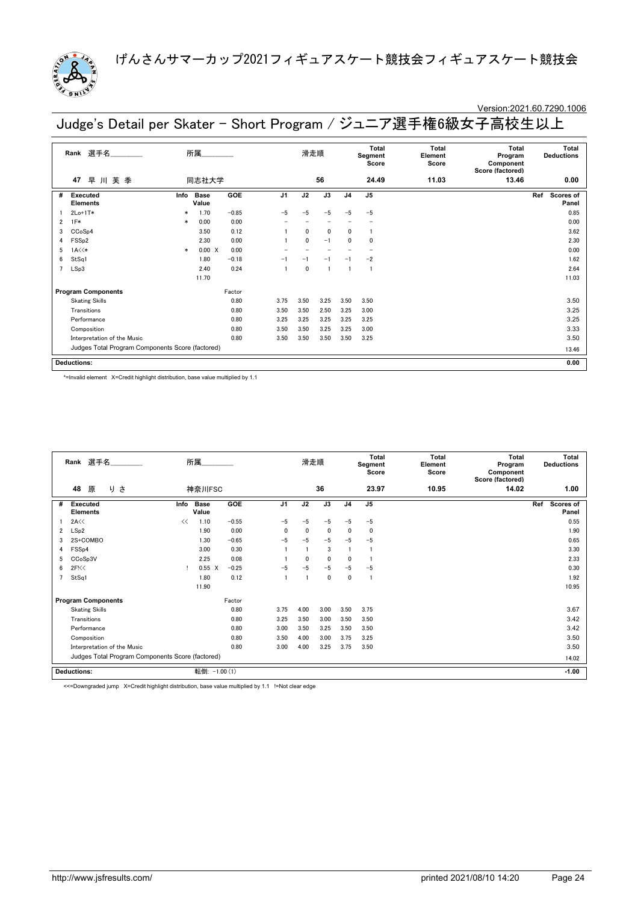# げんさんサマーカップ2021フィギュアスケート競技会フィギュアスケート競技会

Version:2021.60.7290.1006

## Judge's Detail per Skater - Short Program / ジュニア選手権6級女子高校生以上

| Rank | 選手名 | 所属 | 滑走順 | Total Segment Score | Total Element Score | Total Program Component Score (factored) | Total Deductions |
|---|---|---|---|---|---|---|---|
| 47 | 早 川 芙 季 | 同志社大学 | 56 | 24.49 | 11.03 | 13.46 | 0.00 |

| # | Executed Elements | Info | Base Value | | GOE | J1 | J2 | J3 | J4 | J5 | Ref | Scores of Panel |
|---|---|---|---|---|---|---|---|---|---|---|---|---|
| 1 | 2Lo+1T* | * | 1.70 | | −0.85 | −5 | −5 | −5 | −5 | −5 | | 0.85 |
| 2 | 1F* | * | 0.00 | | 0.00 | − | − | − | − | − | | 0.00 |
| 3 | CCoSp4 | | 3.50 | | 0.12 | 1 | 0 | 0 | 0 | 1 | | 3.62 |
| 4 | FSSp2 | | 2.30 | | 0.00 | 1 | 0 | −1 | 0 | 0 | | 2.30 |
| 5 | 1A<<* | * | 0.00 | X | 0.00 | − | − | − | − | − | | 0.00 |
| 6 | StSq1 | | 1.80 | | −0.18 | −1 | −1 | −1 | −1 | −2 | | 1.62 |
| 7 | LSp3 | | 2.40 | | 0.24 | 1 | 0 | 1 | 1 | 1 | | 2.64 |
| | | | 11.70 | | | | | | | | | 11.03 |

| Program Components | Factor | J1 | J2 | J3 | J4 | J5 | Scores of Panel |
|---|---|---|---|---|---|---|---|
| Skating Skills | 0.80 | 3.75 | 3.50 | 3.25 | 3.50 | 3.50 | 3.50 |
| Transitions | 0.80 | 3.50 | 3.50 | 2.50 | 3.25 | 3.00 | 3.25 |
| Performance | 0.80 | 3.25 | 3.25 | 3.25 | 3.25 | 3.25 | 3.25 |
| Composition | 0.80 | 3.50 | 3.50 | 3.25 | 3.25 | 3.00 | 3.33 |
| Interpretation of the Music | 0.80 | 3.50 | 3.50 | 3.50 | 3.50 | 3.25 | 3.50 |
| Judges Total Program Components Score (factored) | | | | | | | 13.46 |

**Deductions:** 0.00

*=Invalid element X=Credit highlight distribution, base value multiplied by 1.1

| Rank | 選手名 | 所属 | 滑走順 | Total Segment Score | Total Element Score | Total Program Component Score (factored) | Total Deductions |
|---|---|---|---|---|---|---|---|
| 48 | 原 りさ | 神奈川FSC | 36 | 23.97 | 10.95 | 14.02 | 1.00 |

| # | Executed Elements | Info | Base Value | | GOE | J1 | J2 | J3 | J4 | J5 | Ref | Scores of Panel |
|---|---|---|---|---|---|---|---|---|---|---|---|---|
| 1 | 2A<< | << | 1.10 | | −0.55 | −5 | −5 | −5 | −5 | −5 | | 0.55 |
| 2 | LSp2 | | 1.90 | | 0.00 | 0 | 0 | 0 | 0 | 0 | | 1.90 |
| 3 | 2S+COMBO | | 1.30 | | −0.65 | −5 | −5 | −5 | −5 | −5 | | 0.65 |
| 4 | FSSp4 | | 3.00 | | 0.30 | 1 | 1 | 3 | 1 | 1 | | 3.30 |
| 5 | CCoSp3V | | 2.25 | | 0.08 | 1 | 0 | 0 | 0 | 1 | | 2.33 |
| 6 | 2F!<< | ! | 0.55 | X | −0.25 | −5 | −5 | −5 | −5 | −5 | | 0.30 |
| 7 | StSq1 | | 1.80 | | 0.12 | 1 | 1 | 0 | 0 | 1 | | 1.92 |
| | | | 11.90 | | | | | | | | | 10.95 |

| Program Components | Factor | J1 | J2 | J3 | J4 | J5 | Scores of Panel |
|---|---|---|---|---|---|---|---|
| Skating Skills | 0.80 | 3.75 | 4.00 | 3.00 | 3.50 | 3.75 | 3.67 |
| Transitions | 0.80 | 3.25 | 3.50 | 3.00 | 3.50 | 3.50 | 3.42 |
| Performance | 0.80 | 3.00 | 3.50 | 3.25 | 3.50 | 3.50 | 3.42 |
| Composition | 0.80 | 3.50 | 4.00 | 3.00 | 3.75 | 3.25 | 3.50 |
| Interpretation of the Music | 0.80 | 3.00 | 4.00 | 3.25 | 3.75 | 3.50 | 3.50 |
| Judges Total Program Components Score (factored) | | | | | | | 14.02 |

**Deductions:** 転倒: −1.00 (1) −1.00

<<=Downgraded jump X=Credit highlight distribution, base value multiplied by 1.1 !=Not clear edge

http://www.jsfresults.com/ printed 2021/08/10 14:20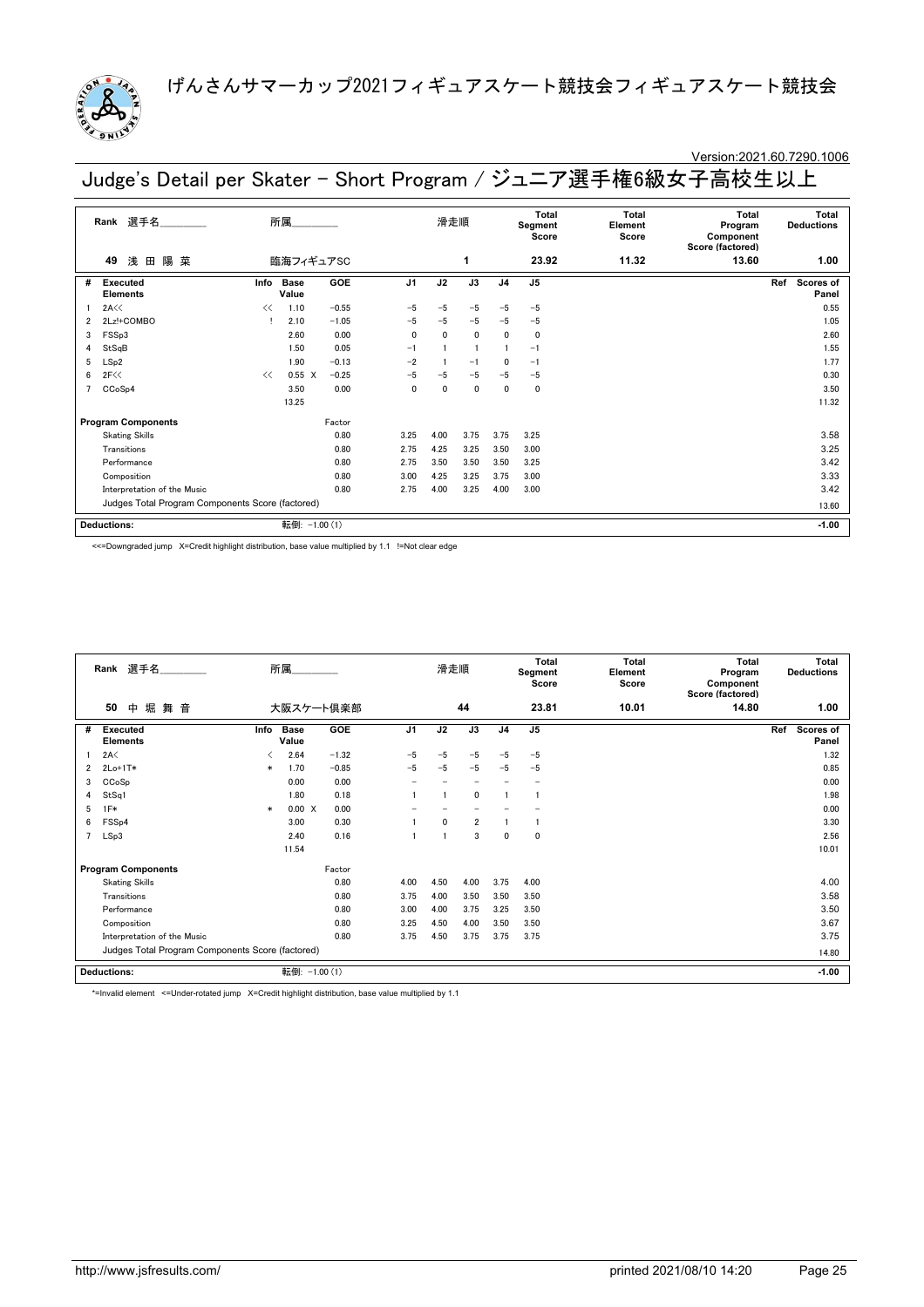# げんさんサマーカップ2021フィギュアスケート競技会フィギュアスケート競技会

Version:2021.60.7290.1006

## Judge's Detail per Skater - Short Program / ジュニア選手権6級女子高校生以上

| Rank | 選手名 | 所属 | 滑走順 | Total Segment Score | Total Element Score | Total Program Component Score (factored) | Total Deductions |
|---|---|---|---|---|---|---|---|
| 49 | 浅 田 陽 菜 | 臨海フィギュアSC | 1 | 23.92 | 11.32 | 13.60 | 1.00 |

| # | Executed Elements | Info | Base Value | | GOE | J1 | J2 | J3 | J4 | J5 | Ref | Scores of Panel |
|---|---|---|---|---|---|---|---|---|---|---|---|---|
| 1 | 2A<< | << | 1.10 | | -0.55 | -5 | -5 | -5 | -5 | -5 | | 0.55 |
| 2 | 2Lz!+COMBO | ! | 2.10 | | -1.05 | -5 | -5 | -5 | -5 | -5 | | 1.05 |
| 3 | FSSp3 | | 2.60 | | 0.00 | 0 | 0 | 0 | 0 | 0 | | 2.60 |
| 4 | StSqB | | 1.50 | | 0.05 | -1 | 1 | 1 | 1 | -1 | | 1.55 |
| 5 | LSp2 | | 1.90 | | -0.13 | -2 | 1 | -1 | 0 | -1 | | 1.77 |
| 6 | 2F<< | << | 0.55 | X | -0.25 | -5 | -5 | -5 | -5 | -5 | | 0.30 |
| 7 | CCoSp4 | | 3.50 | | 0.00 | 0 | 0 | 0 | 0 | 0 | | 3.50 |
| | | | 13.25 | | | | | | | | | 11.32 |

| Program Components | Factor | J1 | J2 | J3 | J4 | J5 | Scores of Panel |
|---|---|---|---|---|---|---|---|
| Skating Skills | 0.80 | 3.25 | 4.00 | 3.75 | 3.75 | 3.25 | 3.58 |
| Transitions | 0.80 | 2.75 | 4.25 | 3.25 | 3.50 | 3.00 | 3.25 |
| Performance | 0.80 | 2.75 | 3.50 | 3.50 | 3.50 | 3.25 | 3.42 |
| Composition | 0.80 | 3.00 | 4.25 | 3.25 | 3.75 | 3.00 | 3.33 |
| Interpretation of the Music | 0.80 | 2.75 | 4.00 | 3.25 | 4.00 | 3.00 | 3.42 |
| Judges Total Program Components Score (factored) | | | | | | | 13.60 |

| Deductions: | 転倒: -1.00 (1) | -1.00 |
|---|---|---|

<<=Downgraded jump X=Credit highlight distribution, base value multiplied by 1.1 !=Not clear edge

| Rank | 選手名 | 所属 | 滑走順 | Total Segment Score | Total Element Score | Total Program Component Score (factored) | Total Deductions |
|---|---|---|---|---|---|---|---|
| 50 | 中 堀 舞 音 | 大阪スケート倶楽部 | 44 | 23.81 | 10.01 | 14.80 | 1.00 |

| # | Executed Elements | Info | Base Value | | GOE | J1 | J2 | J3 | J4 | J5 | Ref | Scores of Panel |
|---|---|---|---|---|---|---|---|---|---|---|---|---|
| 1 | 2A< | < | 2.64 | | -1.32 | -5 | -5 | -5 | -5 | -5 | | 1.32 |
| 2 | 2Lo+1T* | * | 1.70 | | -0.85 | -5 | -5 | -5 | -5 | -5 | | 0.85 |
| 3 | CCoSp | | 0.00 | | 0.00 | - | - | - | - | - | | 0.00 |
| 4 | StSq1 | | 1.80 | | 0.18 | 1 | 1 | 0 | 1 | 1 | | 1.98 |
| 5 | 1F* | * | 0.00 | X | 0.00 | - | - | - | - | - | | 0.00 |
| 6 | FSSp4 | | 3.00 | | 0.30 | 1 | 0 | 2 | 1 | 1 | | 3.30 |
| 7 | LSp3 | | 2.40 | | 0.16 | 1 | 1 | 3 | 0 | 0 | | 2.56 |
| | | | 11.54 | | | | | | | | | 10.01 |

| Program Components | Factor | J1 | J2 | J3 | J4 | J5 | Scores of Panel |
|---|---|---|---|---|---|---|---|
| Skating Skills | 0.80 | 4.00 | 4.50 | 4.00 | 3.75 | 4.00 | 4.00 |
| Transitions | 0.80 | 3.75 | 4.00 | 3.50 | 3.50 | 3.50 | 3.58 |
| Performance | 0.80 | 3.00 | 4.00 | 3.75 | 3.25 | 3.50 | 3.50 |
| Composition | 0.80 | 3.25 | 4.50 | 4.00 | 3.50 | 3.50 | 3.67 |
| Interpretation of the Music | 0.80 | 3.75 | 4.50 | 3.75 | 3.75 | 3.75 | 3.75 |
| Judges Total Program Components Score (factored) | | | | | | | 14.80 |

| Deductions: | 転倒: -1.00 (1) | -1.00 |
|---|---|---|

*=Invalid element <=Under-rotated jump X=Credit highlight distribution, base value multiplied by 1.1

http://www.jsfresults.com/ printed 2021/08/10 14:20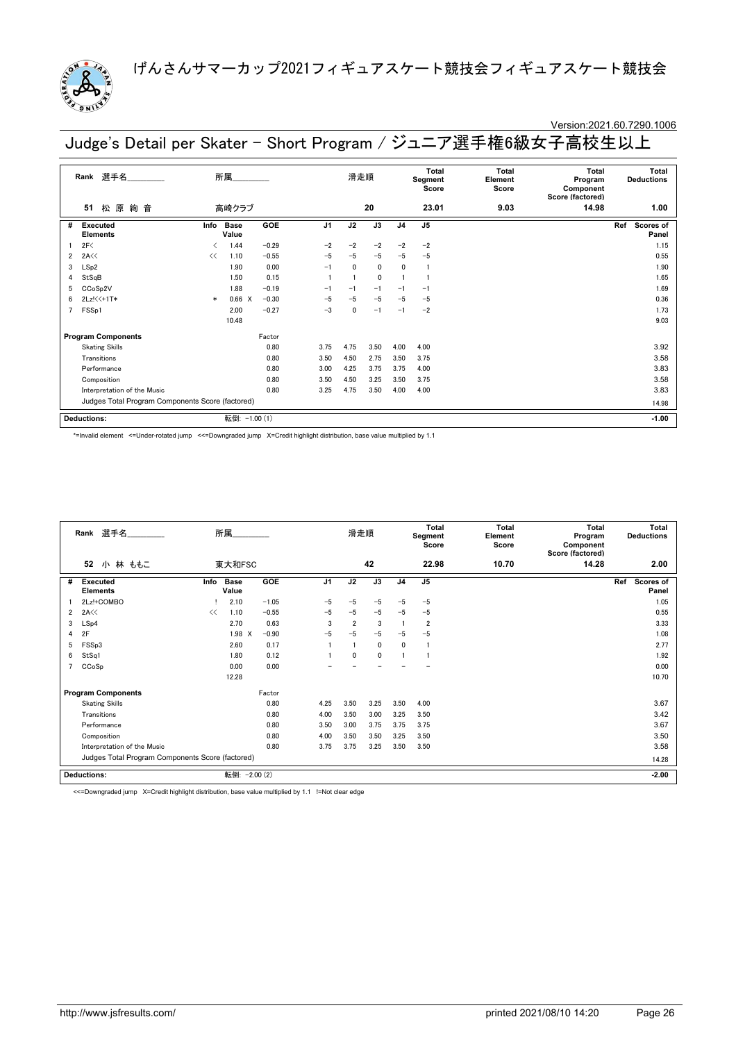# げんさんサマーカップ2021フィギュアスケート競技会フィギュアスケート競技会

Version:2021.60.7290.1006

## Judge's Detail per Skater - Short Program / ジュニア選手権6級女子高校生以上

| Rank | 選手名 | 所属 | 滑走順 | Total Segment Score | Total Element Score | Total Program Component Score (factored) | Total Deductions |
|---|---|---|---|---|---|---|---|
| 51 | 松 原 絢 音 | 高崎クラブ | 20 | 23.01 | 9.03 | 14.98 | 1.00 |

| # | Executed Elements | Info | Base Value | | GOE | J1 | J2 | J3 | J4 | J5 | Ref | Scores of Panel |
|---|---|---|---|---|---|---|---|---|---|---|---|---|
| 1 | 2F< | < | 1.44 | | -0.29 | -2 | -2 | -2 | -2 | -2 | | 1.15 |
| 2 | 2A<< | << | 1.10 | | -0.55 | -5 | -5 | -5 | -5 | -5 | | 0.55 |
| 3 | LSp2 | | 1.90 | | 0.00 | -1 | 0 | 0 | 0 | 1 | | 1.90 |
| 4 | StSqB | | 1.50 | | 0.15 | 1 | 1 | 0 | 1 | 1 | | 1.65 |
| 5 | CCoSp2V | | 1.88 | | -0.19 | -1 | -1 | -1 | -1 | -1 | | 1.69 |
| 6 | 2Lz!<<+1T* | * | 0.66 | X | -0.30 | -5 | -5 | -5 | -5 | -5 | | 0.36 |
| 7 | FSSp1 | | 2.00 | | -0.27 | -3 | 0 | -1 | -1 | -2 | | 1.73 |
| | | | 10.48 | | | | | | | | | 9.03 |

| Program Components | Factor | J1 | J2 | J3 | J4 | J5 | Scores of Panel |
|---|---|---|---|---|---|---|---|
| Skating Skills | 0.80 | 3.75 | 4.75 | 3.50 | 4.00 | 4.00 | 3.92 |
| Transitions | 0.80 | 3.50 | 4.50 | 2.75 | 3.50 | 3.75 | 3.58 |
| Performance | 0.80 | 3.00 | 4.25 | 3.75 | 3.75 | 4.00 | 3.83 |
| Composition | 0.80 | 3.50 | 4.50 | 3.25 | 3.50 | 3.75 | 3.58 |
| Interpretation of the Music | 0.80 | 3.25 | 4.75 | 3.50 | 4.00 | 4.00 | 3.83 |
| Judges Total Program Components Score (factored) | | | | | | | 14.98 |

| Deductions: | 転倒: -1.00 (1) | -1.00 |
|---|---|---|

*=Invalid element <=Under-rotated jump <<=Downgraded jump X=Credit highlight distribution, base value multiplied by 1.1

| Rank | 選手名 | 所属 | 滑走順 | Total Segment Score | Total Element Score | Total Program Component Score (factored) | Total Deductions |
|---|---|---|---|---|---|---|---|
| 52 | 小 林 ももこ | 東大和FSC | 42 | 22.98 | 10.70 | 14.28 | 2.00 |

| # | Executed Elements | Info | Base Value | | GOE | J1 | J2 | J3 | J4 | J5 | Ref | Scores of Panel |
|---|---|---|---|---|---|---|---|---|---|---|---|---|
| 1 | 2Lz!+COMBO | ! | 2.10 | | -1.05 | -5 | -5 | -5 | -5 | -5 | | 1.05 |
| 2 | 2A<< | << | 1.10 | | -0.55 | -5 | -5 | -5 | -5 | -5 | | 0.55 |
| 3 | LSp4 | | 2.70 | | 0.63 | 3 | 2 | 3 | 1 | 2 | | 3.33 |
| 4 | 2F | | 1.98 | X | -0.90 | -5 | -5 | -5 | -5 | -5 | | 1.08 |
| 5 | FSSp3 | | 2.60 | | 0.17 | 1 | 1 | 0 | 0 | 1 | | 2.77 |
| 6 | StSq1 | | 1.80 | | 0.12 | 1 | 0 | 0 | 1 | 1 | | 1.92 |
| 7 | CCoSp | | 0.00 | | 0.00 | - | - | - | - | - | | 0.00 |
| | | | 12.28 | | | | | | | | | 10.70 |

| Program Components | Factor | J1 | J2 | J3 | J4 | J5 | Scores of Panel |
|---|---|---|---|---|---|---|---|
| Skating Skills | 0.80 | 4.25 | 3.50 | 3.25 | 3.50 | 4.00 | 3.67 |
| Transitions | 0.80 | 4.00 | 3.50 | 3.00 | 3.25 | 3.50 | 3.42 |
| Performance | 0.80 | 3.50 | 3.00 | 3.75 | 3.75 | 3.75 | 3.67 |
| Composition | 0.80 | 4.00 | 3.50 | 3.50 | 3.25 | 3.50 | 3.50 |
| Interpretation of the Music | 0.80 | 3.75 | 3.75 | 3.25 | 3.50 | 3.50 | 3.58 |
| Judges Total Program Components Score (factored) | | | | | | | 14.28 |

| Deductions: | 転倒: -2.00 (2) | -2.00 |
|---|---|---|

<<=Downgraded jump X=Credit highlight distribution, base value multiplied by 1.1 !=Not clear edge

http://www.jsfresults.com/ printed 2021/08/10 14:20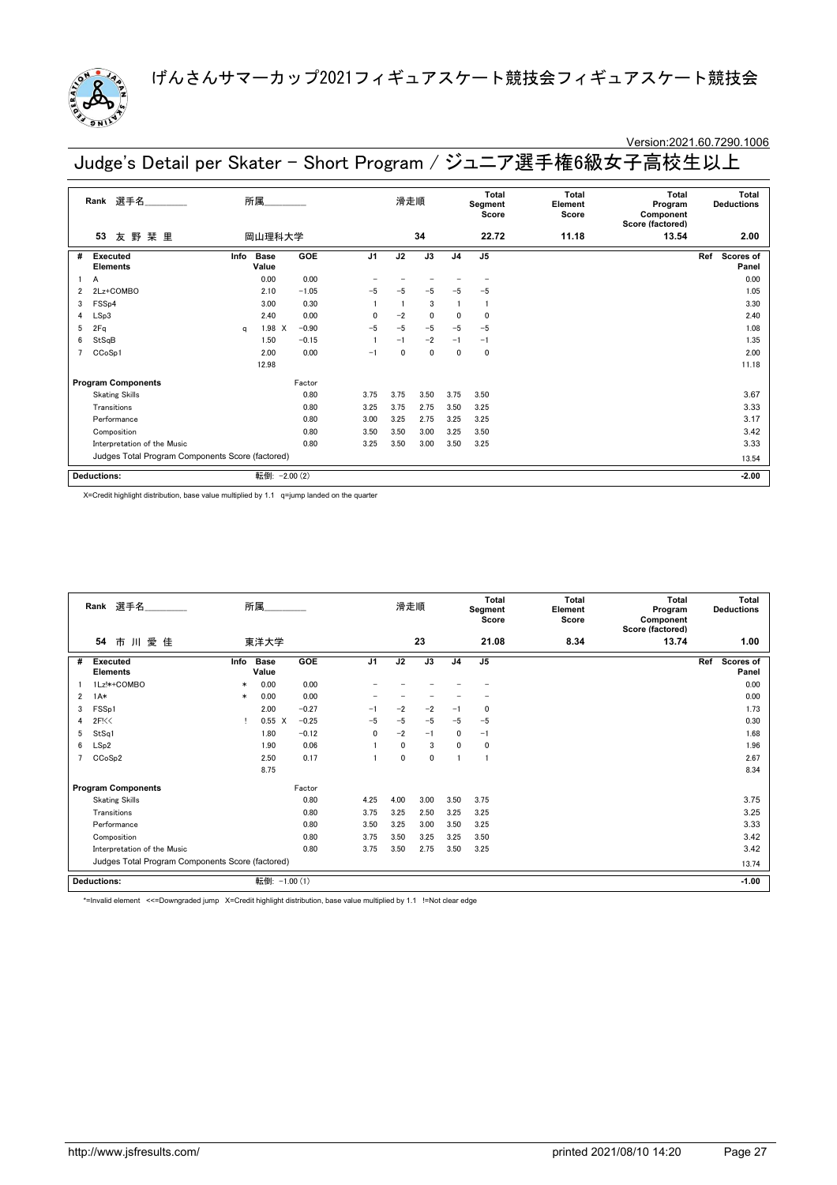# げんさんサマーカップ2021フィギュアスケート競技会フィギュアスケート競技会

Version:2021.60.7290.1006

## Judge's Detail per Skater - Short Program / ジュニア選手権6級女子高校生以上

| Rank | 選手名 | 所属 | 滑走順 | Total Segment Score | Total Element Score | Total Program Component Score (factored) | Total Deductions |
|---|---|---|---|---|---|---|---|
| 53 | 友 野 栞 里 | 岡山理科大学 | 34 | 22.72 | 11.18 | 13.54 | 2.00 |

| # | Executed Elements | Info | Base Value | | GOE | J1 | J2 | J3 | J4 | J5 | Ref | Scores of Panel |
|---|---|---|---|---|---|---|---|---|---|---|---|---|
| 1 | A | | 0.00 | | 0.00 | − | − | − | − | − | | 0.00 |
| 2 | 2Lz+COMBO | | 2.10 | | −1.05 | −5 | −5 | −5 | −5 | −5 | | 1.05 |
| 3 | FSSp4 | | 3.00 | | 0.30 | 1 | 1 | 3 | 1 | 1 | | 3.30 |
| 4 | LSp3 | | 2.40 | | 0.00 | 0 | −2 | 0 | 0 | 0 | | 2.40 |
| 5 | 2Fq | q | 1.98 | X | −0.90 | −5 | −5 | −5 | −5 | −5 | | 1.08 |
| 6 | StSqB | | 1.50 | | −0.15 | 1 | −1 | −2 | −1 | −1 | | 1.35 |
| 7 | CCoSp1 | | 2.00 | | 0.00 | −1 | 0 | 0 | 0 | 0 | | 2.00 |
| | | | 12.98 | | | | | | | | | 11.18 |

| Program Components | Factor | J1 | J2 | J3 | J4 | J5 | Scores of Panel |
|---|---|---|---|---|---|---|---|
| Skating Skills | 0.80 | 3.75 | 3.75 | 3.50 | 3.75 | 3.50 | 3.67 |
| Transitions | 0.80 | 3.25 | 3.75 | 2.75 | 3.50 | 3.25 | 3.33 |
| Performance | 0.80 | 3.00 | 3.25 | 2.75 | 3.25 | 3.25 | 3.17 |
| Composition | 0.80 | 3.50 | 3.50 | 3.00 | 3.25 | 3.50 | 3.42 |
| Interpretation of the Music | 0.80 | 3.25 | 3.50 | 3.00 | 3.50 | 3.25 | 3.33 |
| Judges Total Program Components Score (factored) | | | | | | | 13.54 |

| Deductions: | 転倒: −2.00 (2) | −2.00 |
|---|---|---|

X=Credit highlight distribution, base value multiplied by 1.1 q=jump landed on the quarter

| Rank | 選手名 | 所属 | 滑走順 | Total Segment Score | Total Element Score | Total Program Component Score (factored) | Total Deductions |
|---|---|---|---|---|---|---|---|
| 54 | 市 川 愛 佳 | 東洋大学 | 23 | 21.08 | 8.34 | 13.74 | 1.00 |

| # | Executed Elements | Info | Base Value | | GOE | J1 | J2 | J3 | J4 | J5 | Ref | Scores of Panel |
|---|---|---|---|---|---|---|---|---|---|---|---|---|
| 1 | 1Lz!*+COMBO | * | 0.00 | | 0.00 | − | − | − | − | − | | 0.00 |
| 2 | 1A* | * | 0.00 | | 0.00 | − | − | − | − | − | | 0.00 |
| 3 | FSSp1 | | 2.00 | | −0.27 | −1 | −2 | −2 | −1 | 0 | | 1.73 |
| 4 | 2F!<< | ! | 0.55 | X | −0.25 | −5 | −5 | −5 | −5 | −5 | | 0.30 |
| 5 | StSq1 | | 1.80 | | −0.12 | 0 | −2 | −1 | 0 | −1 | | 1.68 |
| 6 | LSp2 | | 1.90 | | 0.06 | 1 | 0 | 3 | 0 | 0 | | 1.96 |
| 7 | CCoSp2 | | 2.50 | | 0.17 | 1 | 0 | 0 | 1 | 1 | | 2.67 |
| | | | 8.75 | | | | | | | | | 8.34 |

| Program Components | Factor | J1 | J2 | J3 | J4 | J5 | Scores of Panel |
|---|---|---|---|---|---|---|---|
| Skating Skills | 0.80 | 4.25 | 4.00 | 3.00 | 3.50 | 3.75 | 3.75 |
| Transitions | 0.80 | 3.75 | 3.25 | 2.50 | 3.25 | 3.25 | 3.25 |
| Performance | 0.80 | 3.50 | 3.25 | 3.00 | 3.50 | 3.25 | 3.33 |
| Composition | 0.80 | 3.75 | 3.50 | 3.25 | 3.25 | 3.50 | 3.42 |
| Interpretation of the Music | 0.80 | 3.75 | 3.50 | 2.75 | 3.50 | 3.25 | 3.42 |
| Judges Total Program Components Score (factored) | | | | | | | 13.74 |

| Deductions: | 転倒: −1.00 (1) | −1.00 |
|---|---|---|

*=Invalid element <<=Downgraded jump X=Credit highlight distribution, base value multiplied by 1.1 !=Not clear edge

http://www.jsfresults.com/ printed 2021/08/10 14:20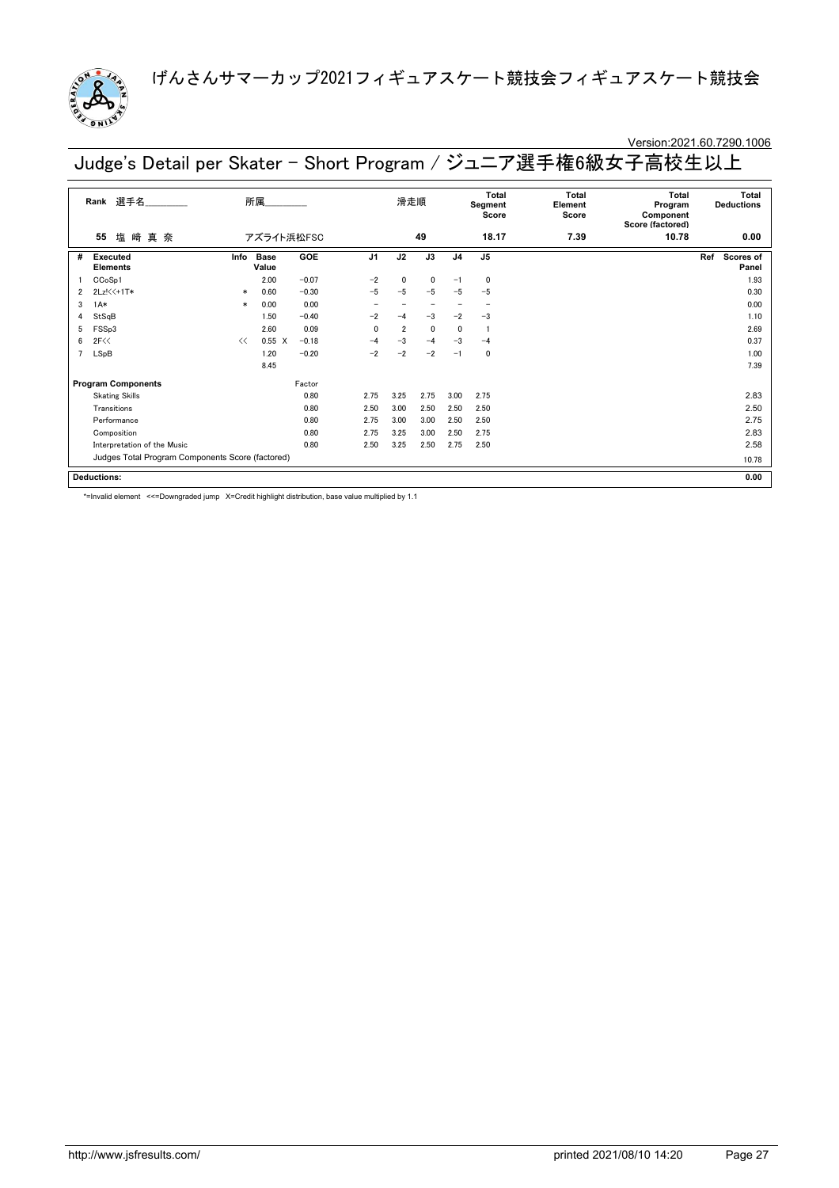# げんさんサマーカップ2021フィギュアスケート競技会フィギュアスケート競技会

Version:2021.60.7290.1006

## Judge's Detail per Skater - Short Program / ジュニア選手権6級女子高校生以上

| Rank | 選手名 | 所属 | 滑走順 | Total Segment Score | Total Element Score | Total Program Component Score (factored) | Total Deductions |
|---|---|---|---|---|---|---|---|
| 55 | 塩 崎 真 奈 | アズライト浜松FSC | 49 | 18.17 | 7.39 | 10.78 | 0.00 |

| # | Executed Elements | Info | Base Value | | GOE | J1 | J2 | J3 | J4 | J5 | Ref | Scores of Panel |
|---|---|---|---|---|---|---|---|---|---|---|---|---|
| 1 | CCoSp1 | | 2.00 | | −0.07 | −2 | 0 | 0 | −1 | 0 | | 1.93 |
| 2 | 2Lz!<<+1T* | * | 0.60 | | −0.30 | −5 | −5 | −5 | −5 | −5 | | 0.30 |
| 3 | 1A* | * | 0.00 | | 0.00 | − | − | − | − | − | | 0.00 |
| 4 | StSqB | | 1.50 | | −0.40 | −2 | −4 | −3 | −2 | −3 | | 1.10 |
| 5 | FSSp3 | | 2.60 | | 0.09 | 0 | 2 | 0 | 0 | 1 | | 2.69 |
| 6 | 2F<< | << | 0.55 | X | −0.18 | −4 | −3 | −4 | −3 | −4 | | 0.37 |
| 7 | LSpB | | 1.20 | | −0.20 | −2 | −2 | −2 | −1 | 0 | | 1.00 |
| | | | 8.45 | | | | | | | | | 7.39 |

| Program Components | Factor | J1 | J2 | J3 | J4 | J5 | Scores of Panel |
|---|---|---|---|---|---|---|---|
| Skating Skills | 0.80 | 2.75 | 3.25 | 2.75 | 3.00 | 2.75 | 2.83 |
| Transitions | 0.80 | 2.50 | 3.00 | 2.50 | 2.50 | 2.50 | 2.50 |
| Performance | 0.80 | 2.75 | 3.00 | 3.00 | 2.50 | 2.50 | 2.75 |
| Composition | 0.80 | 2.75 | 3.25 | 3.00 | 2.50 | 2.75 | 2.83 |
| Interpretation of the Music | 0.80 | 2.50 | 3.25 | 2.50 | 2.75 | 2.50 | 2.58 |
| Judges Total Program Components Score (factored) | | | | | | | 10.78 |

| Deductions: | 0.00 |
|---|---|

*=Invalid element <<=Downgraded jump X=Credit highlight distribution, base value multiplied by 1.1

http://www.jsfresults.com/ printed 2021/08/10 14:20